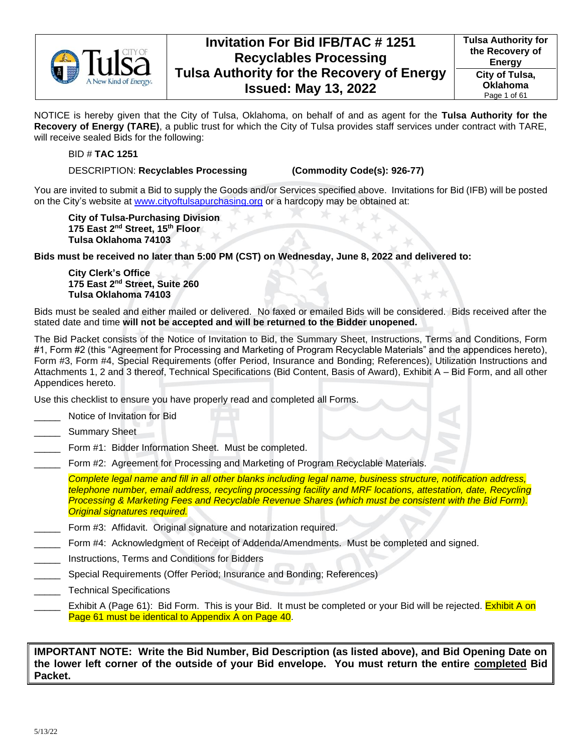| | Invitation For Bid IFB/TAC # 1251 Recyclables Processing Tulsa Authority for the Recovery of Energy Issued: May 13, 2022 | Tulsa Authority for the Recovery of Energy |
|---|---|---|
| | | City of Tulsa, Oklahoma |

NOTICE is hereby given that the City of Tulsa, Oklahoma, on behalf of and as agent for the **Tulsa Authority for the Recovery of Energy (TARE)**, a public trust for which the City of Tulsa provides staff services under contract with TARE, will receive sealed Bids for the following:

BID # **TAC 1251**

DESCRIPTION: **Recyclables Processing** **(Commodity Code(s): 926-77)**

You are invited to submit a Bid to supply the Goods and/or Services specified above. Invitations for Bid (IFB) will be posted on the City's website at www.cityoftulsapurchasing.org or a hardcopy may be obtained at:

**City of Tulsa-Purchasing Division**
**175 East 2nd Street, 15th Floor**
**Tulsa Oklahoma 74103**

**Bids must be received no later than 5:00 PM (CST) on Wednesday, June 8, 2022 and delivered to:**

**City Clerk's Office**
**175 East 2nd Street, Suite 260**
**Tulsa Oklahoma 74103**

Bids must be sealed and either mailed or delivered. No faxed or emailed Bids will be considered. Bids received after the stated date and time **will not be accepted and will be returned to the Bidder unopened.**

The Bid Packet consists of the Notice of Invitation to Bid, the Summary Sheet, Instructions, Terms and Conditions, Form #1, Form #2 (this "Agreement for Processing and Marketing of Program Recyclable Materials" and the appendices hereto), Form #3, Form #4, Special Requirements (offer Period, Insurance and Bonding; References), Utilization Instructions and Attachments 1, 2 and 3 thereof, Technical Specifications (Bid Content, Basis of Award), Exhibit A – Bid Form, and all other Appendices hereto.

Use this checklist to ensure you have properly read and completed all Forms.

- _____ Notice of Invitation for Bid
- _____ Summary Sheet
- _____ Form #1: Bidder Information Sheet. Must be completed.
- _____ Form #2: Agreement for Processing and Marketing of Program Recyclable Materials.

  *Complete legal name and fill in all other blanks including legal name, business structure, notification address, telephone number, email address, recycling processing facility and MRF locations, attestation, date, Recycling Processing & Marketing Fees and Recyclable Revenue Shares (which must be consistent with the Bid Form). Original signatures required.*
- _____ Form #3: Affidavit. Original signature and notarization required.
- _____ Form #4: Acknowledgment of Receipt of Addenda/Amendments. Must be completed and signed.
- _____ Instructions, Terms and Conditions for Bidders
- _____ Special Requirements (Offer Period; Insurance and Bonding; References)
- _____ Technical Specifications
- _____ Exhibit A (Page 61): Bid Form. This is your Bid. It must be completed or your Bid will be rejected. Exhibit A on Page 61 must be identical to Appendix A on Page 40.

**IMPORTANT NOTE: Write the Bid Number, Bid Description (as listed above), and Bid Opening Date on the lower left corner of the outside of your Bid envelope. You must return the entire completed Bid Packet.**

5/13/22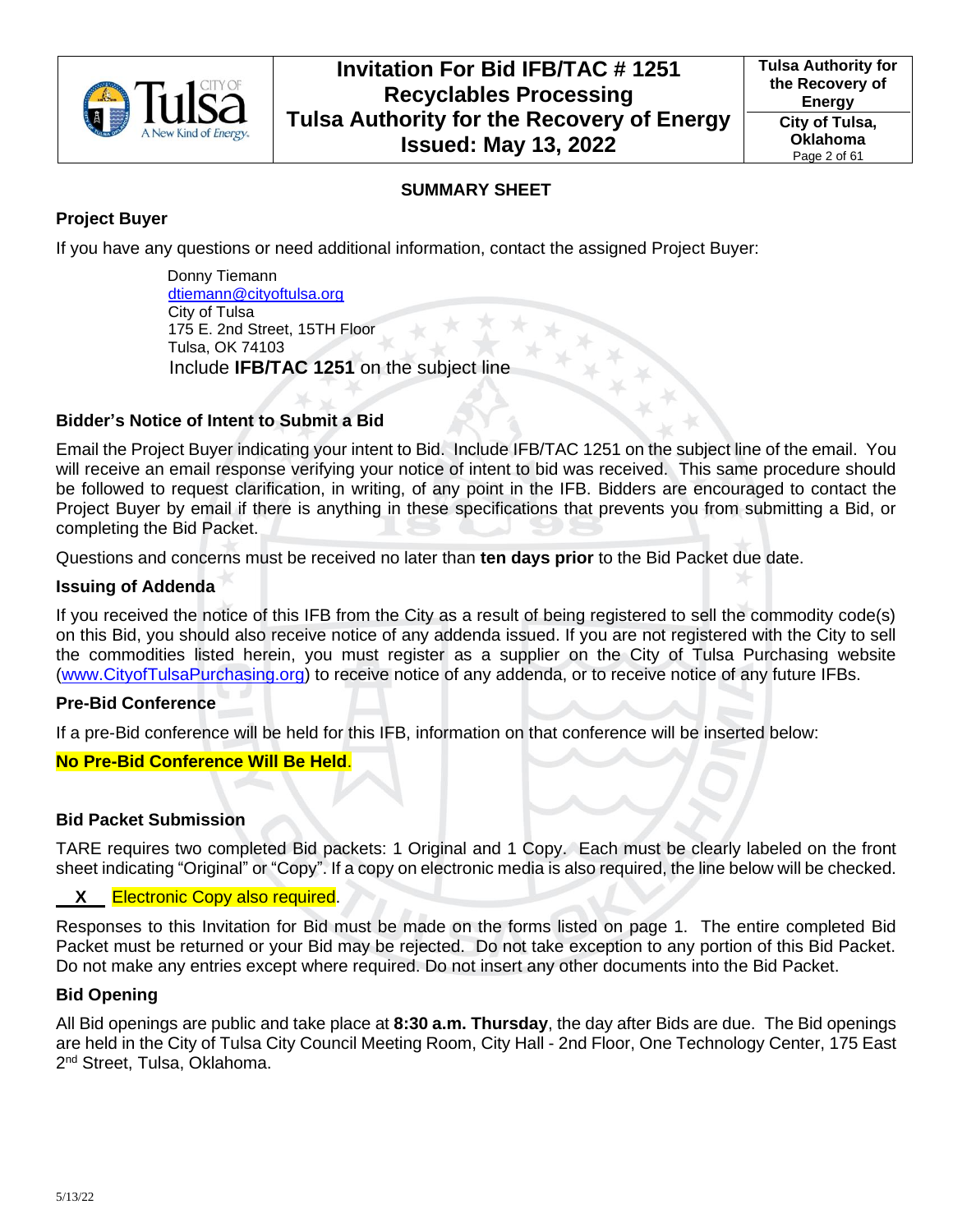## SUMMARY SHEET

### Project Buyer

If you have any questions or need additional information, contact the assigned Project Buyer:

Donny Tiemann
dtiemann@cityoftulsa.org
City of Tulsa
175 E. 2nd Street, 15TH Floor
Tulsa, OK 74103
Include **IFB/TAC 1251** on the subject line

### Bidder's Notice of Intent to Submit a Bid

Email the Project Buyer indicating your intent to Bid. Include IFB/TAC 1251 on the subject line of the email. You will receive an email response verifying your notice of intent to bid was received. This same procedure should be followed to request clarification, in writing, of any point in the IFB. Bidders are encouraged to contact the Project Buyer by email if there is anything in these specifications that prevents you from submitting a Bid, or completing the Bid Packet.

Questions and concerns must be received no later than **ten days prior** to the Bid Packet due date.

### Issuing of Addenda

If you received the notice of this IFB from the City as a result of being registered to sell the commodity code(s) on this Bid, you should also receive notice of any addenda issued. If you are not registered with the City to sell the commodities listed herein, you must register as a supplier on the City of Tulsa Purchasing website (www.CityofTulsaPurchasing.org) to receive notice of any addenda, or to receive notice of any future IFBs.

### Pre-Bid Conference

If a pre-Bid conference will be held for this IFB, information on that conference will be inserted below:

**No Pre-Bid Conference Will Be Held**.

### Bid Packet Submission

TARE requires two completed Bid packets: 1 Original and 1 Copy. Each must be clearly labeled on the front sheet indicating "Original" or "Copy". If a copy on electronic media is also required, the line below will be checked.

__X__ Electronic Copy also required.

Responses to this Invitation for Bid must be made on the forms listed on page 1. The entire completed Bid Packet must be returned or your Bid may be rejected. Do not take exception to any portion of this Bid Packet. Do not make any entries except where required. Do not insert any other documents into the Bid Packet.

### Bid Opening

All Bid openings are public and take place at **8:30 a.m. Thursday**, the day after Bids are due. The Bid openings are held in the City of Tulsa City Council Meeting Room, City Hall - 2nd Floor, One Technology Center, 175 East 2nd Street, Tulsa, Oklahoma.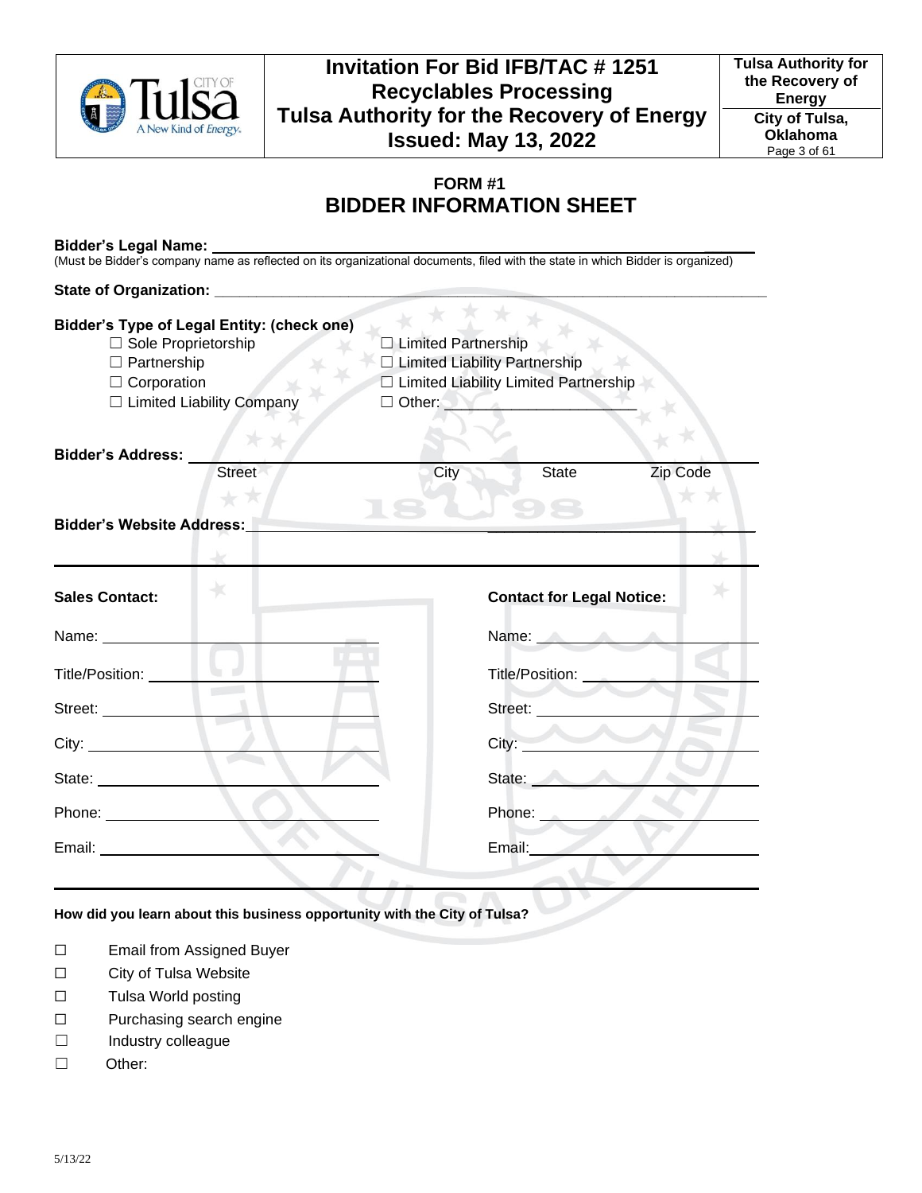# FORM #1
# BIDDER INFORMATION SHEET

**Bidder's Legal Name:** ______________________________________________

(Must be Bidder's company name as reflected on its organizational documents, filed with the state in which Bidder is organized)

**State of Organization:** ______________________________________________

**Bidder's Type of Legal Entity: (check one)**

- ☐ Sole Proprietorship
- ☐ Partnership
- ☐ Corporation
- ☐ Limited Liability Company
- ☐ Limited Partnership
- ☐ Limited Liability Partnership
- ☐ Limited Liability Limited Partnership
- ☐ Other: ______________________

**Bidder's Address:** ______________________________________________

Street City State Zip Code

**Bidder's Website Address:** ______________________________________________

| **Sales Contact:** | **Contact for Legal Notice:** |
|---|---|
| Name: | Name: |
| Title/Position: | Title/Position: |
| Street: | Street: |
| City: | City: |
| State: | State: |
| Phone: | Phone: |
| Email: | Email: |

**How did you learn about this business opportunity with the City of Tulsa?**

- ☐ Email from Assigned Buyer
- ☐ City of Tulsa Website
- ☐ Tulsa World posting
- ☐ Purchasing search engine
- ☐ Industry colleague
- ☐ Other:

5/13/22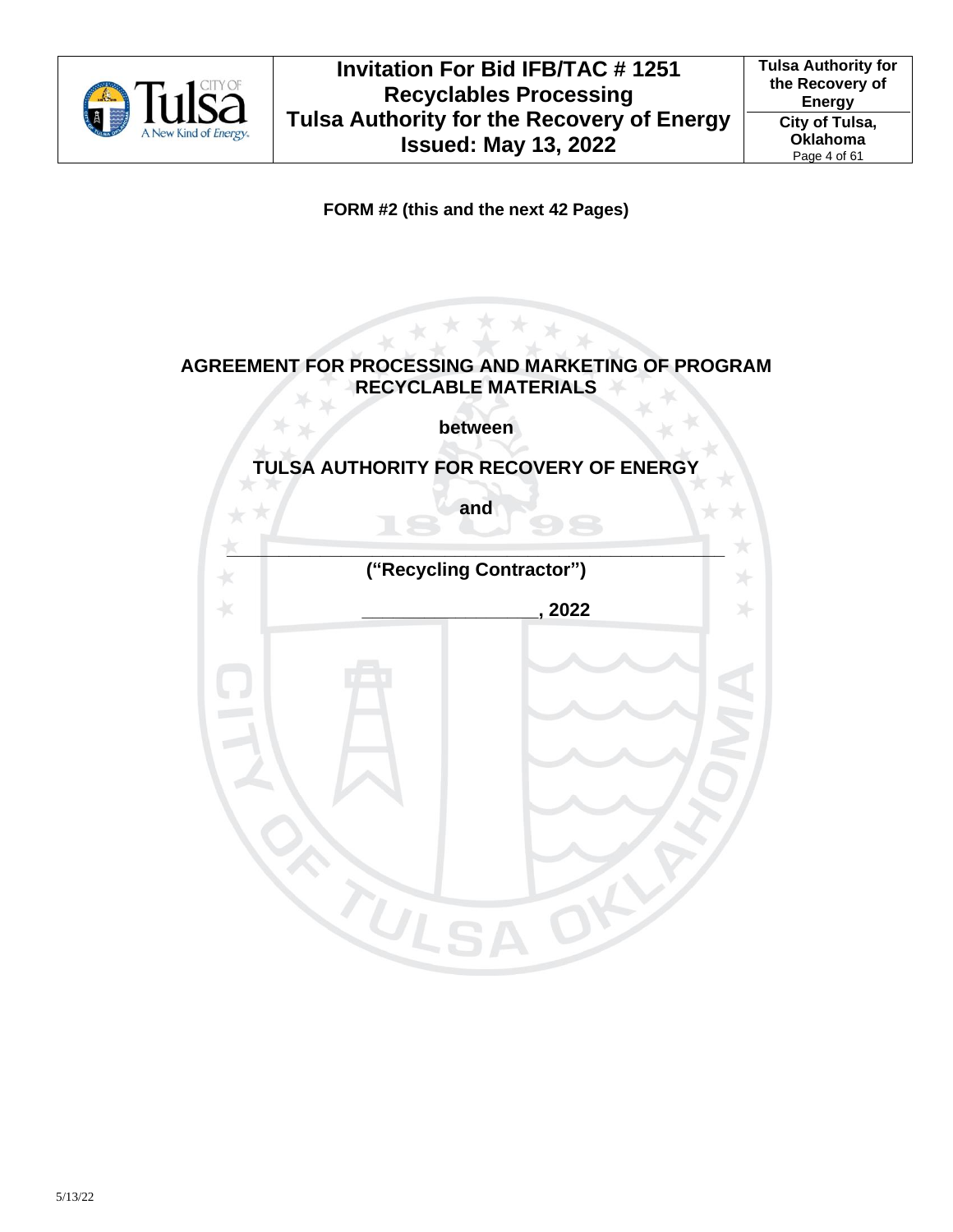**FORM #2 (this and the next 42 Pages)**

# AGREEMENT FOR PROCESSING AND MARKETING OF PROGRAM RECYCLABLE MATERIALS

**between**

**TULSA AUTHORITY FOR RECOVERY OF ENERGY**

**and**

_______________________________________________

**("Recycling Contractor")**

**_________________, 2022**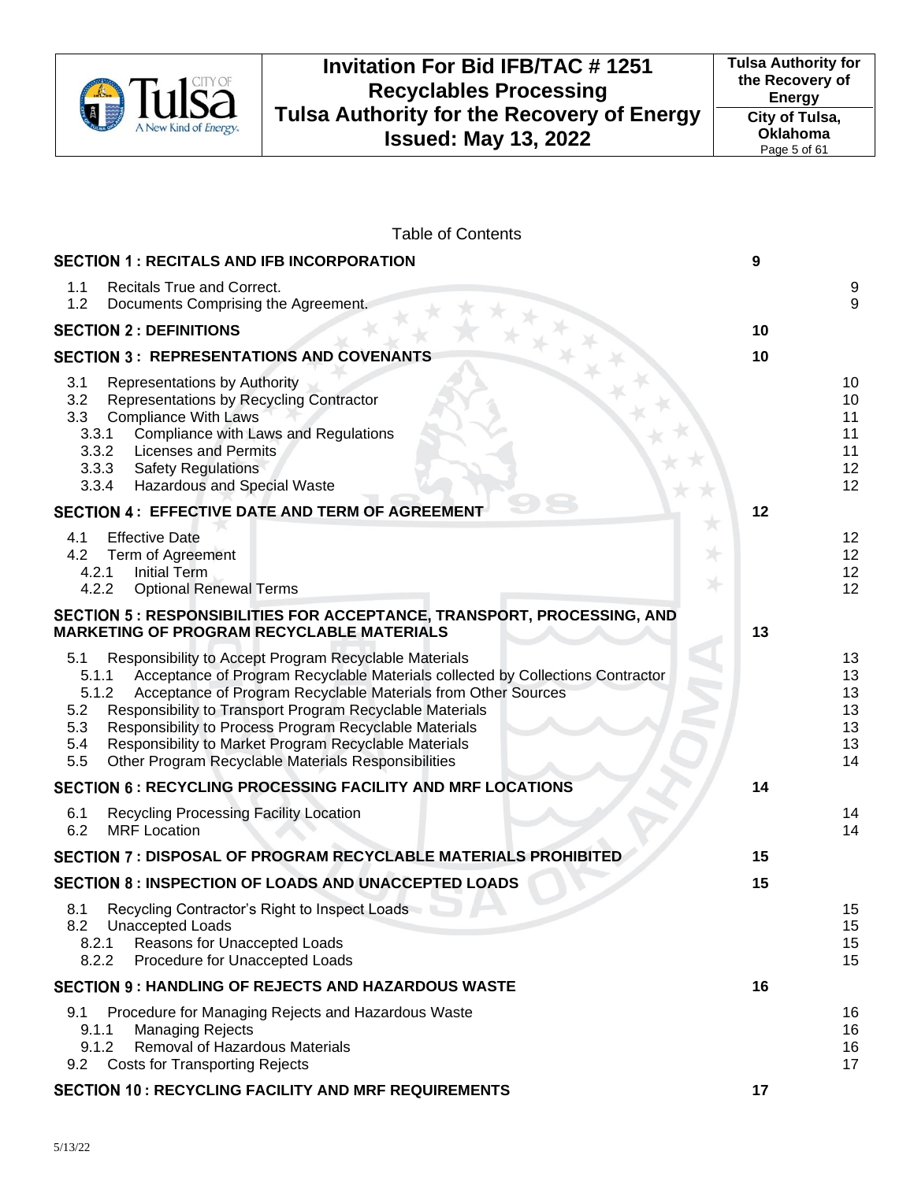Table of Contents

| | | |
|---|---|---|
| **SECTION 1 : RECITALS AND IFB INCORPORATION** | **9** | |
| 1.1 Recitals True and Correct. | | 9 |
| 1.2 Documents Comprising the Agreement. | | 9 |
| **SECTION 2 : DEFINITIONS** | **10** | |
| **SECTION 3 : REPRESENTATIONS AND COVENANTS** | **10** | |
| 3.1 Representations by Authority | | 10 |
| 3.2 Representations by Recycling Contractor | | 10 |
| 3.3 Compliance With Laws | | 11 |
| 3.3.1 Compliance with Laws and Regulations | | 11 |
| 3.3.2 Licenses and Permits | | 11 |
| 3.3.3 Safety Regulations | | 12 |
| 3.3.4 Hazardous and Special Waste | | 12 |
| **SECTION 4 : EFFECTIVE DATE AND TERM OF AGREEMENT** | **12** | |
| 4.1 Effective Date | | 12 |
| 4.2 Term of Agreement | | 12 |
| 4.2.1 Initial Term | | 12 |
| 4.2.2 Optional Renewal Terms | | 12 |
| **SECTION 5 : RESPONSIBILITIES FOR ACCEPTANCE, TRANSPORT, PROCESSING, AND MARKETING OF PROGRAM RECYCLABLE MATERIALS** | **13** | |
| 5.1 Responsibility to Accept Program Recyclable Materials | | 13 |
| 5.1.1 Acceptance of Program Recyclable Materials collected by Collections Contractor | | 13 |
| 5.1.2 Acceptance of Program Recyclable Materials from Other Sources | | 13 |
| 5.2 Responsibility to Transport Program Recyclable Materials | | 13 |
| 5.3 Responsibility to Process Program Recyclable Materials | | 13 |
| 5.4 Responsibility to Market Program Recyclable Materials | | 13 |
| 5.5 Other Program Recyclable Materials Responsibilities | | 14 |
| **SECTION 6 : RECYCLING PROCESSING FACILITY AND MRF LOCATIONS** | **14** | |
| 6.1 Recycling Processing Facility Location | | 14 |
| 6.2 MRF Location | | 14 |
| **SECTION 7 : DISPOSAL OF PROGRAM RECYCLABLE MATERIALS PROHIBITED** | **15** | |
| **SECTION 8 : INSPECTION OF LOADS AND UNACCEPTED LOADS** | **15** | |
| 8.1 Recycling Contractor's Right to Inspect Loads | | 15 |
| 8.2 Unaccepted Loads | | 15 |
| 8.2.1 Reasons for Unaccepted Loads | | 15 |
| 8.2.2 Procedure for Unaccepted Loads | | 15 |
| **SECTION 9 : HANDLING OF REJECTS AND HAZARDOUS WASTE** | **16** | |
| 9.1 Procedure for Managing Rejects and Hazardous Waste | | 16 |
| 9.1.1 Managing Rejects | | 16 |
| 9.1.2 Removal of Hazardous Materials | | 16 |
| 9.2 Costs for Transporting Rejects | | 17 |
| **SECTION 10 : RECYCLING FACILITY AND MRF REQUIREMENTS** | **17** | |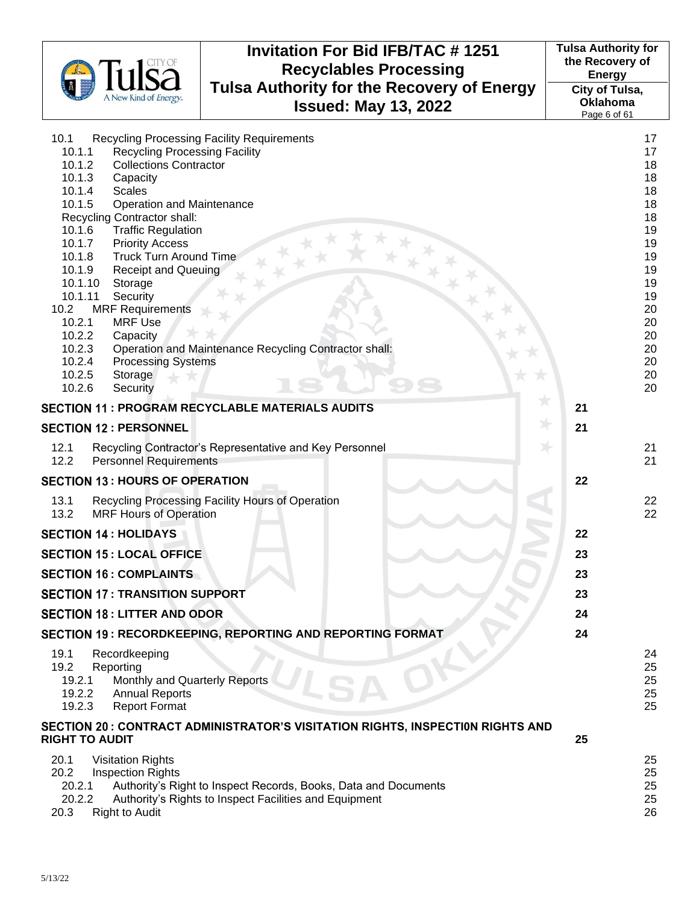| | | |
|---|---|---|
| 10.1 | Recycling Processing Facility Requirements | 17 |
| 10.1.1 | Recycling Processing Facility | 17 |
| 10.1.2 | Collections Contractor | 18 |
| 10.1.3 | Capacity | 18 |
| 10.1.4 | Scales | 18 |
| 10.1.5 | Operation and Maintenance | 18 |
| | Recycling Contractor shall: | 18 |
| 10.1.6 | Traffic Regulation | 19 |
| 10.1.7 | Priority Access | 19 |
| 10.1.8 | Truck Turn Around Time | 19 |
| 10.1.9 | Receipt and Queuing | 19 |
| 10.1.10 | Storage | 19 |
| 10.1.11 | Security | 19 |
| 10.2 | MRF Requirements | 20 |
| 10.2.1 | MRF Use | 20 |
| 10.2.2 | Capacity | 20 |
| 10.2.3 | Operation and Maintenance Recycling Contractor shall: | 20 |
| 10.2.4 | Processing Systems | 20 |
| 10.2.5 | Storage | 20 |
| 10.2.6 | Security | 20 |

**SECTION 11 : PROGRAM RECYCLABLE MATERIALS AUDITS** 21

**SECTION 12 : PERSONNEL** 21

| | | |
|---|---|---|
| 12.1 | Recycling Contractor's Representative and Key Personnel | 21 |
| 12.2 | Personnel Requirements | 21 |

**SECTION 13 : HOURS OF OPERATION** 22

| | | |
|---|---|---|
| 13.1 | Recycling Processing Facility Hours of Operation | 22 |
| 13.2 | MRF Hours of Operation | 22 |

**SECTION 14 : HOLIDAYS** 22

**SECTION 15 : LOCAL OFFICE** 23

**SECTION 16 : COMPLAINTS** 23

**SECTION 17 : TRANSITION SUPPORT** 23

**SECTION 18 : LITTER AND ODOR** 24

**SECTION 19 : RECORDKEEPING, REPORTING AND REPORTING FORMAT** 24

| | | |
|---|---|---|
| 19.1 | Recordkeeping | 24 |
| 19.2 | Reporting | 25 |
| 19.2.1 | Monthly and Quarterly Reports | 25 |
| 19.2.2 | Annual Reports | 25 |
| 19.2.3 | Report Format | 25 |

**SECTION 20 : CONTRACT ADMINISTRATOR'S VISITATION RIGHTS, INSPECTI0N RIGHTS AND RIGHT TO AUDIT** 25

| | | |
|---|---|---|
| 20.1 | Visitation Rights | 25 |
| 20.2 | Inspection Rights | 25 |
| 20.2.1 | Authority's Right to Inspect Records, Books, Data and Documents | 25 |
| 20.2.2 | Authority's Rights to Inspect Facilities and Equipment | 25 |
| 20.3 | Right to Audit | 26 |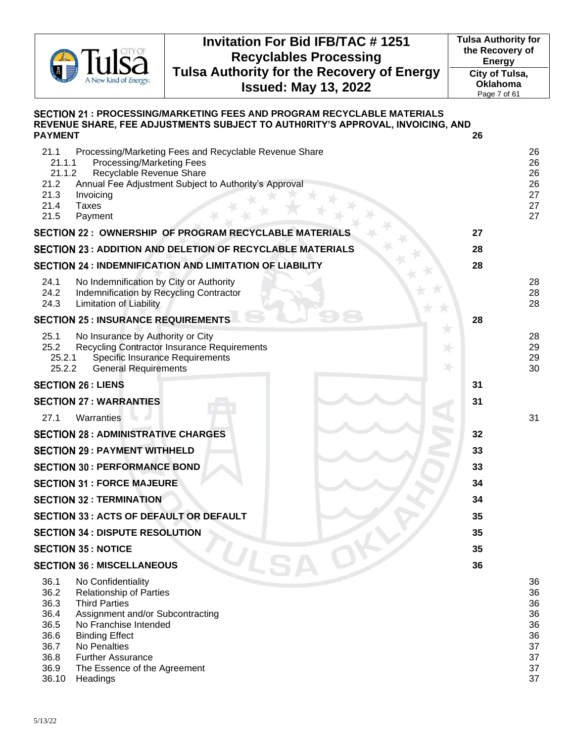**SECTION 21 : PROCESSING/MARKETING FEES AND PROGRAM RECYCLABLE MATERIALS REVENUE SHARE, FEE ADJUSTMENTS SUBJECT TO AUTH0RITY'S APPROVAL, INVOICING, AND PAYMENT** 26

- 21.1 Processing/Marketing Fees and Recyclable Revenue Share 26
  - 21.1.1 Processing/Marketing Fees 26
  - 21.1.2 Recyclable Revenue Share 26
- 21.2 Annual Fee Adjustment Subject to Authority's Approval 26
- 21.3 Invoicing 27
- 21.4 Taxes 27
- 21.5 Payment 27

**SECTION 22 : OWNERSHIP OF PROGRAM RECYCLABLE MATERIALS** 27

**SECTION 23 : ADDITION AND DELETION OF RECYCLABLE MATERIALS** 28

**SECTION 24 : INDEMNIFICATION AND LIMITATION OF LIABILITY** 28

- 24.1 No Indemnification by City or Authority 28
- 24.2 Indemnification by Recycling Contractor 28
- 24.3 Limitation of Liability 28

**SECTION 25 : INSURANCE REQUIREMENTS** 28

- 25.1 No Insurance by Authority or City 28
- 25.2 Recycling Contractor Insurance Requirements 29
  - 25.2.1 Specific Insurance Requirements 29
  - 25.2.2 General Requirements 30

**SECTION 26 : LIENS** 31

**SECTION 27 : WARRANTIES** 31

- 27.1 Warranties 31

**SECTION 28 : ADMINISTRATIVE CHARGES** 32

**SECTION 29 : PAYMENT WITHHELD** 33

**SECTION 30 : PERFORMANCE BOND** 33

**SECTION 31 : FORCE MAJEURE** 34

**SECTION 32 : TERMINATION** 34

**SECTION 33 : ACTS OF DEFAULT OR DEFAULT** 35

**SECTION 34 : DISPUTE RESOLUTION** 35

**SECTION 35 : NOTICE** 35

**SECTION 36 : MISCELLANEOUS** 36

- 36.1 No Confidentiality 36
- 36.2 Relationship of Parties 36
- 36.3 Third Parties 36
- 36.4 Assignment and/or Subcontracting 36
- 36.5 No Franchise Intended 36
- 36.6 Binding Effect 36
- 36.7 No Penalties 37
- 36.8 Further Assurance 37
- 36.9 The Essence of the Agreement 37
- 36.10 Headings 37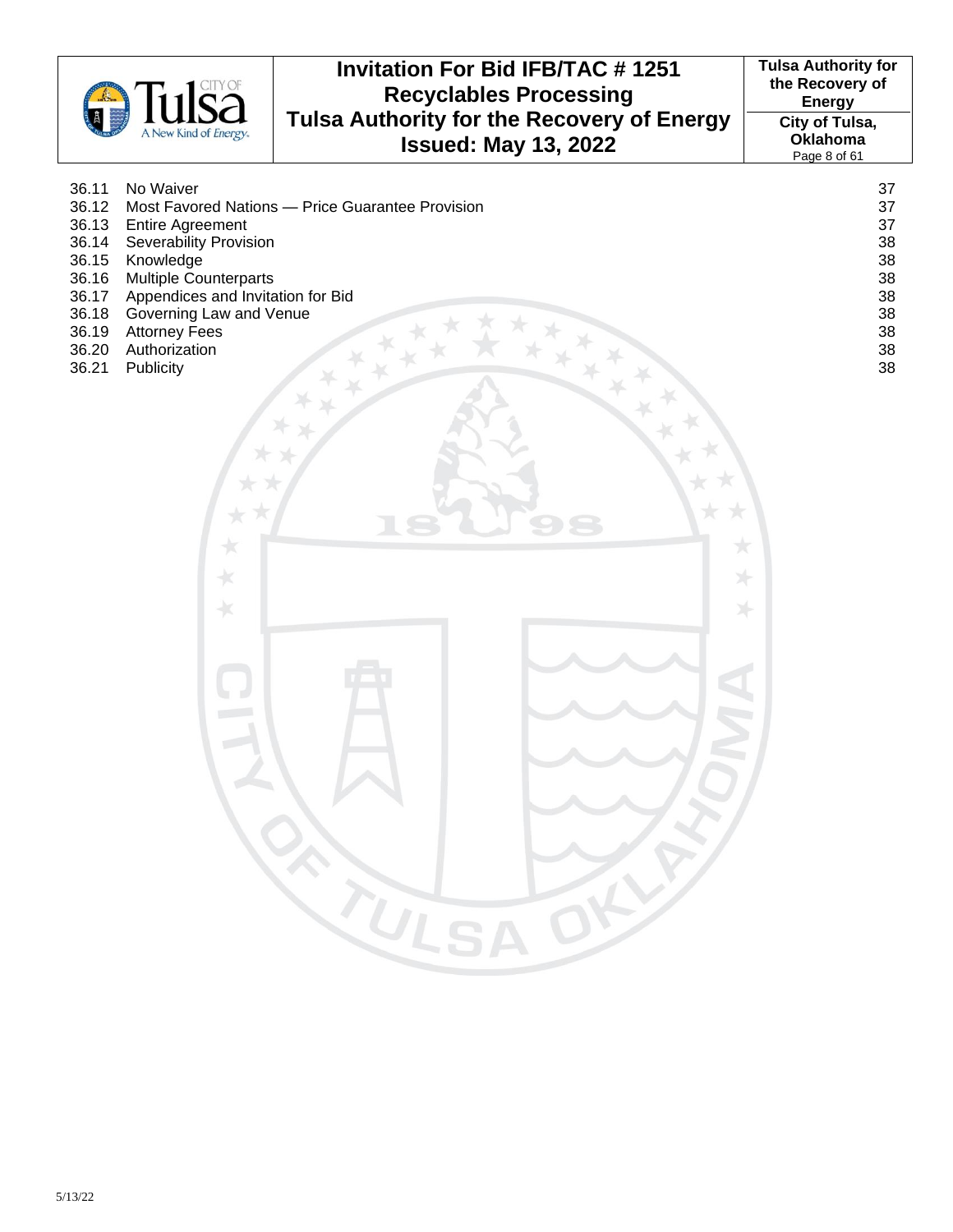| | | |
|---|---|---|
| 36.11 | No Waiver | 37 |
| 36.12 | Most Favored Nations — Price Guarantee Provision | 37 |
| 36.13 | Entire Agreement | 37 |
| 36.14 | Severability Provision | 38 |
| 36.15 | Knowledge | 38 |
| 36.16 | Multiple Counterparts | 38 |
| 36.17 | Appendices and Invitation for Bid | 38 |
| 36.18 | Governing Law and Venue | 38 |
| 36.19 | Attorney Fees | 38 |
| 36.20 | Authorization | 38 |
| 36.21 | Publicity | 38 |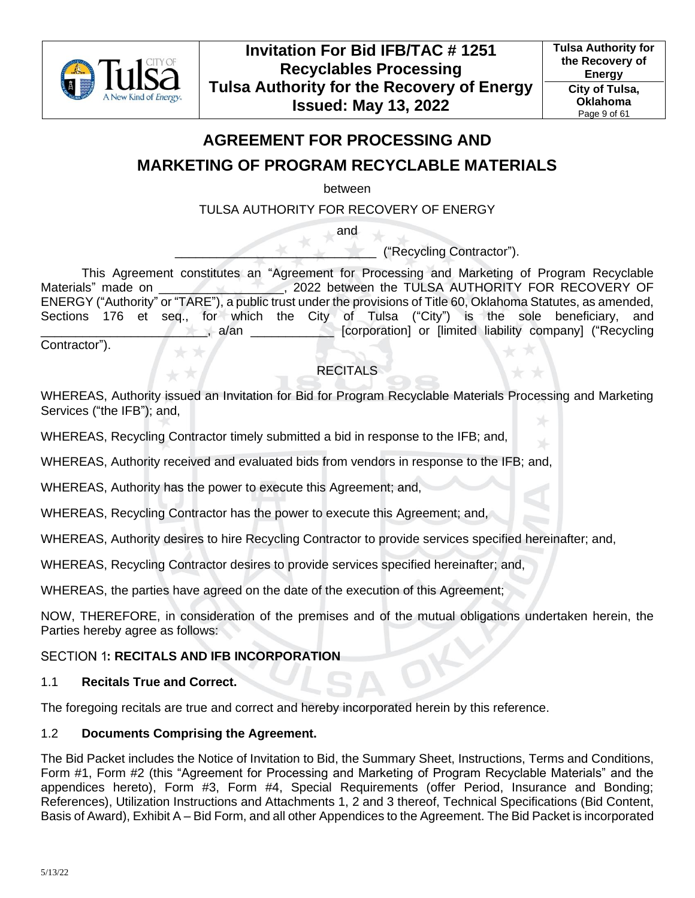# AGREEMENT FOR PROCESSING AND MARKETING OF PROGRAM RECYCLABLE MATERIALS

between

TULSA AUTHORITY FOR RECOVERY OF ENERGY

and

______________________________ ("Recycling Contractor").

This Agreement constitutes an "Agreement for Processing and Marketing of Program Recyclable Materials" made on ________________, 2022 between the TULSA AUTHORITY FOR RECOVERY OF ENERGY ("Authority" or "TARE"), a public trust under the provisions of Title 60, Oklahoma Statutes, as amended, Sections 176 et seq., for which the City of Tulsa ("City") is the sole beneficiary, and ________________________, a/an ____________ [corporation] or [limited liability company] ("Recycling Contractor").

RECITALS

WHEREAS, Authority issued an Invitation for Bid for Program Recyclable Materials Processing and Marketing Services ("the IFB"); and,

WHEREAS, Recycling Contractor timely submitted a bid in response to the IFB; and,

WHEREAS, Authority received and evaluated bids from vendors in response to the IFB; and,

WHEREAS, Authority has the power to execute this Agreement; and,

WHEREAS, Recycling Contractor has the power to execute this Agreement; and,

WHEREAS, Authority desires to hire Recycling Contractor to provide services specified hereinafter; and,

WHEREAS, Recycling Contractor desires to provide services specified hereinafter; and,

WHEREAS, the parties have agreed on the date of the execution of this Agreement;

NOW, THEREFORE, in consideration of the premises and of the mutual obligations undertaken herein, the Parties hereby agree as follows:

## SECTION 1: RECITALS AND IFB INCORPORATION

### 1.1 Recitals True and Correct.

The foregoing recitals are true and correct and hereby incorporated herein by this reference.

### 1.2 Documents Comprising the Agreement.

The Bid Packet includes the Notice of Invitation to Bid, the Summary Sheet, Instructions, Terms and Conditions, Form #1, Form #2 (this "Agreement for Processing and Marketing of Program Recyclable Materials" and the appendices hereto), Form #3, Form #4, Special Requirements (offer Period, Insurance and Bonding; References), Utilization Instructions and Attachments 1, 2 and 3 thereof, Technical Specifications (Bid Content, Basis of Award), Exhibit A – Bid Form, and all other Appendices to the Agreement. The Bid Packet is incorporated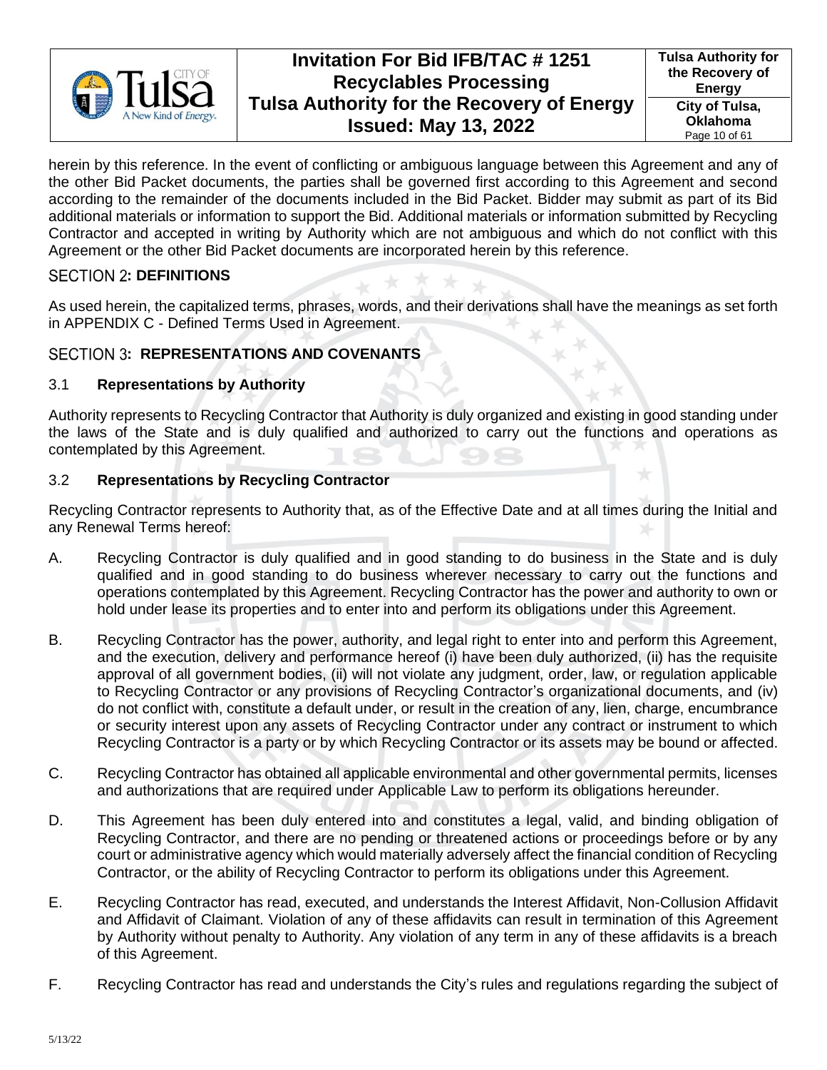herein by this reference. In the event of conflicting or ambiguous language between this Agreement and any of the other Bid Packet documents, the parties shall be governed first according to this Agreement and second according to the remainder of the documents included in the Bid Packet. Bidder may submit as part of its Bid additional materials or information to support the Bid. Additional materials or information submitted by Recycling Contractor and accepted in writing by Authority which are not ambiguous and which do not conflict with this Agreement or the other Bid Packet documents are incorporated herein by this reference.

## SECTION 2: DEFINITIONS

As used herein, the capitalized terms, phrases, words, and their derivations shall have the meanings as set forth in APPENDIX C - Defined Terms Used in Agreement.

## SECTION 3: REPRESENTATIONS AND COVENANTS

### 3.1 Representations by Authority

Authority represents to Recycling Contractor that Authority is duly organized and existing in good standing under the laws of the State and is duly qualified and authorized to carry out the functions and operations as contemplated by this Agreement.

### 3.2 Representations by Recycling Contractor

Recycling Contractor represents to Authority that, as of the Effective Date and at all times during the Initial and any Renewal Terms hereof:

A. Recycling Contractor is duly qualified and in good standing to do business in the State and is duly qualified and in good standing to do business wherever necessary to carry out the functions and operations contemplated by this Agreement. Recycling Contractor has the power and authority to own or hold under lease its properties and to enter into and perform its obligations under this Agreement.

B. Recycling Contractor has the power, authority, and legal right to enter into and perform this Agreement, and the execution, delivery and performance hereof (i) have been duly authorized, (ii) has the requisite approval of all government bodies, (ii) will not violate any judgment, order, law, or regulation applicable to Recycling Contractor or any provisions of Recycling Contractor's organizational documents, and (iv) do not conflict with, constitute a default under, or result in the creation of any, lien, charge, encumbrance or security interest upon any assets of Recycling Contractor under any contract or instrument to which Recycling Contractor is a party or by which Recycling Contractor or its assets may be bound or affected.

C. Recycling Contractor has obtained all applicable environmental and other governmental permits, licenses and authorizations that are required under Applicable Law to perform its obligations hereunder.

D. This Agreement has been duly entered into and constitutes a legal, valid, and binding obligation of Recycling Contractor, and there are no pending or threatened actions or proceedings before or by any court or administrative agency which would materially adversely affect the financial condition of Recycling Contractor, or the ability of Recycling Contractor to perform its obligations under this Agreement.

E. Recycling Contractor has read, executed, and understands the Interest Affidavit, Non-Collusion Affidavit and Affidavit of Claimant. Violation of any of these affidavits can result in termination of this Agreement by Authority without penalty to Authority. Any violation of any term in any of these affidavits is a breach of this Agreement.

F. Recycling Contractor has read and understands the City's rules and regulations regarding the subject of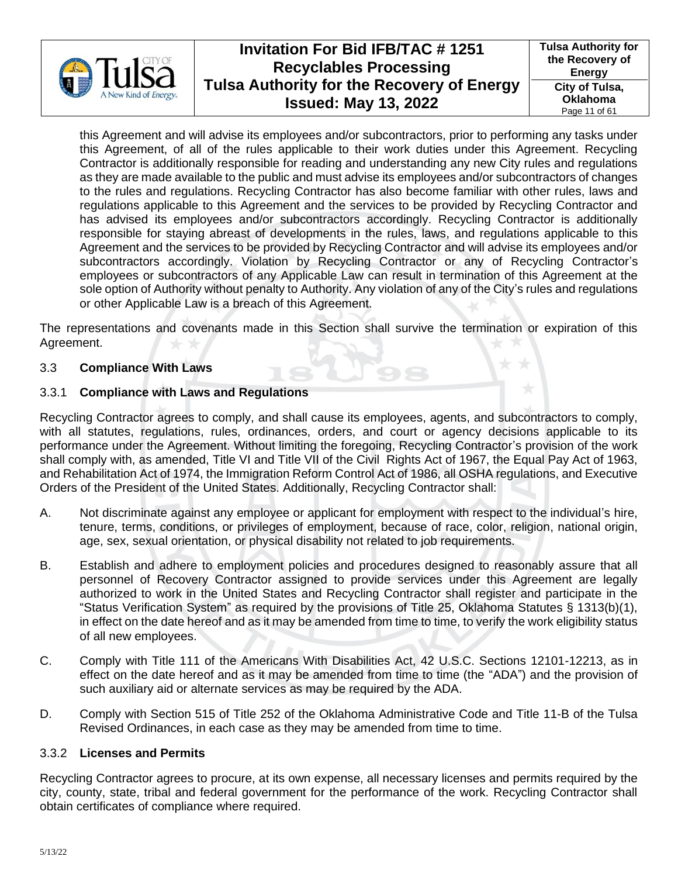this Agreement and will advise its employees and/or subcontractors, prior to performing any tasks under this Agreement, of all of the rules applicable to their work duties under this Agreement. Recycling Contractor is additionally responsible for reading and understanding any new City rules and regulations as they are made available to the public and must advise its employees and/or subcontractors of changes to the rules and regulations. Recycling Contractor has also become familiar with other rules, laws and regulations applicable to this Agreement and the services to be provided by Recycling Contractor and has advised its employees and/or subcontractors accordingly. Recycling Contractor is additionally responsible for staying abreast of developments in the rules, laws, and regulations applicable to this Agreement and the services to be provided by Recycling Contractor and will advise its employees and/or subcontractors accordingly. Violation by Recycling Contractor or any of Recycling Contractor's employees or subcontractors of any Applicable Law can result in termination of this Agreement at the sole option of Authority without penalty to Authority. Any violation of any of the City's rules and regulations or other Applicable Law is a breach of this Agreement.

The representations and covenants made in this Section shall survive the termination or expiration of this Agreement.

### 3.3 **Compliance With Laws**

#### 3.3.1 **Compliance with Laws and Regulations**

Recycling Contractor agrees to comply, and shall cause its employees, agents, and subcontractors to comply, with all statutes, regulations, rules, ordinances, orders, and court or agency decisions applicable to its performance under the Agreement. Without limiting the foregoing, Recycling Contractor's provision of the work shall comply with, as amended, Title VI and Title VII of the Civil Rights Act of 1967, the Equal Pay Act of 1963, and Rehabilitation Act of 1974, the Immigration Reform Control Act of 1986, all OSHA regulations, and Executive Orders of the President of the United States. Additionally, Recycling Contractor shall:

A. Not discriminate against any employee or applicant for employment with respect to the individual's hire, tenure, terms, conditions, or privileges of employment, because of race, color, religion, national origin, age, sex, sexual orientation, or physical disability not related to job requirements.

B. Establish and adhere to employment policies and procedures designed to reasonably assure that all personnel of Recovery Contractor assigned to provide services under this Agreement are legally authorized to work in the United States and Recycling Contractor shall register and participate in the "Status Verification System" as required by the provisions of Title 25, Oklahoma Statutes § 1313(b)(1), in effect on the date hereof and as it may be amended from time to time, to verify the work eligibility status of all new employees.

C. Comply with Title 111 of the Americans With Disabilities Act, 42 U.S.C. Sections 12101-12213, as in effect on the date hereof and as it may be amended from time to time (the "ADA") and the provision of such auxiliary aid or alternate services as may be required by the ADA.

D. Comply with Section 515 of Title 252 of the Oklahoma Administrative Code and Title 11-B of the Tulsa Revised Ordinances, in each case as they may be amended from time to time.

#### 3.3.2 **Licenses and Permits**

Recycling Contractor agrees to procure, at its own expense, all necessary licenses and permits required by the city, county, state, tribal and federal government for the performance of the work. Recycling Contractor shall obtain certificates of compliance where required.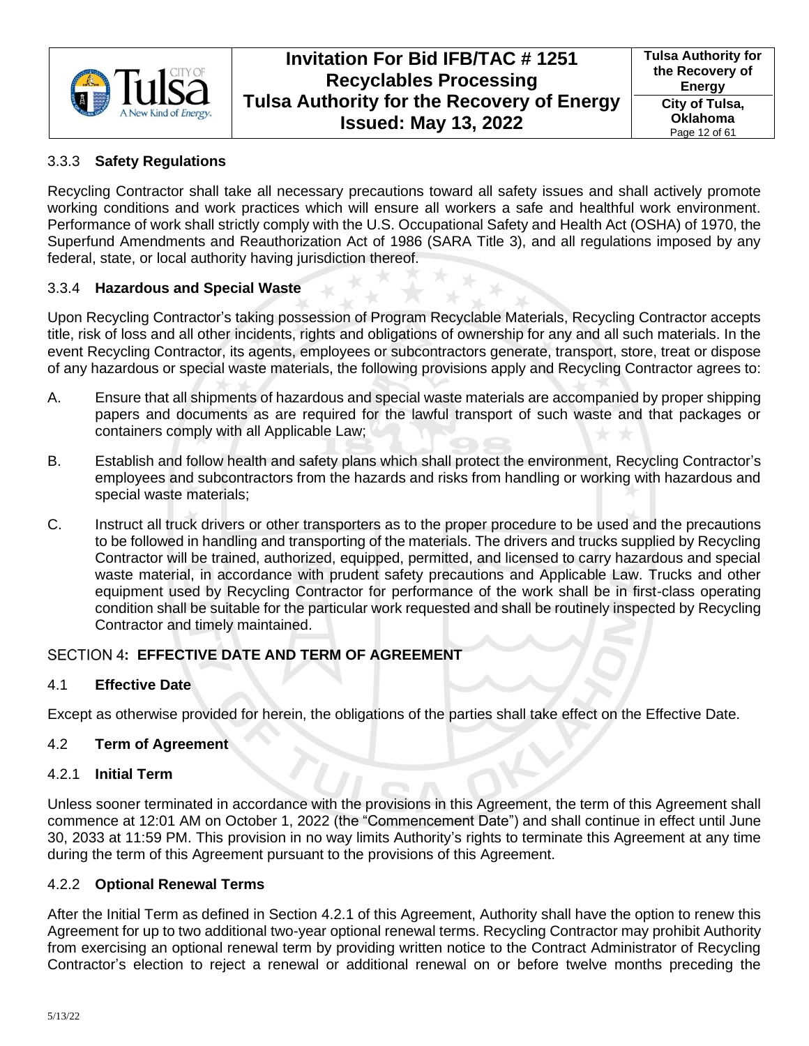### 3.3.3 **Safety Regulations**

Recycling Contractor shall take all necessary precautions toward all safety issues and shall actively promote working conditions and work practices which will ensure all workers a safe and healthful work environment. Performance of work shall strictly comply with the U.S. Occupational Safety and Health Act (OSHA) of 1970, the Superfund Amendments and Reauthorization Act of 1986 (SARA Title 3), and all regulations imposed by any federal, state, or local authority having jurisdiction thereof.

### 3.3.4 **Hazardous and Special Waste**

Upon Recycling Contractor's taking possession of Program Recyclable Materials, Recycling Contractor accepts title, risk of loss and all other incidents, rights and obligations of ownership for any and all such materials. In the event Recycling Contractor, its agents, employees or subcontractors generate, transport, store, treat or dispose of any hazardous or special waste materials, the following provisions apply and Recycling Contractor agrees to:

A. Ensure that all shipments of hazardous and special waste materials are accompanied by proper shipping papers and documents as are required for the lawful transport of such waste and that packages or containers comply with all Applicable Law;

B. Establish and follow health and safety plans which shall protect the environment, Recycling Contractor's employees and subcontractors from the hazards and risks from handling or working with hazardous and special waste materials;

C. Instruct all truck drivers or other transporters as to the proper procedure to be used and the precautions to be followed in handling and transporting of the materials. The drivers and trucks supplied by Recycling Contractor will be trained, authorized, equipped, permitted, and licensed to carry hazardous and special waste material, in accordance with prudent safety precautions and Applicable Law. Trucks and other equipment used by Recycling Contractor for performance of the work shall be in first-class operating condition shall be suitable for the particular work requested and shall be routinely inspected by Recycling Contractor and timely maintained.

## SECTION 4: EFFECTIVE DATE AND TERM OF AGREEMENT

### 4.1 **Effective Date**

Except as otherwise provided for herein, the obligations of the parties shall take effect on the Effective Date.

### 4.2 **Term of Agreement**

### 4.2.1 **Initial Term**

Unless sooner terminated in accordance with the provisions in this Agreement, the term of this Agreement shall commence at 12:01 AM on October 1, 2022 (the "Commencement Date") and shall continue in effect until June 30, 2033 at 11:59 PM. This provision in no way limits Authority's rights to terminate this Agreement at any time during the term of this Agreement pursuant to the provisions of this Agreement.

### 4.2.2 **Optional Renewal Terms**

After the Initial Term as defined in Section 4.2.1 of this Agreement, Authority shall have the option to renew this Agreement for up to two additional two-year optional renewal terms. Recycling Contractor may prohibit Authority from exercising an optional renewal term by providing written notice to the Contract Administrator of Recycling Contractor's election to reject a renewal or additional renewal on or before twelve months preceding the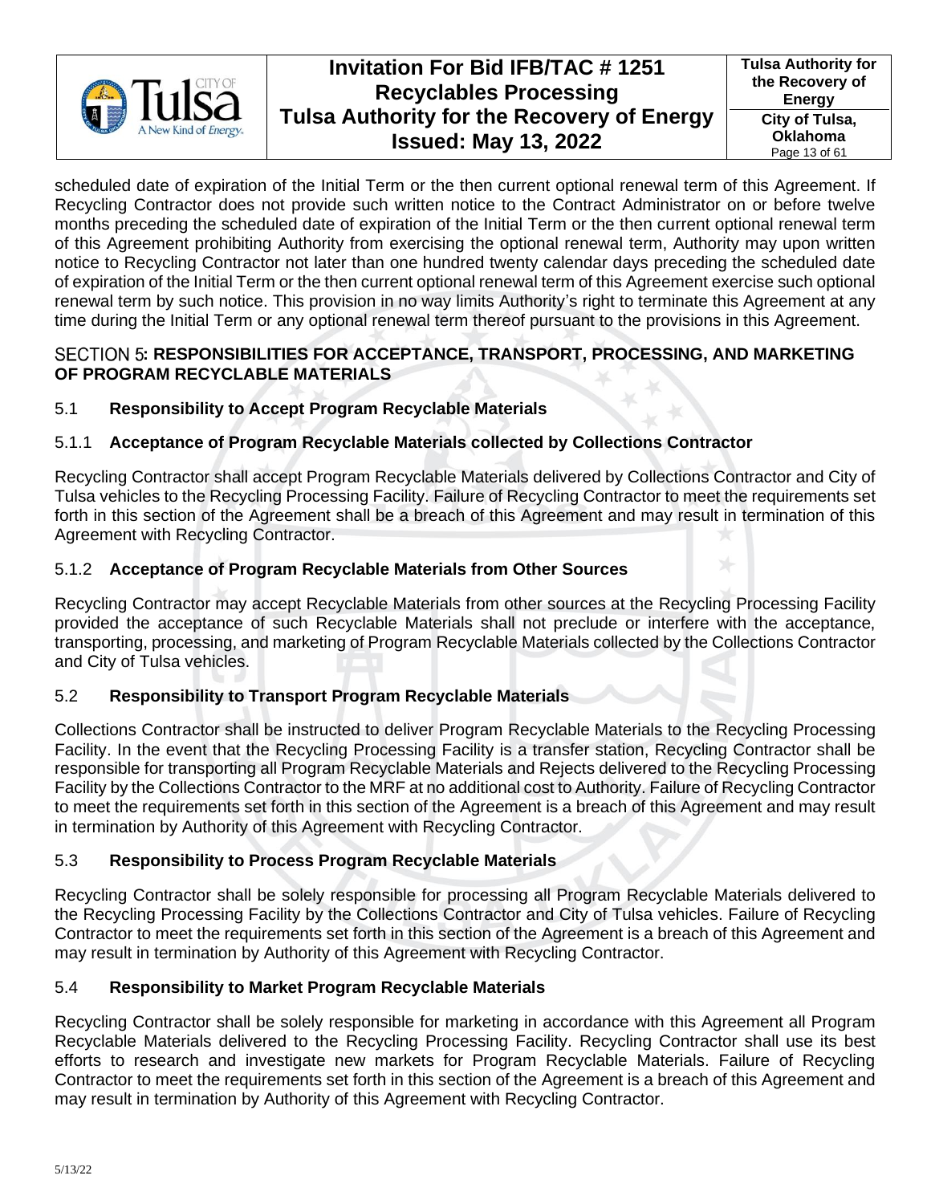scheduled date of expiration of the Initial Term or the then current optional renewal term of this Agreement. If Recycling Contractor does not provide such written notice to the Contract Administrator on or before twelve months preceding the scheduled date of expiration of the Initial Term or the then current optional renewal term of this Agreement prohibiting Authority from exercising the optional renewal term, Authority may upon written notice to Recycling Contractor not later than one hundred twenty calendar days preceding the scheduled date of expiration of the Initial Term or the then current optional renewal term of this Agreement exercise such optional renewal term by such notice. This provision in no way limits Authority's right to terminate this Agreement at any time during the Initial Term or any optional renewal term thereof pursuant to the provisions in this Agreement.

## SECTION 5: RESPONSIBILITIES FOR ACCEPTANCE, TRANSPORT, PROCESSING, AND MARKETING OF PROGRAM RECYCLABLE MATERIALS

### 5.1 Responsibility to Accept Program Recyclable Materials

#### 5.1.1 Acceptance of Program Recyclable Materials collected by Collections Contractor

Recycling Contractor shall accept Program Recyclable Materials delivered by Collections Contractor and City of Tulsa vehicles to the Recycling Processing Facility. Failure of Recycling Contractor to meet the requirements set forth in this section of the Agreement shall be a breach of this Agreement and may result in termination of this Agreement with Recycling Contractor.

#### 5.1.2 Acceptance of Program Recyclable Materials from Other Sources

Recycling Contractor may accept Recyclable Materials from other sources at the Recycling Processing Facility provided the acceptance of such Recyclable Materials shall not preclude or interfere with the acceptance, transporting, processing, and marketing of Program Recyclable Materials collected by the Collections Contractor and City of Tulsa vehicles.

### 5.2 Responsibility to Transport Program Recyclable Materials

Collections Contractor shall be instructed to deliver Program Recyclable Materials to the Recycling Processing Facility. In the event that the Recycling Processing Facility is a transfer station, Recycling Contractor shall be responsible for transporting all Program Recyclable Materials and Rejects delivered to the Recycling Processing Facility by the Collections Contractor to the MRF at no additional cost to Authority. Failure of Recycling Contractor to meet the requirements set forth in this section of the Agreement is a breach of this Agreement and may result in termination by Authority of this Agreement with Recycling Contractor.

### 5.3 Responsibility to Process Program Recyclable Materials

Recycling Contractor shall be solely responsible for processing all Program Recyclable Materials delivered to the Recycling Processing Facility by the Collections Contractor and City of Tulsa vehicles. Failure of Recycling Contractor to meet the requirements set forth in this section of the Agreement is a breach of this Agreement and may result in termination by Authority of this Agreement with Recycling Contractor.

### 5.4 Responsibility to Market Program Recyclable Materials

Recycling Contractor shall be solely responsible for marketing in accordance with this Agreement all Program Recyclable Materials delivered to the Recycling Processing Facility. Recycling Contractor shall use its best efforts to research and investigate new markets for Program Recyclable Materials. Failure of Recycling Contractor to meet the requirements set forth in this section of the Agreement is a breach of this Agreement and may result in termination by Authority of this Agreement with Recycling Contractor.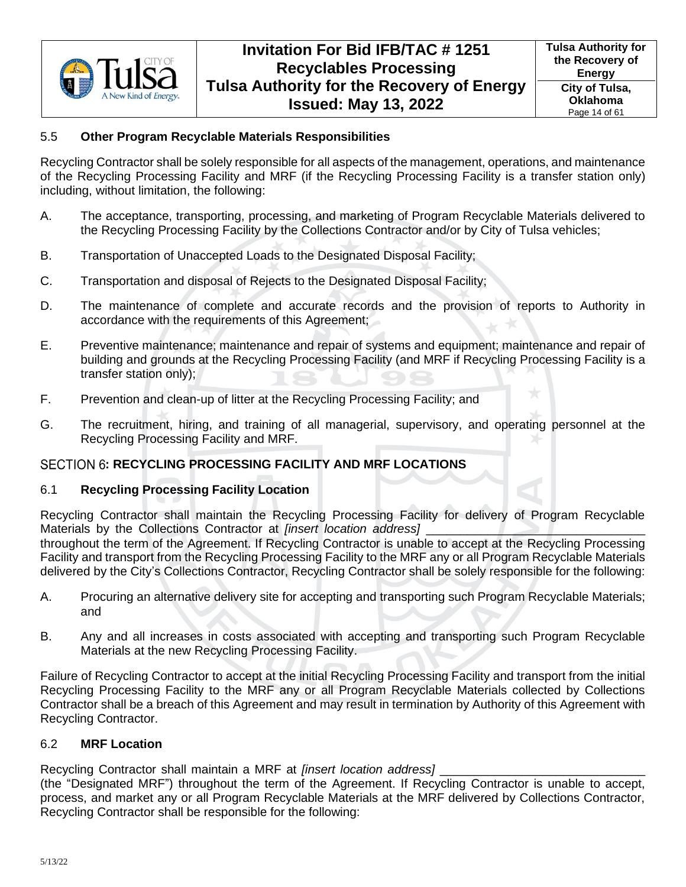### 5.5 **Other Program Recyclable Materials Responsibilities**

Recycling Contractor shall be solely responsible for all aspects of the management, operations, and maintenance of the Recycling Processing Facility and MRF (if the Recycling Processing Facility is a transfer station only) including, without limitation, the following:

A. The acceptance, transporting, processing, and marketing of Program Recyclable Materials delivered to the Recycling Processing Facility by the Collections Contractor and/or by City of Tulsa vehicles;

B. Transportation of Unaccepted Loads to the Designated Disposal Facility;

C. Transportation and disposal of Rejects to the Designated Disposal Facility;

D. The maintenance of complete and accurate records and the provision of reports to Authority in accordance with the requirements of this Agreement;

E. Preventive maintenance; maintenance and repair of systems and equipment; maintenance and repair of building and grounds at the Recycling Processing Facility (and MRF if Recycling Processing Facility is a transfer station only);

F. Prevention and clean-up of litter at the Recycling Processing Facility; and

G. The recruitment, hiring, and training of all managerial, supervisory, and operating personnel at the Recycling Processing Facility and MRF.

## SECTION 6: RECYCLING PROCESSING FACILITY AND MRF LOCATIONS

### 6.1 **Recycling Processing Facility Location**

Recycling Contractor shall maintain the Recycling Processing Facility for delivery of Program Recyclable Materials by the Collections Contractor at *[insert location address]* ________________________________ throughout the term of the Agreement. If Recycling Contractor is unable to accept at the Recycling Processing Facility and transport from the Recycling Processing Facility to the MRF any or all Program Recyclable Materials delivered by the City's Collections Contractor, Recycling Contractor shall be solely responsible for the following:

A. Procuring an alternative delivery site for accepting and transporting such Program Recyclable Materials; and

B. Any and all increases in costs associated with accepting and transporting such Program Recyclable Materials at the new Recycling Processing Facility.

Failure of Recycling Contractor to accept at the initial Recycling Processing Facility and transport from the initial Recycling Processing Facility to the MRF any or all Program Recyclable Materials collected by Collections Contractor shall be a breach of this Agreement and may result in termination by Authority of this Agreement with Recycling Contractor.

### 6.2 **MRF Location**

Recycling Contractor shall maintain a MRF at *[insert location address]* _____________________________ (the "Designated MRF") throughout the term of the Agreement. If Recycling Contractor is unable to accept, process, and market any or all Program Recyclable Materials at the MRF delivered by Collections Contractor, Recycling Contractor shall be responsible for the following: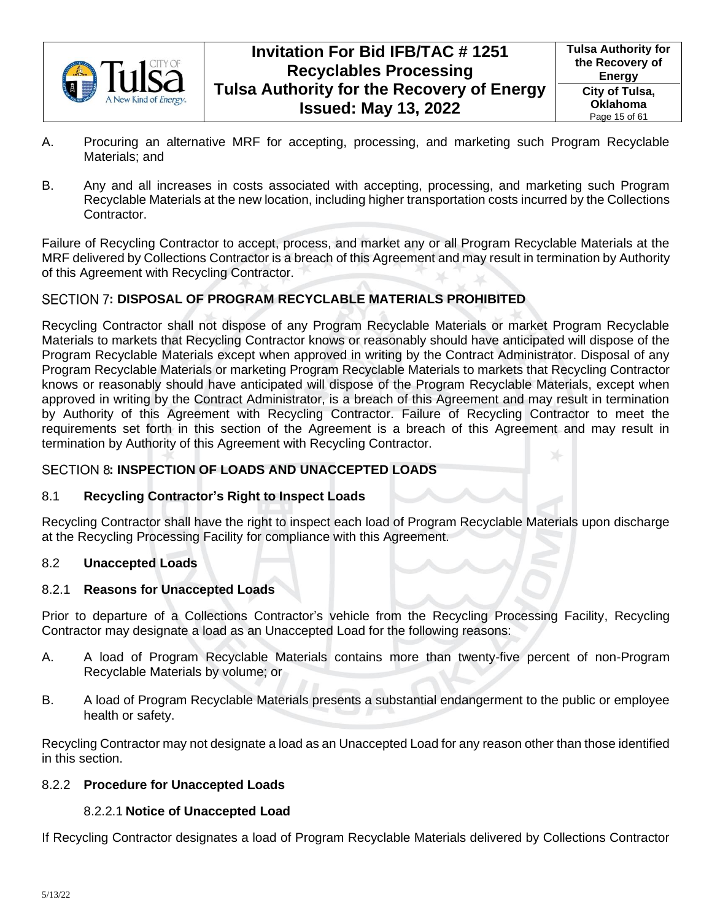A. Procuring an alternative MRF for accepting, processing, and marketing such Program Recyclable Materials; and

B. Any and all increases in costs associated with accepting, processing, and marketing such Program Recyclable Materials at the new location, including higher transportation costs incurred by the Collections Contractor.

Failure of Recycling Contractor to accept, process, and market any or all Program Recyclable Materials at the MRF delivered by Collections Contractor is a breach of this Agreement and may result in termination by Authority of this Agreement with Recycling Contractor.

## SECTION 7: DISPOSAL OF PROGRAM RECYCLABLE MATERIALS PROHIBITED

Recycling Contractor shall not dispose of any Program Recyclable Materials or market Program Recyclable Materials to markets that Recycling Contractor knows or reasonably should have anticipated will dispose of the Program Recyclable Materials except when approved in writing by the Contract Administrator. Disposal of any Program Recyclable Materials or marketing Program Recyclable Materials to markets that Recycling Contractor knows or reasonably should have anticipated will dispose of the Program Recyclable Materials, except when approved in writing by the Contract Administrator, is a breach of this Agreement and may result in termination by Authority of this Agreement with Recycling Contractor. Failure of Recycling Contractor to meet the requirements set forth in this section of the Agreement is a breach of this Agreement and may result in termination by Authority of this Agreement with Recycling Contractor.

## SECTION 8: INSPECTION OF LOADS AND UNACCEPTED LOADS

### 8.1 Recycling Contractor's Right to Inspect Loads

Recycling Contractor shall have the right to inspect each load of Program Recyclable Materials upon discharge at the Recycling Processing Facility for compliance with this Agreement.

### 8.2 Unaccepted Loads

### 8.2.1 Reasons for Unaccepted Loads

Prior to departure of a Collections Contractor's vehicle from the Recycling Processing Facility, Recycling Contractor may designate a load as an Unaccepted Load for the following reasons:

A. A load of Program Recyclable Materials contains more than twenty-five percent of non-Program Recyclable Materials by volume; or

B. A load of Program Recyclable Materials presents a substantial endangerment to the public or employee health or safety.

Recycling Contractor may not designate a load as an Unaccepted Load for any reason other than those identified in this section.

### 8.2.2 Procedure for Unaccepted Loads

#### 8.2.2.1 Notice of Unaccepted Load

If Recycling Contractor designates a load of Program Recyclable Materials delivered by Collections Contractor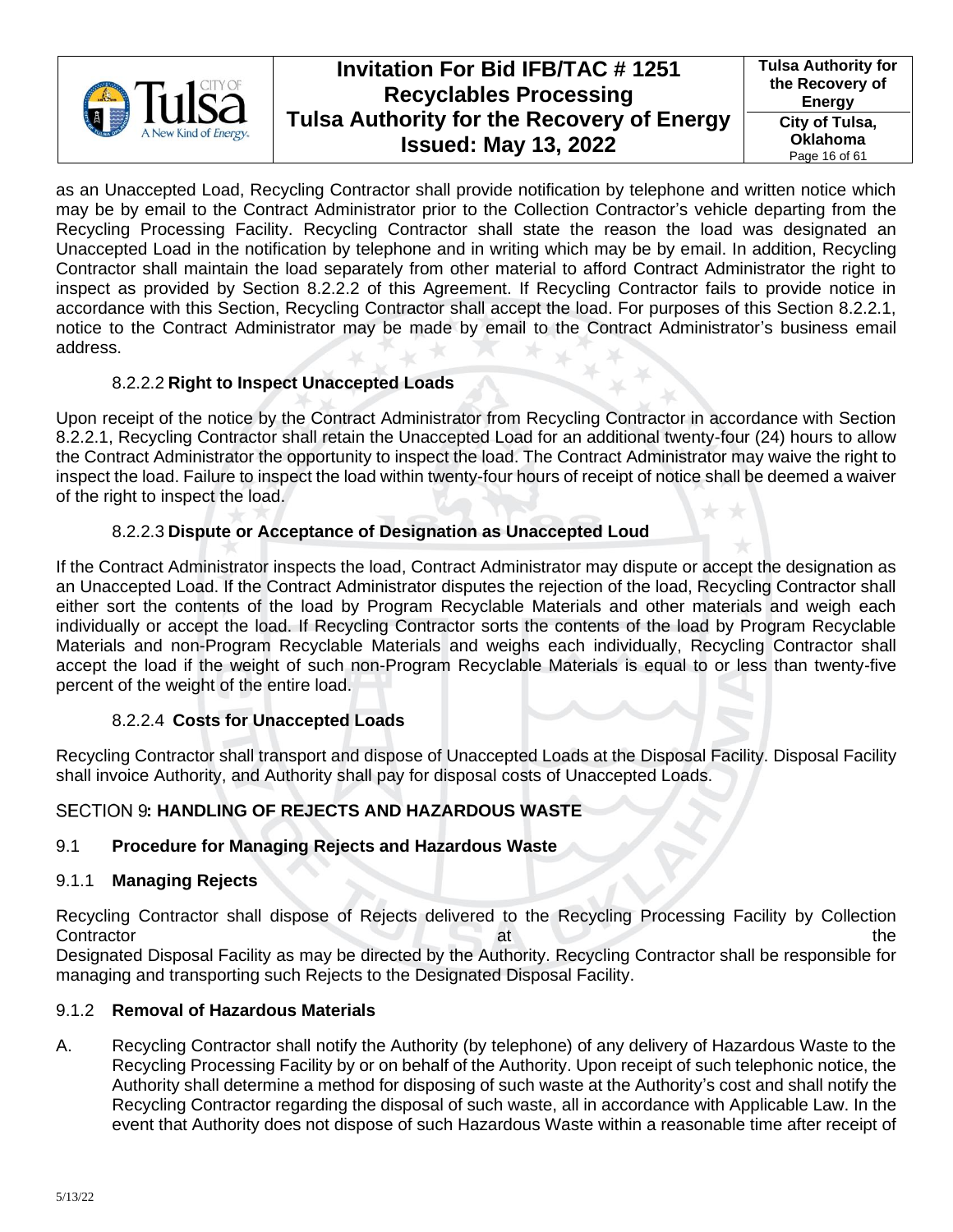as an Unaccepted Load, Recycling Contractor shall provide notification by telephone and written notice which may be by email to the Contract Administrator prior to the Collection Contractor's vehicle departing from the Recycling Processing Facility. Recycling Contractor shall state the reason the load was designated an Unaccepted Load in the notification by telephone and in writing which may be by email. In addition, Recycling Contractor shall maintain the load separately from other material to afford Contract Administrator the right to inspect as provided by Section 8.2.2.2 of this Agreement. If Recycling Contractor fails to provide notice in accordance with this Section, Recycling Contractor shall accept the load. For purposes of this Section 8.2.2.1, notice to the Contract Administrator may be made by email to the Contract Administrator's business email address.

#### 8.2.2.2 **Right to Inspect Unaccepted Loads**

Upon receipt of the notice by the Contract Administrator from Recycling Contractor in accordance with Section 8.2.2.1, Recycling Contractor shall retain the Unaccepted Load for an additional twenty-four (24) hours to allow the Contract Administrator the opportunity to inspect the load. The Contract Administrator may waive the right to inspect the load. Failure to inspect the load within twenty-four hours of receipt of notice shall be deemed a waiver of the right to inspect the load.

#### 8.2.2.3 **Dispute or Acceptance of Designation as Unaccepted Loud**

If the Contract Administrator inspects the load, Contract Administrator may dispute or accept the designation as an Unaccepted Load. If the Contract Administrator disputes the rejection of the load, Recycling Contractor shall either sort the contents of the load by Program Recyclable Materials and other materials and weigh each individually or accept the load. If Recycling Contractor sorts the contents of the load by Program Recyclable Materials and non-Program Recyclable Materials and weighs each individually, Recycling Contractor shall accept the load if the weight of such non-Program Recyclable Materials is equal to or less than twenty-five percent of the weight of the entire load.

#### 8.2.2.4 **Costs for Unaccepted Loads**

Recycling Contractor shall transport and dispose of Unaccepted Loads at the Disposal Facility. Disposal Facility shall invoice Authority, and Authority shall pay for disposal costs of Unaccepted Loads.

## SECTION 9: HANDLING OF REJECTS AND HAZARDOUS WASTE

### 9.1 **Procedure for Managing Rejects and Hazardous Waste**

### 9.1.1 **Managing Rejects**

Recycling Contractor shall dispose of Rejects delivered to the Recycling Processing Facility by Collection Contractor at the Designated Disposal Facility as may be directed by the Authority. Recycling Contractor shall be responsible for managing and transporting such Rejects to the Designated Disposal Facility.

### 9.1.2 **Removal of Hazardous Materials**

A. Recycling Contractor shall notify the Authority (by telephone) of any delivery of Hazardous Waste to the Recycling Processing Facility by or on behalf of the Authority. Upon receipt of such telephonic notice, the Authority shall determine a method for disposing of such waste at the Authority's cost and shall notify the Recycling Contractor regarding the disposal of such waste, all in accordance with Applicable Law. In the event that Authority does not dispose of such Hazardous Waste within a reasonable time after receipt of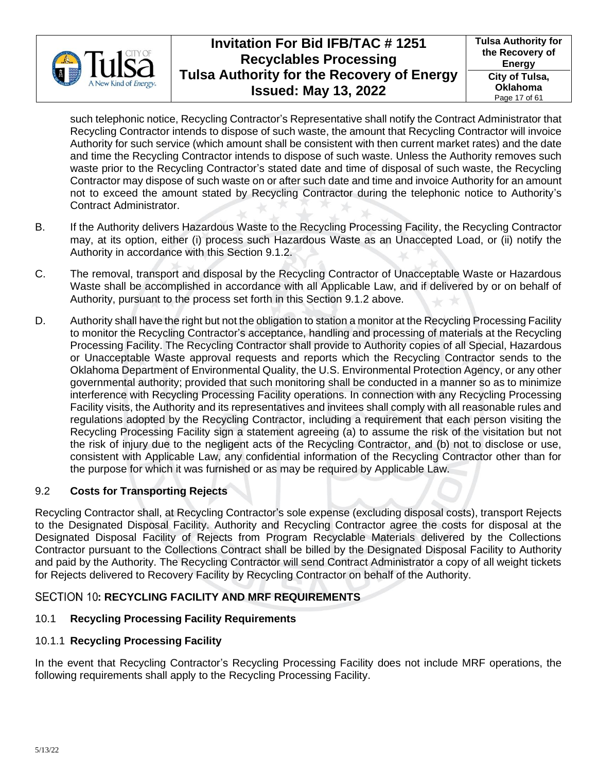such telephonic notice, Recycling Contractor's Representative shall notify the Contract Administrator that Recycling Contractor intends to dispose of such waste, the amount that Recycling Contractor will invoice Authority for such service (which amount shall be consistent with then current market rates) and the date and time the Recycling Contractor intends to dispose of such waste. Unless the Authority removes such waste prior to the Recycling Contractor's stated date and time of disposal of such waste, the Recycling Contractor may dispose of such waste on or after such date and time and invoice Authority for an amount not to exceed the amount stated by Recycling Contractor during the telephonic notice to Authority's Contract Administrator.

B. If the Authority delivers Hazardous Waste to the Recycling Processing Facility, the Recycling Contractor may, at its option, either (i) process such Hazardous Waste as an Unaccepted Load, or (ii) notify the Authority in accordance with this Section 9.1.2.

C. The removal, transport and disposal by the Recycling Contractor of Unacceptable Waste or Hazardous Waste shall be accomplished in accordance with all Applicable Law, and if delivered by or on behalf of Authority, pursuant to the process set forth in this Section 9.1.2 above.

D. Authority shall have the right but not the obligation to station a monitor at the Recycling Processing Facility to monitor the Recycling Contractor's acceptance, handling and processing of materials at the Recycling Processing Facility. The Recycling Contractor shall provide to Authority copies of all Special, Hazardous or Unacceptable Waste approval requests and reports which the Recycling Contractor sends to the Oklahoma Department of Environmental Quality, the U.S. Environmental Protection Agency, or any other governmental authority; provided that such monitoring shall be conducted in a manner so as to minimize interference with Recycling Processing Facility operations. In connection with any Recycling Processing Facility visits, the Authority and its representatives and invitees shall comply with all reasonable rules and regulations adopted by the Recycling Contractor, including a requirement that each person visiting the Recycling Processing Facility sign a statement agreeing (a) to assume the risk of the visitation but not the risk of injury due to the negligent acts of the Recycling Contractor, and (b) not to disclose or use, consistent with Applicable Law, any confidential information of the Recycling Contractor other than for the purpose for which it was furnished or as may be required by Applicable Law.

### 9.2 Costs for Transporting Rejects

Recycling Contractor shall, at Recycling Contractor's sole expense (excluding disposal costs), transport Rejects to the Designated Disposal Facility. Authority and Recycling Contractor agree the costs for disposal at the Designated Disposal Facility of Rejects from Program Recyclable Materials delivered by the Collections Contractor pursuant to the Collections Contract shall be billed by the Designated Disposal Facility to Authority and paid by the Authority. The Recycling Contractor will send Contract Administrator a copy of all weight tickets for Rejects delivered to Recovery Facility by Recycling Contractor on behalf of the Authority.

## SECTION 10: RECYCLING FACILITY AND MRF REQUIREMENTS

### 10.1 Recycling Processing Facility Requirements

#### 10.1.1 Recycling Processing Facility

In the event that Recycling Contractor's Recycling Processing Facility does not include MRF operations, the following requirements shall apply to the Recycling Processing Facility.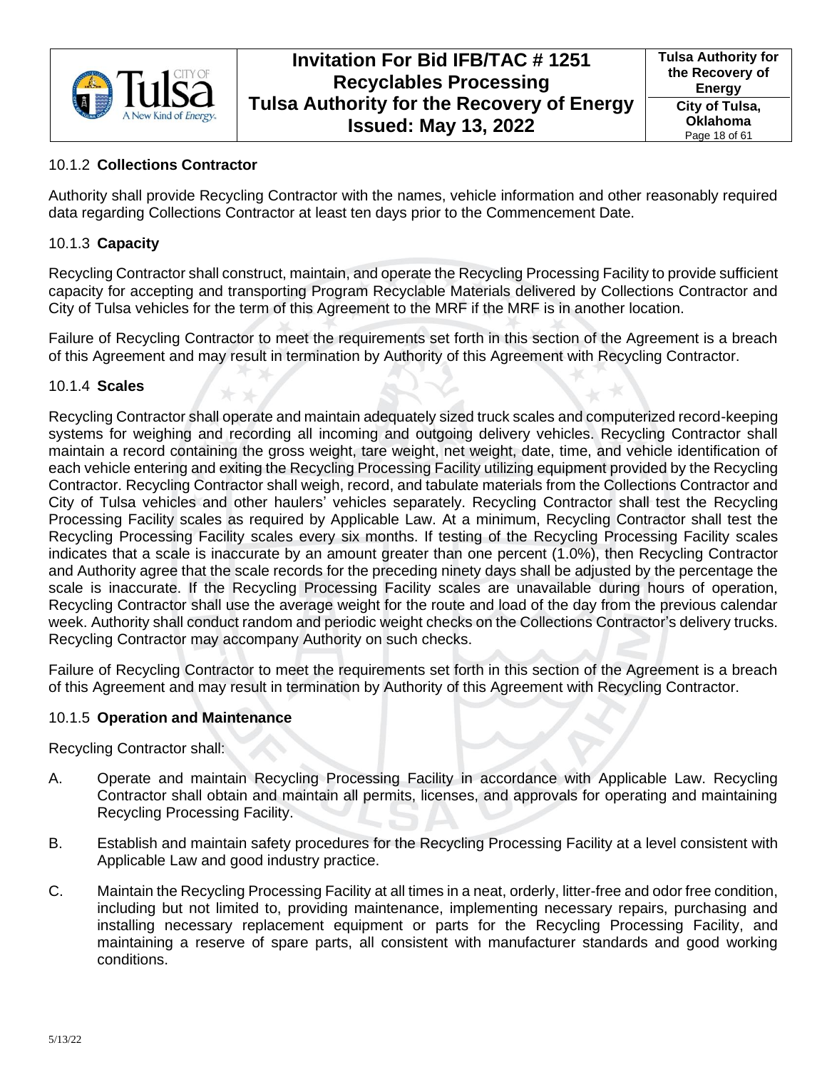### 10.1.2 **Collections Contractor**

Authority shall provide Recycling Contractor with the names, vehicle information and other reasonably required data regarding Collections Contractor at least ten days prior to the Commencement Date.

### 10.1.3 **Capacity**

Recycling Contractor shall construct, maintain, and operate the Recycling Processing Facility to provide sufficient capacity for accepting and transporting Program Recyclable Materials delivered by Collections Contractor and City of Tulsa vehicles for the term of this Agreement to the MRF if the MRF is in another location.

Failure of Recycling Contractor to meet the requirements set forth in this section of the Agreement is a breach of this Agreement and may result in termination by Authority of this Agreement with Recycling Contractor.

### 10.1.4 **Scales**

Recycling Contractor shall operate and maintain adequately sized truck scales and computerized record-keeping systems for weighing and recording all incoming and outgoing delivery vehicles. Recycling Contractor shall maintain a record containing the gross weight, tare weight, net weight, date, time, and vehicle identification of each vehicle entering and exiting the Recycling Processing Facility utilizing equipment provided by the Recycling Contractor. Recycling Contractor shall weigh, record, and tabulate materials from the Collections Contractor and City of Tulsa vehicles and other haulers' vehicles separately. Recycling Contractor shall test the Recycling Processing Facility scales as required by Applicable Law. At a minimum, Recycling Contractor shall test the Recycling Processing Facility scales every six months. If testing of the Recycling Processing Facility scales indicates that a scale is inaccurate by an amount greater than one percent (1.0%), then Recycling Contractor and Authority agree that the scale records for the preceding ninety days shall be adjusted by the percentage the scale is inaccurate. If the Recycling Processing Facility scales are unavailable during hours of operation, Recycling Contractor shall use the average weight for the route and load of the day from the previous calendar week. Authority shall conduct random and periodic weight checks on the Collections Contractor's delivery trucks. Recycling Contractor may accompany Authority on such checks.

Failure of Recycling Contractor to meet the requirements set forth in this section of the Agreement is a breach of this Agreement and may result in termination by Authority of this Agreement with Recycling Contractor.

### 10.1.5 **Operation and Maintenance**

Recycling Contractor shall:

A. Operate and maintain Recycling Processing Facility in accordance with Applicable Law. Recycling Contractor shall obtain and maintain all permits, licenses, and approvals for operating and maintaining Recycling Processing Facility.

B. Establish and maintain safety procedures for the Recycling Processing Facility at a level consistent with Applicable Law and good industry practice.

C. Maintain the Recycling Processing Facility at all times in a neat, orderly, litter-free and odor free condition, including but not limited to, providing maintenance, implementing necessary repairs, purchasing and installing necessary replacement equipment or parts for the Recycling Processing Facility, and maintaining a reserve of spare parts, all consistent with manufacturer standards and good working conditions.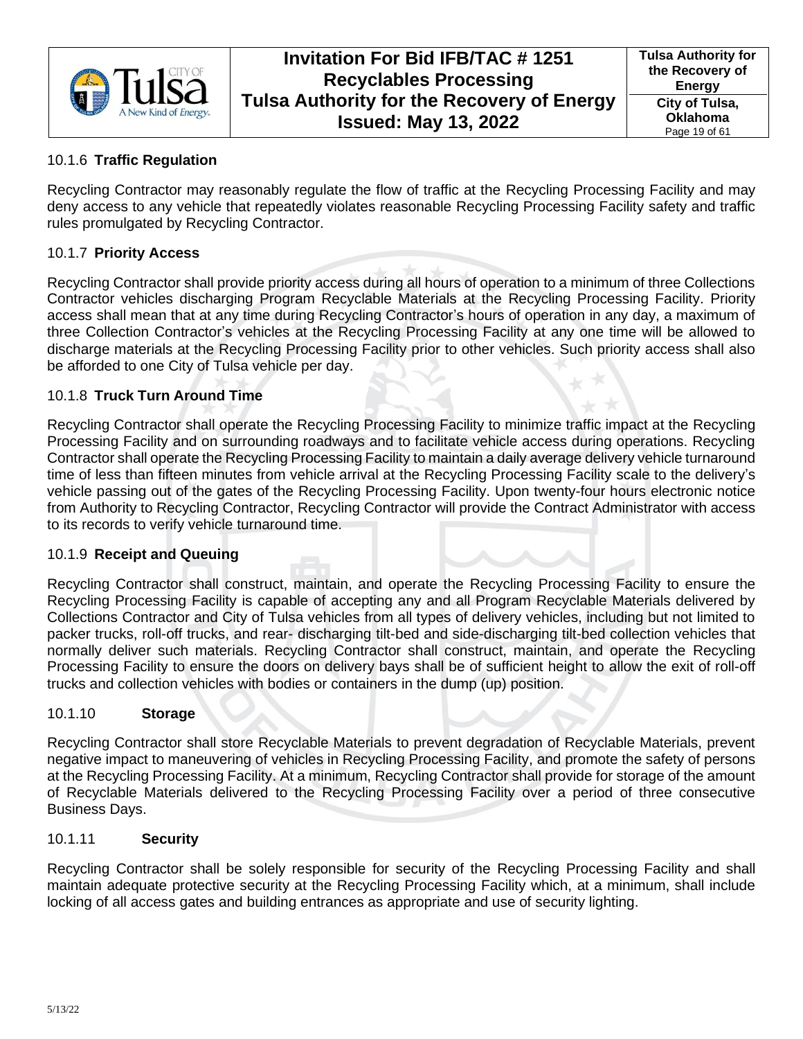### 10.1.6 **Traffic Regulation**

Recycling Contractor may reasonably regulate the flow of traffic at the Recycling Processing Facility and may deny access to any vehicle that repeatedly violates reasonable Recycling Processing Facility safety and traffic rules promulgated by Recycling Contractor.

### 10.1.7 **Priority Access**

Recycling Contractor shall provide priority access during all hours of operation to a minimum of three Collections Contractor vehicles discharging Program Recyclable Materials at the Recycling Processing Facility. Priority access shall mean that at any time during Recycling Contractor's hours of operation in any day, a maximum of three Collection Contractor's vehicles at the Recycling Processing Facility at any one time will be allowed to discharge materials at the Recycling Processing Facility prior to other vehicles. Such priority access shall also be afforded to one City of Tulsa vehicle per day.

### 10.1.8 **Truck Turn Around Time**

Recycling Contractor shall operate the Recycling Processing Facility to minimize traffic impact at the Recycling Processing Facility and on surrounding roadways and to facilitate vehicle access during operations. Recycling Contractor shall operate the Recycling Processing Facility to maintain a daily average delivery vehicle turnaround time of less than fifteen minutes from vehicle arrival at the Recycling Processing Facility scale to the delivery's vehicle passing out of the gates of the Recycling Processing Facility. Upon twenty-four hours electronic notice from Authority to Recycling Contractor, Recycling Contractor will provide the Contract Administrator with access to its records to verify vehicle turnaround time.

### 10.1.9 **Receipt and Queuing**

Recycling Contractor shall construct, maintain, and operate the Recycling Processing Facility to ensure the Recycling Processing Facility is capable of accepting any and all Program Recyclable Materials delivered by Collections Contractor and City of Tulsa vehicles from all types of delivery vehicles, including but not limited to packer trucks, roll-off trucks, and rear- discharging tilt-bed and side-discharging tilt-bed collection vehicles that normally deliver such materials. Recycling Contractor shall construct, maintain, and operate the Recycling Processing Facility to ensure the doors on delivery bays shall be of sufficient height to allow the exit of roll-off trucks and collection vehicles with bodies or containers in the dump (up) position.

### 10.1.10 **Storage**

Recycling Contractor shall store Recyclable Materials to prevent degradation of Recyclable Materials, prevent negative impact to maneuvering of vehicles in Recycling Processing Facility, and promote the safety of persons at the Recycling Processing Facility. At a minimum, Recycling Contractor shall provide for storage of the amount of Recyclable Materials delivered to the Recycling Processing Facility over a period of three consecutive Business Days.

### 10.1.11 **Security**

Recycling Contractor shall be solely responsible for security of the Recycling Processing Facility and shall maintain adequate protective security at the Recycling Processing Facility which, at a minimum, shall include locking of all access gates and building entrances as appropriate and use of security lighting.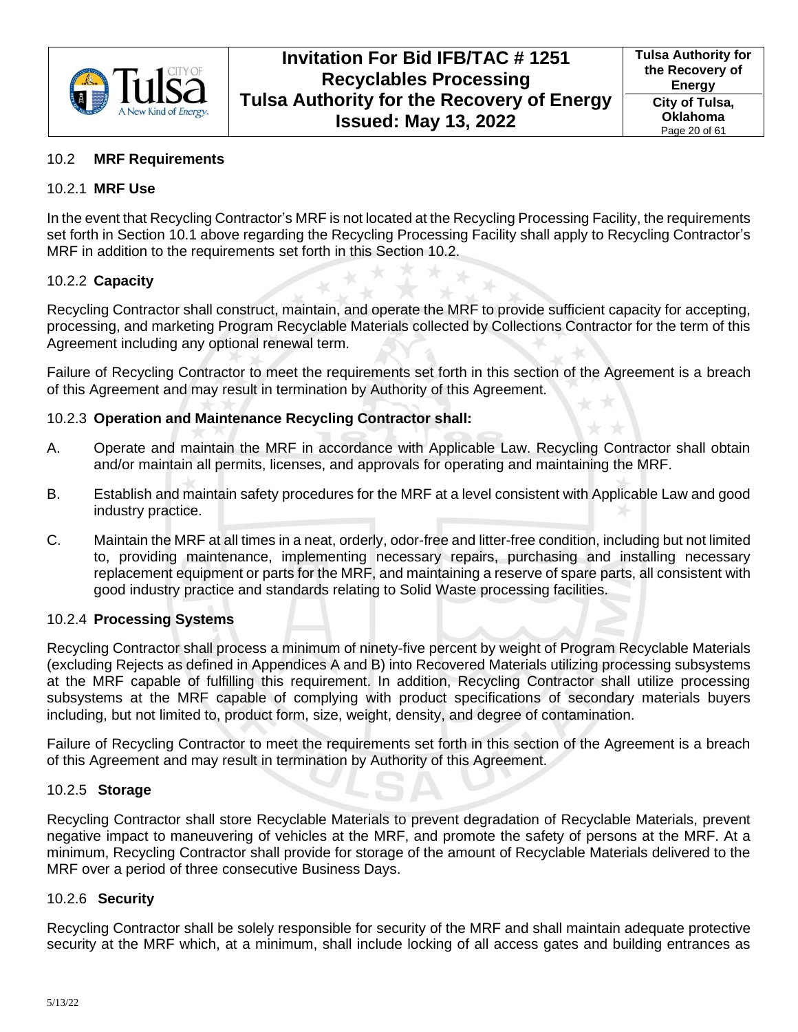## 10.2 MRF Requirements

### 10.2.1 MRF Use

In the event that Recycling Contractor's MRF is not located at the Recycling Processing Facility, the requirements set forth in Section 10.1 above regarding the Recycling Processing Facility shall apply to Recycling Contractor's MRF in addition to the requirements set forth in this Section 10.2.

### 10.2.2 Capacity

Recycling Contractor shall construct, maintain, and operate the MRF to provide sufficient capacity for accepting, processing, and marketing Program Recyclable Materials collected by Collections Contractor for the term of this Agreement including any optional renewal term.

Failure of Recycling Contractor to meet the requirements set forth in this section of the Agreement is a breach of this Agreement and may result in termination by Authority of this Agreement.

### 10.2.3 Operation and Maintenance Recycling Contractor shall:

A. Operate and maintain the MRF in accordance with Applicable Law. Recycling Contractor shall obtain and/or maintain all permits, licenses, and approvals for operating and maintaining the MRF.

B. Establish and maintain safety procedures for the MRF at a level consistent with Applicable Law and good industry practice.

C. Maintain the MRF at all times in a neat, orderly, odor-free and litter-free condition, including but not limited to, providing maintenance, implementing necessary repairs, purchasing and installing necessary replacement equipment or parts for the MRF, and maintaining a reserve of spare parts, all consistent with good industry practice and standards relating to Solid Waste processing facilities.

### 10.2.4 Processing Systems

Recycling Contractor shall process a minimum of ninety-five percent by weight of Program Recyclable Materials (excluding Rejects as defined in Appendices A and B) into Recovered Materials utilizing processing subsystems at the MRF capable of fulfilling this requirement. In addition, Recycling Contractor shall utilize processing subsystems at the MRF capable of complying with product specifications of secondary materials buyers including, but not limited to, product form, size, weight, density, and degree of contamination.

Failure of Recycling Contractor to meet the requirements set forth in this section of the Agreement is a breach of this Agreement and may result in termination by Authority of this Agreement.

### 10.2.5 Storage

Recycling Contractor shall store Recyclable Materials to prevent degradation of Recyclable Materials, prevent negative impact to maneuvering of vehicles at the MRF, and promote the safety of persons at the MRF. At a minimum, Recycling Contractor shall provide for storage of the amount of Recyclable Materials delivered to the MRF over a period of three consecutive Business Days.

### 10.2.6 Security

Recycling Contractor shall be solely responsible for security of the MRF and shall maintain adequate protective security at the MRF which, at a minimum, shall include locking of all access gates and building entrances as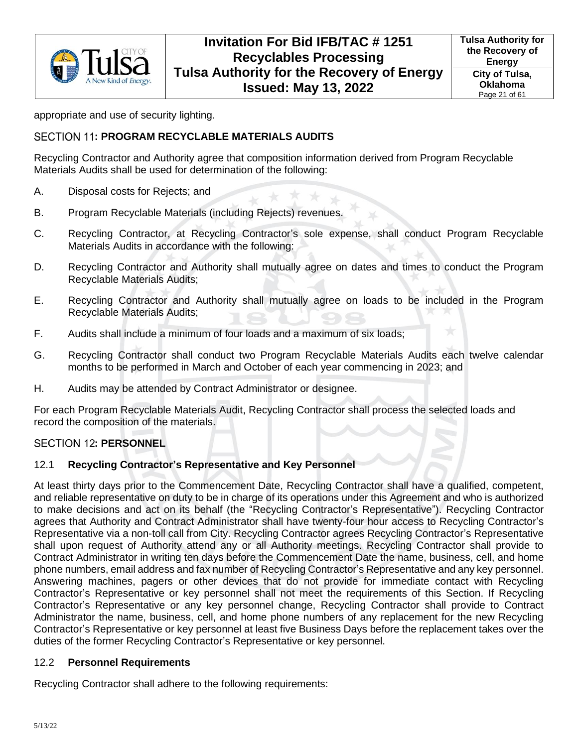appropriate and use of security lighting.

## SECTION 11: PROGRAM RECYCLABLE MATERIALS AUDITS

Recycling Contractor and Authority agree that composition information derived from Program Recyclable Materials Audits shall be used for determination of the following:

A. Disposal costs for Rejects; and

B. Program Recyclable Materials (including Rejects) revenues.

C. Recycling Contractor, at Recycling Contractor's sole expense, shall conduct Program Recyclable Materials Audits in accordance with the following:

D. Recycling Contractor and Authority shall mutually agree on dates and times to conduct the Program Recyclable Materials Audits;

E. Recycling Contractor and Authority shall mutually agree on loads to be included in the Program Recyclable Materials Audits;

F. Audits shall include a minimum of four loads and a maximum of six loads;

G. Recycling Contractor shall conduct two Program Recyclable Materials Audits each twelve calendar months to be performed in March and October of each year commencing in 2023; and

H. Audits may be attended by Contract Administrator or designee.

For each Program Recyclable Materials Audit, Recycling Contractor shall process the selected loads and record the composition of the materials.

## SECTION 12: PERSONNEL

### 12.1 Recycling Contractor's Representative and Key Personnel

At least thirty days prior to the Commencement Date, Recycling Contractor shall have a qualified, competent, and reliable representative on duty to be in charge of its operations under this Agreement and who is authorized to make decisions and act on its behalf (the "Recycling Contractor's Representative"). Recycling Contractor agrees that Authority and Contract Administrator shall have twenty-four hour access to Recycling Contractor's Representative via a non-toll call from City. Recycling Contractor agrees Recycling Contractor's Representative shall upon request of Authority attend any or all Authority meetings. Recycling Contractor shall provide to Contract Administrator in writing ten days before the Commencement Date the name, business, cell, and home phone numbers, email address and fax number of Recycling Contractor's Representative and any key personnel. Answering machines, pagers or other devices that do not provide for immediate contact with Recycling Contractor's Representative or key personnel shall not meet the requirements of this Section. If Recycling Contractor's Representative or any key personnel change, Recycling Contractor shall provide to Contract Administrator the name, business, cell, and home phone numbers of any replacement for the new Recycling Contractor's Representative or key personnel at least five Business Days before the replacement takes over the duties of the former Recycling Contractor's Representative or key personnel.

### 12.2 Personnel Requirements

Recycling Contractor shall adhere to the following requirements: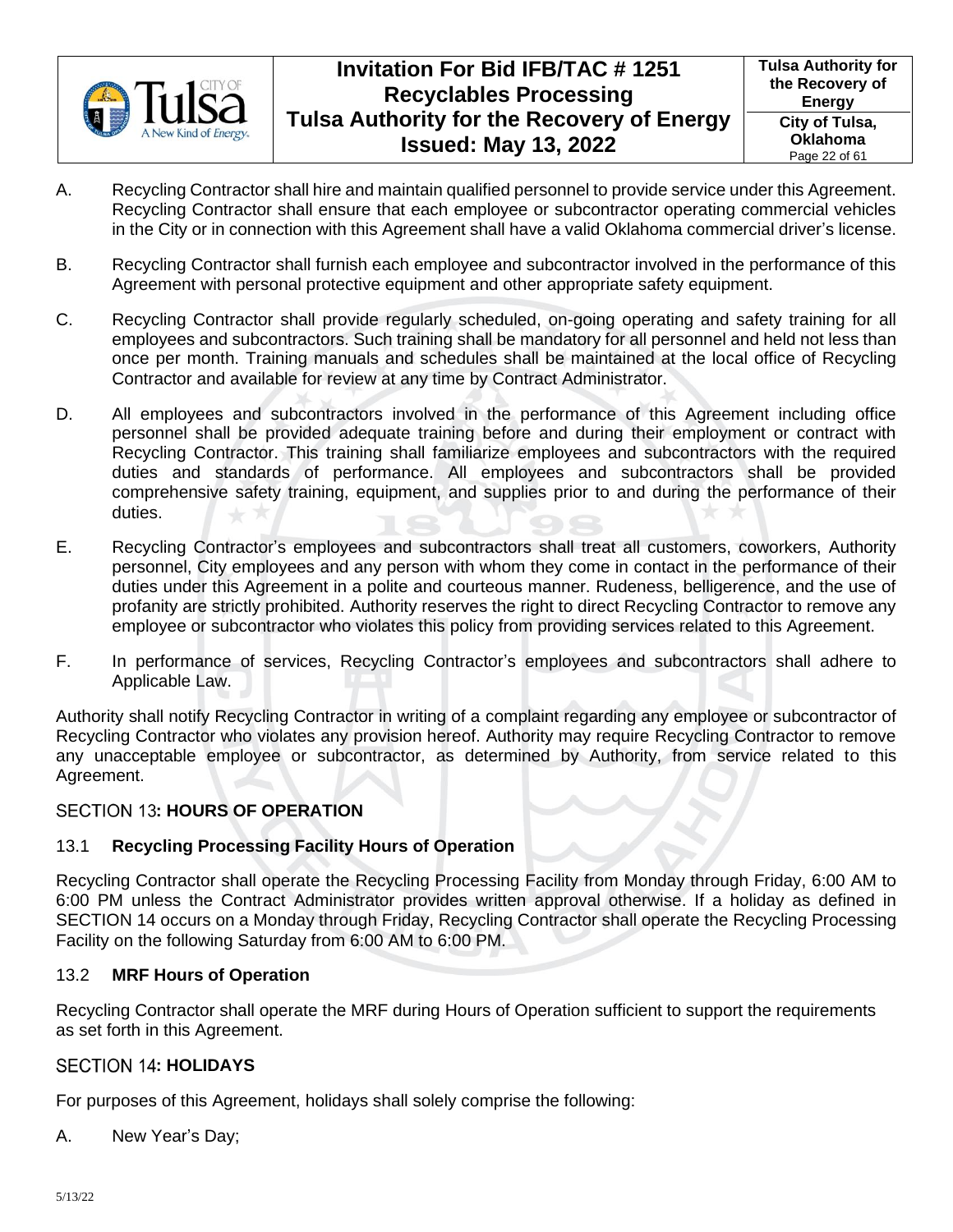A. Recycling Contractor shall hire and maintain qualified personnel to provide service under this Agreement. Recycling Contractor shall ensure that each employee or subcontractor operating commercial vehicles in the City or in connection with this Agreement shall have a valid Oklahoma commercial driver's license.

B. Recycling Contractor shall furnish each employee and subcontractor involved in the performance of this Agreement with personal protective equipment and other appropriate safety equipment.

C. Recycling Contractor shall provide regularly scheduled, on-going operating and safety training for all employees and subcontractors. Such training shall be mandatory for all personnel and held not less than once per month. Training manuals and schedules shall be maintained at the local office of Recycling Contractor and available for review at any time by Contract Administrator.

D. All employees and subcontractors involved in the performance of this Agreement including office personnel shall be provided adequate training before and during their employment or contract with Recycling Contractor. This training shall familiarize employees and subcontractors with the required duties and standards of performance. All employees and subcontractors shall be provided comprehensive safety training, equipment, and supplies prior to and during the performance of their duties.

E. Recycling Contractor's employees and subcontractors shall treat all customers, coworkers, Authority personnel, City employees and any person with whom they come in contact in the performance of their duties under this Agreement in a polite and courteous manner. Rudeness, belligerence, and the use of profanity are strictly prohibited. Authority reserves the right to direct Recycling Contractor to remove any employee or subcontractor who violates this policy from providing services related to this Agreement.

F. In performance of services, Recycling Contractor's employees and subcontractors shall adhere to Applicable Law.

Authority shall notify Recycling Contractor in writing of a complaint regarding any employee or subcontractor of Recycling Contractor who violates any provision hereof. Authority may require Recycling Contractor to remove any unacceptable employee or subcontractor, as determined by Authority, from service related to this Agreement.

## SECTION 13: HOURS OF OPERATION

### 13.1 Recycling Processing Facility Hours of Operation

Recycling Contractor shall operate the Recycling Processing Facility from Monday through Friday, 6:00 AM to 6:00 PM unless the Contract Administrator provides written approval otherwise. If a holiday as defined in SECTION 14 occurs on a Monday through Friday, Recycling Contractor shall operate the Recycling Processing Facility on the following Saturday from 6:00 AM to 6:00 PM.

### 13.2 MRF Hours of Operation

Recycling Contractor shall operate the MRF during Hours of Operation sufficient to support the requirements as set forth in this Agreement.

## SECTION 14: HOLIDAYS

For purposes of this Agreement, holidays shall solely comprise the following:

A. New Year's Day;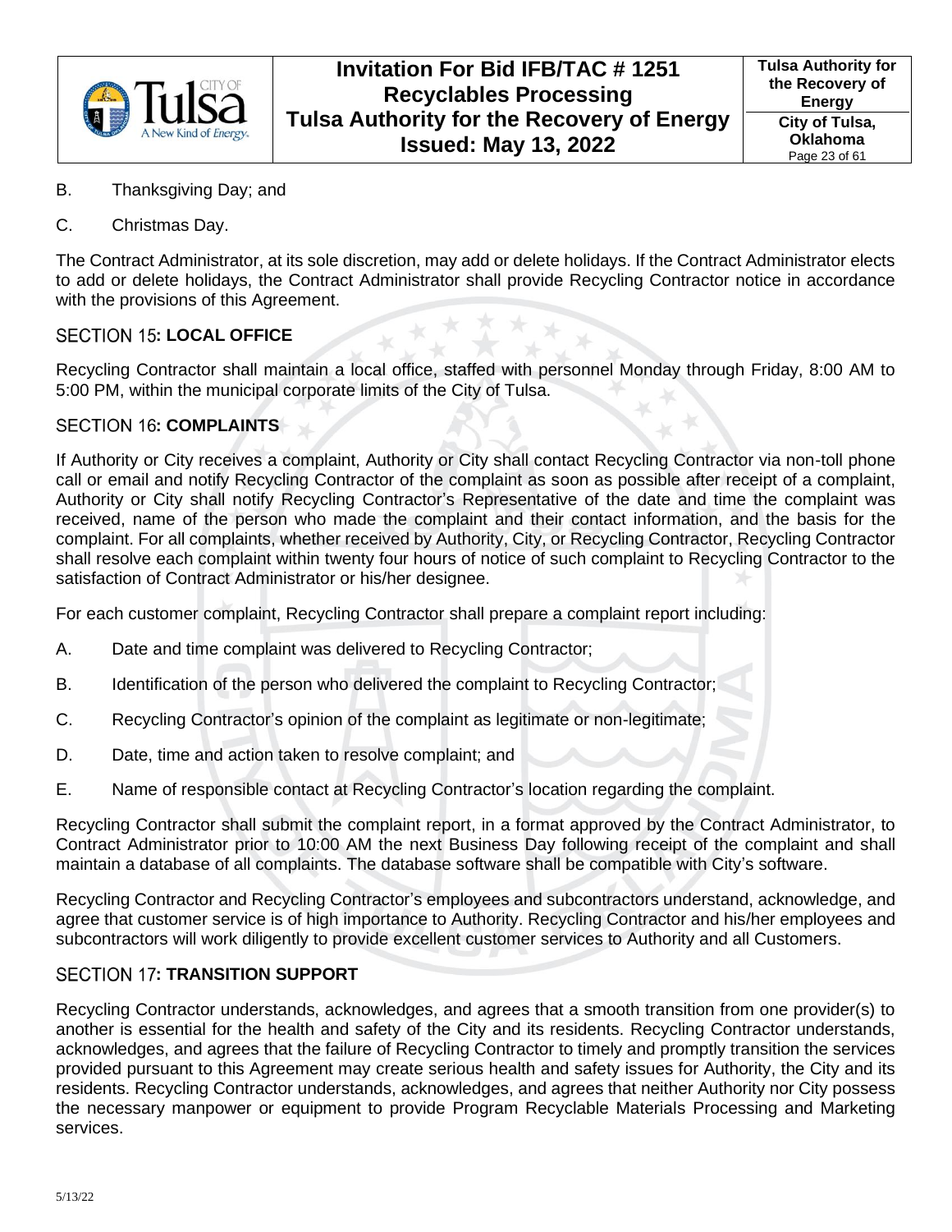B. Thanksgiving Day; and

C. Christmas Day.

The Contract Administrator, at its sole discretion, may add or delete holidays. If the Contract Administrator elects to add or delete holidays, the Contract Administrator shall provide Recycling Contractor notice in accordance with the provisions of this Agreement.

## SECTION 15: LOCAL OFFICE

Recycling Contractor shall maintain a local office, staffed with personnel Monday through Friday, 8:00 AM to 5:00 PM, within the municipal corporate limits of the City of Tulsa.

## SECTION 16: COMPLAINTS

If Authority or City receives a complaint, Authority or City shall contact Recycling Contractor via non-toll phone call or email and notify Recycling Contractor of the complaint as soon as possible after receipt of a complaint, Authority or City shall notify Recycling Contractor's Representative of the date and time the complaint was received, name of the person who made the complaint and their contact information, and the basis for the complaint. For all complaints, whether received by Authority, City, or Recycling Contractor, Recycling Contractor shall resolve each complaint within twenty four hours of notice of such complaint to Recycling Contractor to the satisfaction of Contract Administrator or his/her designee.

For each customer complaint, Recycling Contractor shall prepare a complaint report including:

A. Date and time complaint was delivered to Recycling Contractor;

B. Identification of the person who delivered the complaint to Recycling Contractor;

C. Recycling Contractor's opinion of the complaint as legitimate or non-legitimate;

D. Date, time and action taken to resolve complaint; and

E. Name of responsible contact at Recycling Contractor's location regarding the complaint.

Recycling Contractor shall submit the complaint report, in a format approved by the Contract Administrator, to Contract Administrator prior to 10:00 AM the next Business Day following receipt of the complaint and shall maintain a database of all complaints. The database software shall be compatible with City's software.

Recycling Contractor and Recycling Contractor's employees and subcontractors understand, acknowledge, and agree that customer service is of high importance to Authority. Recycling Contractor and his/her employees and subcontractors will work diligently to provide excellent customer services to Authority and all Customers.

## SECTION 17: TRANSITION SUPPORT

Recycling Contractor understands, acknowledges, and agrees that a smooth transition from one provider(s) to another is essential for the health and safety of the City and its residents. Recycling Contractor understands, acknowledges, and agrees that the failure of Recycling Contractor to timely and promptly transition the services provided pursuant to this Agreement may create serious health and safety issues for Authority, the City and its residents. Recycling Contractor understands, acknowledges, and agrees that neither Authority nor City possess the necessary manpower or equipment to provide Program Recyclable Materials Processing and Marketing services.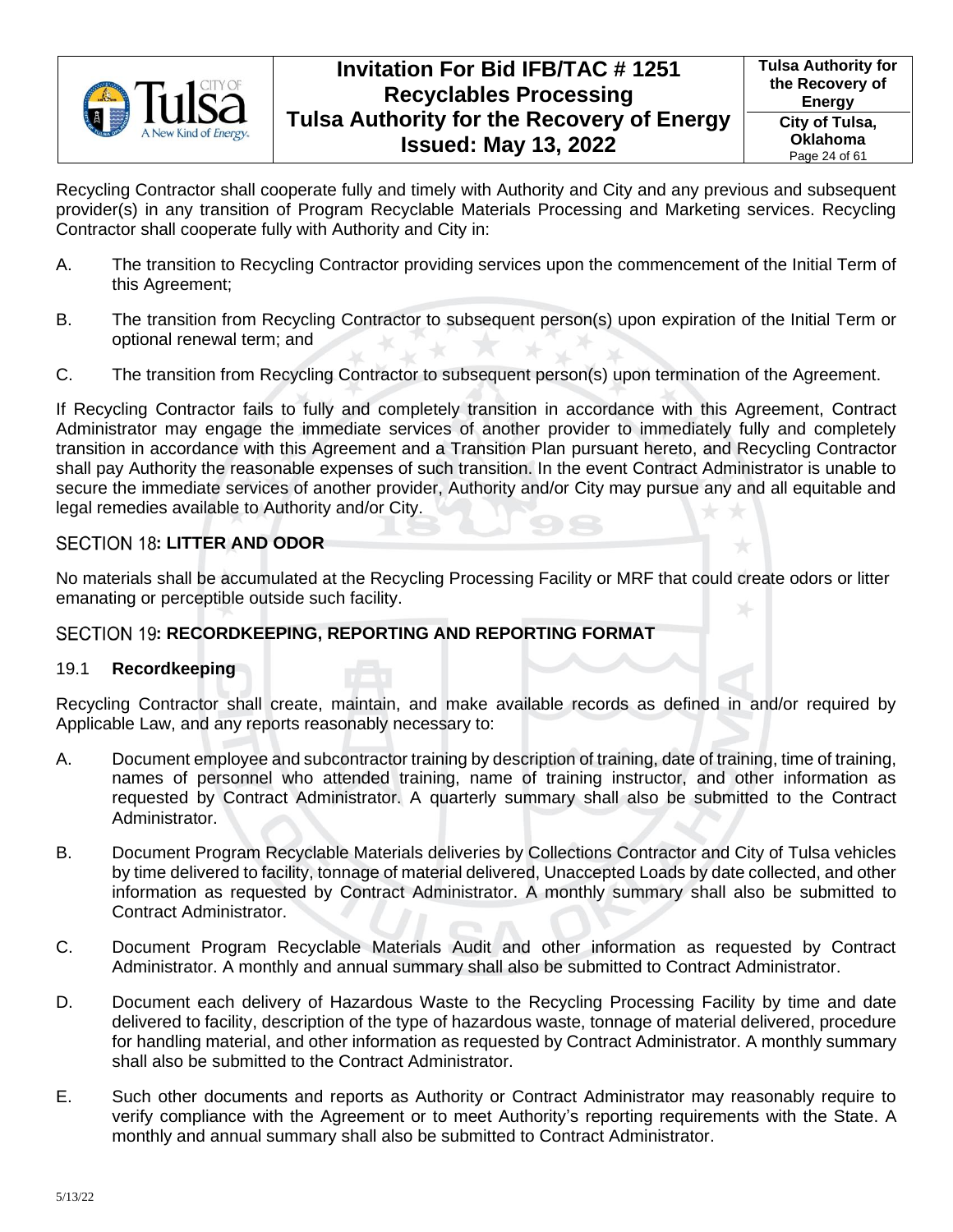Recycling Contractor shall cooperate fully and timely with Authority and City and any previous and subsequent provider(s) in any transition of Program Recyclable Materials Processing and Marketing services. Recycling Contractor shall cooperate fully with Authority and City in:

A. The transition to Recycling Contractor providing services upon the commencement of the Initial Term of this Agreement;

B. The transition from Recycling Contractor to subsequent person(s) upon expiration of the Initial Term or optional renewal term; and

C. The transition from Recycling Contractor to subsequent person(s) upon termination of the Agreement.

If Recycling Contractor fails to fully and completely transition in accordance with this Agreement, Contract Administrator may engage the immediate services of another provider to immediately fully and completely transition in accordance with this Agreement and a Transition Plan pursuant hereto, and Recycling Contractor shall pay Authority the reasonable expenses of such transition. In the event Contract Administrator is unable to secure the immediate services of another provider, Authority and/or City may pursue any and all equitable and legal remedies available to Authority and/or City.

## SECTION 18: LITTER AND ODOR

No materials shall be accumulated at the Recycling Processing Facility or MRF that could create odors or litter emanating or perceptible outside such facility.

## SECTION 19: RECORDKEEPING, REPORTING AND REPORTING FORMAT

### 19.1 Recordkeeping

Recycling Contractor shall create, maintain, and make available records as defined in and/or required by Applicable Law, and any reports reasonably necessary to:

A. Document employee and subcontractor training by description of training, date of training, time of training, names of personnel who attended training, name of training instructor, and other information as requested by Contract Administrator. A quarterly summary shall also be submitted to the Contract Administrator.

B. Document Program Recyclable Materials deliveries by Collections Contractor and City of Tulsa vehicles by time delivered to facility, tonnage of material delivered, Unaccepted Loads by date collected, and other information as requested by Contract Administrator. A monthly summary shall also be submitted to Contract Administrator.

C. Document Program Recyclable Materials Audit and other information as requested by Contract Administrator. A monthly and annual summary shall also be submitted to Contract Administrator.

D. Document each delivery of Hazardous Waste to the Recycling Processing Facility by time and date delivered to facility, description of the type of hazardous waste, tonnage of material delivered, procedure for handling material, and other information as requested by Contract Administrator. A monthly summary shall also be submitted to the Contract Administrator.

E. Such other documents and reports as Authority or Contract Administrator may reasonably require to verify compliance with the Agreement or to meet Authority's reporting requirements with the State. A monthly and annual summary shall also be submitted to Contract Administrator.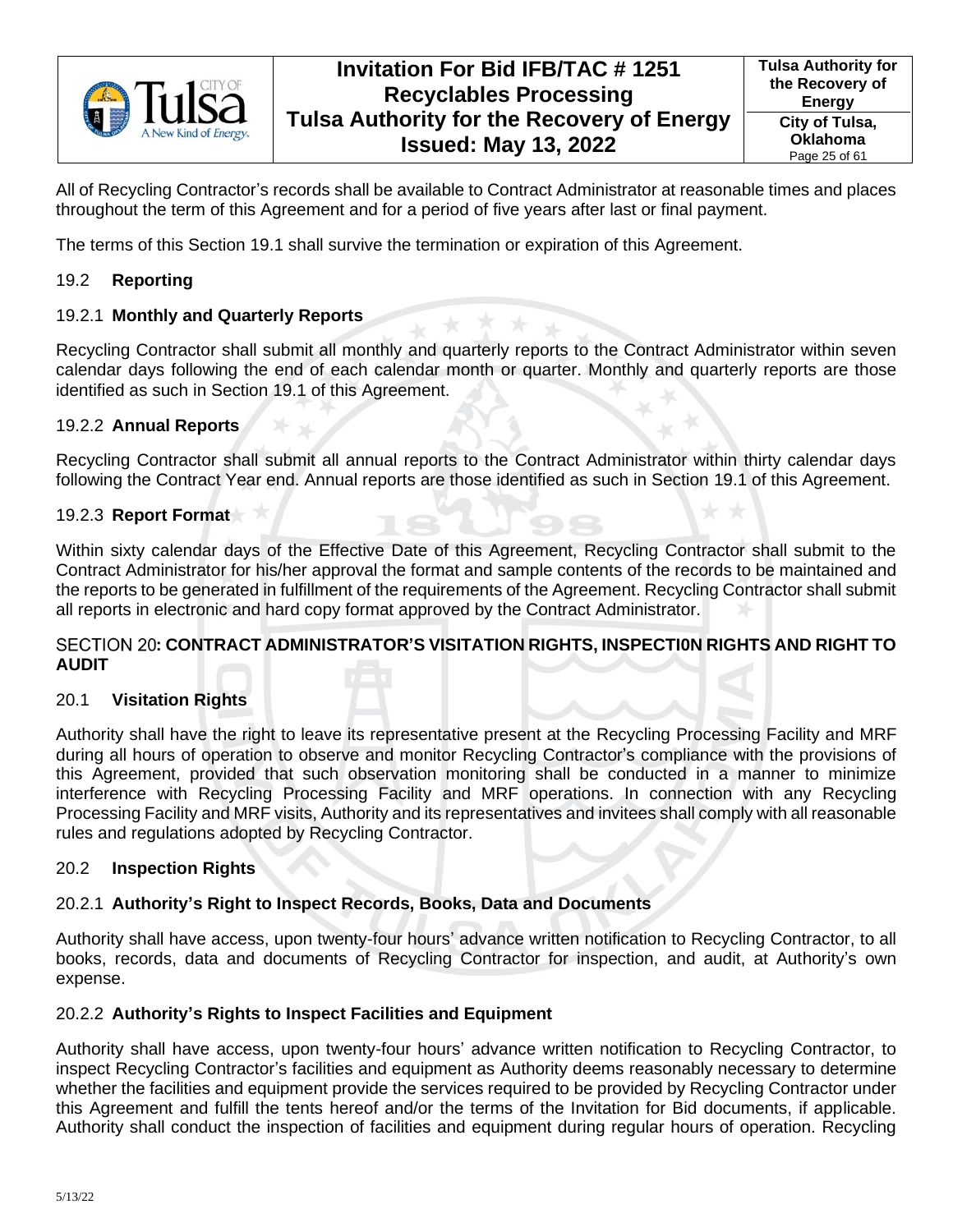All of Recycling Contractor's records shall be available to Contract Administrator at reasonable times and places throughout the term of this Agreement and for a period of five years after last or final payment.

The terms of this Section 19.1 shall survive the termination or expiration of this Agreement.

### 19.2 **Reporting**

#### 19.2.1 **Monthly and Quarterly Reports**

Recycling Contractor shall submit all monthly and quarterly reports to the Contract Administrator within seven calendar days following the end of each calendar month or quarter. Monthly and quarterly reports are those identified as such in Section 19.1 of this Agreement.

#### 19.2.2 **Annual Reports**

Recycling Contractor shall submit all annual reports to the Contract Administrator within thirty calendar days following the Contract Year end. Annual reports are those identified as such in Section 19.1 of this Agreement.

#### 19.2.3 **Report Format**

Within sixty calendar days of the Effective Date of this Agreement, Recycling Contractor shall submit to the Contract Administrator for his/her approval the format and sample contents of the records to be maintained and the reports to be generated in fulfillment of the requirements of the Agreement. Recycling Contractor shall submit all reports in electronic and hard copy format approved by the Contract Administrator.

## SECTION 20**: CONTRACT ADMINISTRATOR'S VISITATION RIGHTS, INSPECTI0N RIGHTS AND RIGHT TO AUDIT**

### 20.1 **Visitation Rights**

Authority shall have the right to leave its representative present at the Recycling Processing Facility and MRF during all hours of operation to observe and monitor Recycling Contractor's compliance with the provisions of this Agreement, provided that such observation monitoring shall be conducted in a manner to minimize interference with Recycling Processing Facility and MRF operations. In connection with any Recycling Processing Facility and MRF visits, Authority and its representatives and invitees shall comply with all reasonable rules and regulations adopted by Recycling Contractor.

### 20.2 **Inspection Rights**

#### 20.2.1 **Authority's Right to Inspect Records, Books, Data and Documents**

Authority shall have access, upon twenty-four hours' advance written notification to Recycling Contractor, to all books, records, data and documents of Recycling Contractor for inspection, and audit, at Authority's own expense.

#### 20.2.2 **Authority's Rights to Inspect Facilities and Equipment**

Authority shall have access, upon twenty-four hours' advance written notification to Recycling Contractor, to inspect Recycling Contractor's facilities and equipment as Authority deems reasonably necessary to determine whether the facilities and equipment provide the services required to be provided by Recycling Contractor under this Agreement and fulfill the tents hereof and/or the terms of the Invitation for Bid documents, if applicable. Authority shall conduct the inspection of facilities and equipment during regular hours of operation. Recycling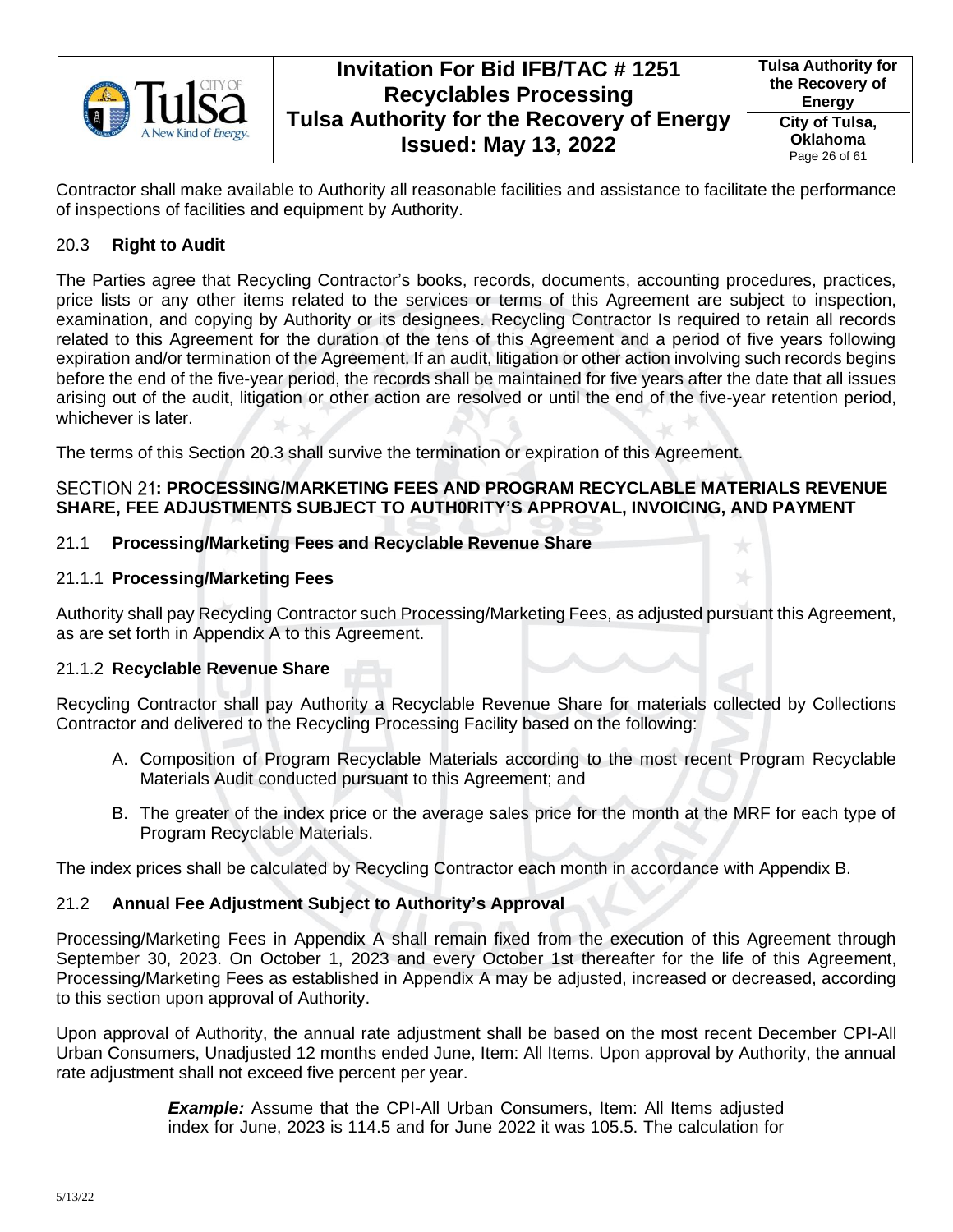Contractor shall make available to Authority all reasonable facilities and assistance to facilitate the performance of inspections of facilities and equipment by Authority.

### 20.3 **Right to Audit**

The Parties agree that Recycling Contractor's books, records, documents, accounting procedures, practices, price lists or any other items related to the services or terms of this Agreement are subject to inspection, examination, and copying by Authority or its designees. Recycling Contractor Is required to retain all records related to this Agreement for the duration of the tens of this Agreement and a period of five years following expiration and/or termination of the Agreement. If an audit, litigation or other action involving such records begins before the end of the five-year period, the records shall be maintained for five years after the date that all issues arising out of the audit, litigation or other action are resolved or until the end of the five-year retention period, whichever is later.

The terms of this Section 20.3 shall survive the termination or expiration of this Agreement.

## SECTION 21: **PROCESSING/MARKETING FEES AND PROGRAM RECYCLABLE MATERIALS REVENUE SHARE, FEE ADJUSTMENTS SUBJECT TO AUTH0RITY'S APPROVAL, INVOICING, AND PAYMENT**

### 21.1 **Processing/Marketing Fees and Recyclable Revenue Share**

#### 21.1.1 **Processing/Marketing Fees**

Authority shall pay Recycling Contractor such Processing/Marketing Fees, as adjusted pursuant this Agreement, as are set forth in Appendix A to this Agreement.

#### 21.1.2 **Recyclable Revenue Share**

Recycling Contractor shall pay Authority a Recyclable Revenue Share for materials collected by Collections Contractor and delivered to the Recycling Processing Facility based on the following:

A. Composition of Program Recyclable Materials according to the most recent Program Recyclable Materials Audit conducted pursuant to this Agreement; and

B. The greater of the index price or the average sales price for the month at the MRF for each type of Program Recyclable Materials.

The index prices shall be calculated by Recycling Contractor each month in accordance with Appendix B.

### 21.2 **Annual Fee Adjustment Subject to Authority's Approval**

Processing/Marketing Fees in Appendix A shall remain fixed from the execution of this Agreement through September 30, 2023. On October 1, 2023 and every October 1st thereafter for the life of this Agreement, Processing/Marketing Fees as established in Appendix A may be adjusted, increased or decreased, according to this section upon approval of Authority.

Upon approval of Authority, the annual rate adjustment shall be based on the most recent December CPI-All Urban Consumers, Unadjusted 12 months ended June, Item: All Items. Upon approval by Authority, the annual rate adjustment shall not exceed five percent per year.

> ***Example:*** Assume that the CPI-All Urban Consumers, Item: All Items adjusted index for June, 2023 is 114.5 and for June 2022 it was 105.5. The calculation for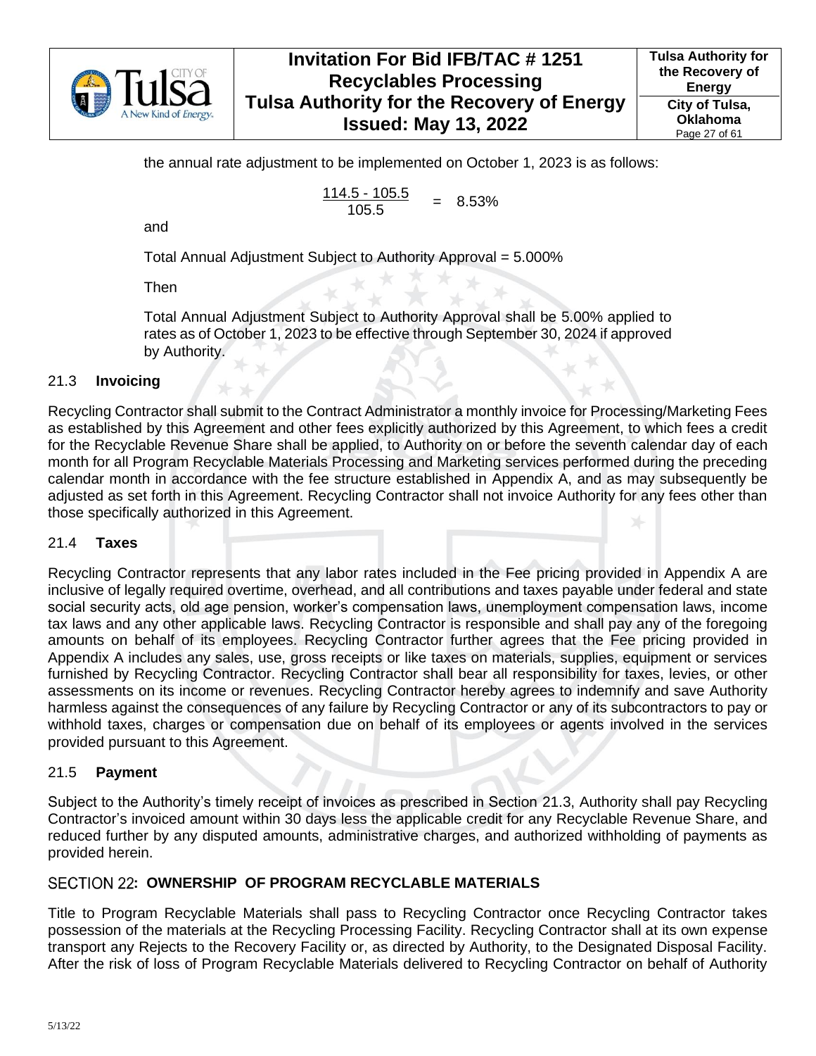the annual rate adjustment to be implemented on October 1, 2023 is as follows:

$$\frac{114.5 - 105.5}{105.5} = 8.53\%$$

and

Total Annual Adjustment Subject to Authority Approval = 5.000%

Then

Total Annual Adjustment Subject to Authority Approval shall be 5.00% applied to rates as of October 1, 2023 to be effective through September 30, 2024 if approved by Authority.

### 21.3 **Invoicing**

Recycling Contractor shall submit to the Contract Administrator a monthly invoice for Processing/Marketing Fees as established by this Agreement and other fees explicitly authorized by this Agreement, to which fees a credit for the Recyclable Revenue Share shall be applied, to Authority on or before the seventh calendar day of each month for all Program Recyclable Materials Processing and Marketing services performed during the preceding calendar month in accordance with the fee structure established in Appendix A, and as may subsequently be adjusted as set forth in this Agreement. Recycling Contractor shall not invoice Authority for any fees other than those specifically authorized in this Agreement.

### 21.4 **Taxes**

Recycling Contractor represents that any labor rates included in the Fee pricing provided in Appendix A are inclusive of legally required overtime, overhead, and all contributions and taxes payable under federal and state social security acts, old age pension, worker's compensation laws, unemployment compensation laws, income tax laws and any other applicable laws. Recycling Contractor is responsible and shall pay any of the foregoing amounts on behalf of its employees. Recycling Contractor further agrees that the Fee pricing provided in Appendix A includes any sales, use, gross receipts or like taxes on materials, supplies, equipment or services furnished by Recycling Contractor. Recycling Contractor shall bear all responsibility for taxes, levies, or other assessments on its income or revenues. Recycling Contractor hereby agrees to indemnify and save Authority harmless against the consequences of any failure by Recycling Contractor or any of its subcontractors to pay or withhold taxes, charges or compensation due on behalf of its employees or agents involved in the services provided pursuant to this Agreement.

### 21.5 **Payment**

Subject to the Authority's timely receipt of invoices as prescribed in Section 21.3, Authority shall pay Recycling Contractor's invoiced amount within 30 days less the applicable credit for any Recyclable Revenue Share, and reduced further by any disputed amounts, administrative charges, and authorized withholding of payments as provided herein.

## SECTION 22: OWNERSHIP OF PROGRAM RECYCLABLE MATERIALS

Title to Program Recyclable Materials shall pass to Recycling Contractor once Recycling Contractor takes possession of the materials at the Recycling Processing Facility. Recycling Contractor shall at its own expense transport any Rejects to the Recovery Facility or, as directed by Authority, to the Designated Disposal Facility. After the risk of loss of Program Recyclable Materials delivered to Recycling Contractor on behalf of Authority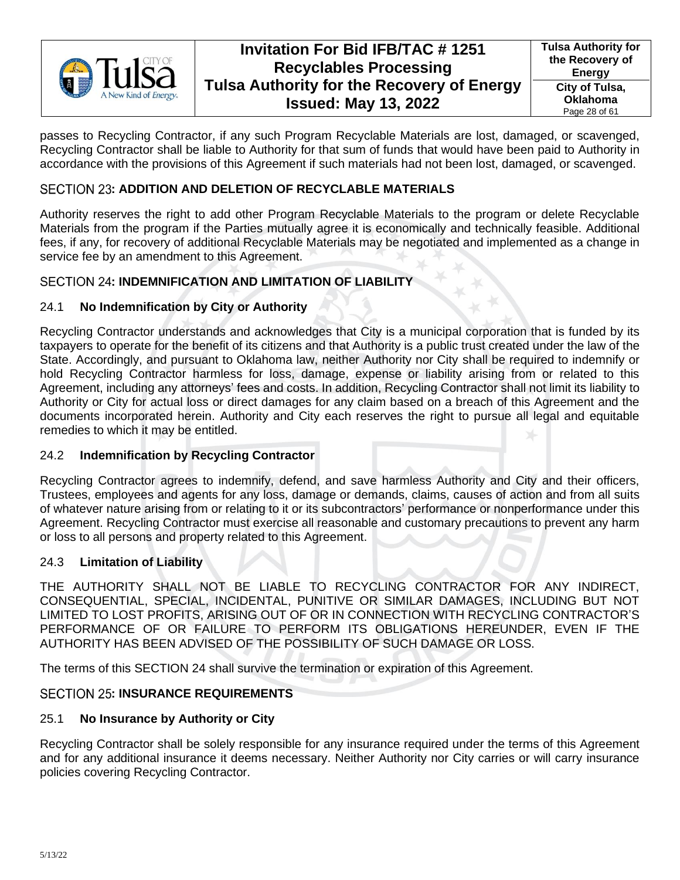passes to Recycling Contractor, if any such Program Recyclable Materials are lost, damaged, or scavenged, Recycling Contractor shall be liable to Authority for that sum of funds that would have been paid to Authority in accordance with the provisions of this Agreement if such materials had not been lost, damaged, or scavenged.

## SECTION 23: ADDITION AND DELETION OF RECYCLABLE MATERIALS

Authority reserves the right to add other Program Recyclable Materials to the program or delete Recyclable Materials from the program if the Parties mutually agree it is economically and technically feasible. Additional fees, if any, for recovery of additional Recyclable Materials may be negotiated and implemented as a change in service fee by an amendment to this Agreement.

## SECTION 24: INDEMNIFICATION AND LIMITATION OF LIABILITY

### 24.1 No Indemnification by City or Authority

Recycling Contractor understands and acknowledges that City is a municipal corporation that is funded by its taxpayers to operate for the benefit of its citizens and that Authority is a public trust created under the law of the State. Accordingly, and pursuant to Oklahoma law, neither Authority nor City shall be required to indemnify or hold Recycling Contractor harmless for loss, damage, expense or liability arising from or related to this Agreement, including any attorneys' fees and costs. In addition, Recycling Contractor shall not limit its liability to Authority or City for actual loss or direct damages for any claim based on a breach of this Agreement and the documents incorporated herein. Authority and City each reserves the right to pursue all legal and equitable remedies to which it may be entitled.

### 24.2 Indemnification by Recycling Contractor

Recycling Contractor agrees to indemnify, defend, and save harmless Authority and City and their officers, Trustees, employees and agents for any loss, damage or demands, claims, causes of action and from all suits of whatever nature arising from or relating to it or its subcontractors' performance or nonperformance under this Agreement. Recycling Contractor must exercise all reasonable and customary precautions to prevent any harm or loss to all persons and property related to this Agreement.

### 24.3 Limitation of Liability

THE AUTHORITY SHALL NOT BE LIABLE TO RECYCLING CONTRACTOR FOR ANY INDIRECT, CONSEQUENTIAL, SPECIAL, INCIDENTAL, PUNITIVE OR SIMILAR DAMAGES, INCLUDING BUT NOT LIMITED TO LOST PROFITS, ARISING OUT OF OR IN CONNECTION WITH RECYCLING CONTRACTOR'S PERFORMANCE OF OR FAILURE TO PERFORM ITS OBLIGATIONS HEREUNDER, EVEN IF THE AUTHORITY HAS BEEN ADVISED OF THE POSSIBILITY OF SUCH DAMAGE OR LOSS.

The terms of this SECTION 24 shall survive the termination or expiration of this Agreement.

## SECTION 25: INSURANCE REQUIREMENTS

### 25.1 No Insurance by Authority or City

Recycling Contractor shall be solely responsible for any insurance required under the terms of this Agreement and for any additional insurance it deems necessary. Neither Authority nor City carries or will carry insurance policies covering Recycling Contractor.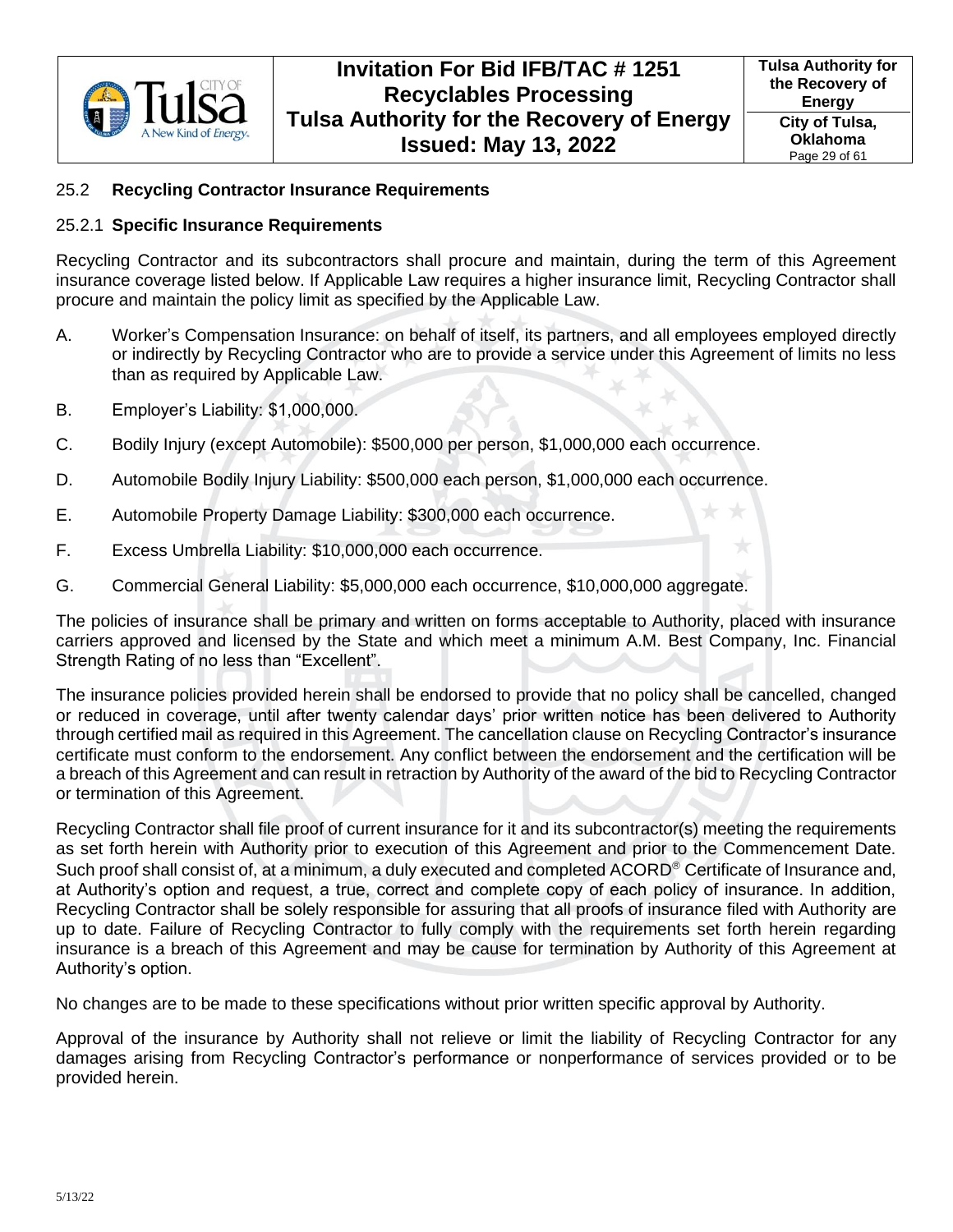## 25.2 **Recycling Contractor Insurance Requirements**

### 25.2.1 **Specific Insurance Requirements**

Recycling Contractor and its subcontractors shall procure and maintain, during the term of this Agreement insurance coverage listed below. If Applicable Law requires a higher insurance limit, Recycling Contractor shall procure and maintain the policy limit as specified by the Applicable Law.

A. Worker's Compensation Insurance: on behalf of itself, its partners, and all employees employed directly or indirectly by Recycling Contractor who are to provide a service under this Agreement of limits no less than as required by Applicable Law.

B. Employer's Liability: $1,000,000.

C. Bodily Injury (except Automobile): $500,000 per person, $1,000,000 each occurrence.

D. Automobile Bodily Injury Liability: $500,000 each person, $1,000,000 each occurrence.

E. Automobile Property Damage Liability: $300,000 each occurrence.

F. Excess Umbrella Liability: $10,000,000 each occurrence.

G. Commercial General Liability: $5,000,000 each occurrence, $10,000,000 aggregate.

The policies of insurance shall be primary and written on forms acceptable to Authority, placed with insurance carriers approved and licensed by the State and which meet a minimum A.M. Best Company, Inc. Financial Strength Rating of no less than "Excellent".

The insurance policies provided herein shall be endorsed to provide that no policy shall be cancelled, changed or reduced in coverage, until after twenty calendar days' prior written notice has been delivered to Authority through certified mail as required in this Agreement. The cancellation clause on Recycling Contractor's insurance certificate must conform to the endorsement. Any conflict between the endorsement and the certification will be a breach of this Agreement and can result in retraction by Authority of the award of the bid to Recycling Contractor or termination of this Agreement.

Recycling Contractor shall file proof of current insurance for it and its subcontractor(s) meeting the requirements as set forth herein with Authority prior to execution of this Agreement and prior to the Commencement Date. Such proof shall consist of, at a minimum, a duly executed and completed ACORD® Certificate of Insurance and, at Authority's option and request, a true, correct and complete copy of each policy of insurance. In addition, Recycling Contractor shall be solely responsible for assuring that all proofs of insurance filed with Authority are up to date. Failure of Recycling Contractor to fully comply with the requirements set forth herein regarding insurance is a breach of this Agreement and may be cause for termination by Authority of this Agreement at Authority's option.

No changes are to be made to these specifications without prior written specific approval by Authority.

Approval of the insurance by Authority shall not relieve or limit the liability of Recycling Contractor for any damages arising from Recycling Contractor's performance or nonperformance of services provided or to be provided herein.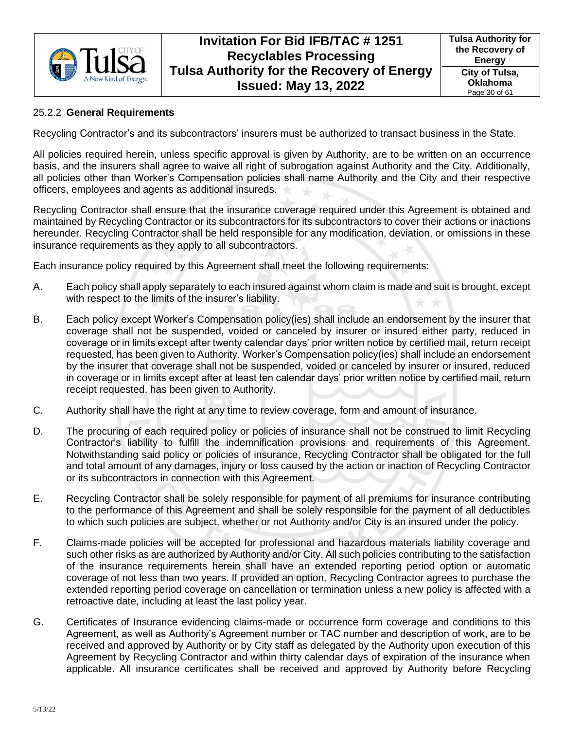### 25.2.2 **General Requirements**

Recycling Contractor's and its subcontractors' insurers must be authorized to transact business in the State.

All policies required herein, unless specific approval is given by Authority, are to be written on an occurrence basis, and the insurers shall agree to waive all right of subrogation against Authority and the City. Additionally, all policies other than Worker's Compensation policies shall name Authority and the City and their respective officers, employees and agents as additional insureds.

Recycling Contractor shall ensure that the insurance coverage required under this Agreement is obtained and maintained by Recycling Contractor or its subcontractors for its subcontractors to cover their actions or inactions hereunder. Recycling Contractor shall be held responsible for any modification, deviation, or omissions in these insurance requirements as they apply to all subcontractors.

Each insurance policy required by this Agreement shall meet the following requirements:

A. Each policy shall apply separately to each insured against whom claim is made and suit is brought, except with respect to the limits of the insurer's liability.

B. Each policy except Worker's Compensation policy(ies) shall include an endorsement by the insurer that coverage shall not be suspended, voided or canceled by insurer or insured either party, reduced in coverage or in limits except after twenty calendar days' prior written notice by certified mail, return receipt requested, has been given to Authority. Worker's Compensation policy(ies) shall include an endorsement by the insurer that coverage shall not be suspended, voided or canceled by insurer or insured, reduced in coverage or in limits except after at least ten calendar days' prior written notice by certified mail, return receipt requested, has been given to Authority.

C. Authority shall have the right at any time to review coverage, form and amount of insurance.

D. The procuring of each required policy or policies of insurance shall not be construed to limit Recycling Contractor's liability to fulfill the indemnification provisions and requirements of this Agreement. Notwithstanding said policy or policies of insurance, Recycling Contractor shall be obligated for the full and total amount of any damages, injury or loss caused by the action or inaction of Recycling Contractor or its subcontractors in connection with this Agreement.

E. Recycling Contractor shall be solely responsible for payment of all premiums for insurance contributing to the performance of this Agreement and shall be solely responsible for the payment of all deductibles to which such policies are subject, whether or not Authority and/or City is an insured under the policy.

F. Claims-made policies will be accepted for professional and hazardous materials liability coverage and such other risks as are authorized by Authority and/or City. All such policies contributing to the satisfaction of the insurance requirements herein shall have an extended reporting period option or automatic coverage of not less than two years. If provided an option, Recycling Contractor agrees to purchase the extended reporting period coverage on cancellation or termination unless a new policy is affected with a retroactive date, including at least the last policy year.

G. Certificates of Insurance evidencing claims-made or occurrence form coverage and conditions to this Agreement, as well as Authority's Agreement number or TAC number and description of work, are to be received and approved by Authority or by City staff as delegated by the Authority upon execution of this Agreement by Recycling Contractor and within thirty calendar days of expiration of the insurance when applicable. All insurance certificates shall be received and approved by Authority before Recycling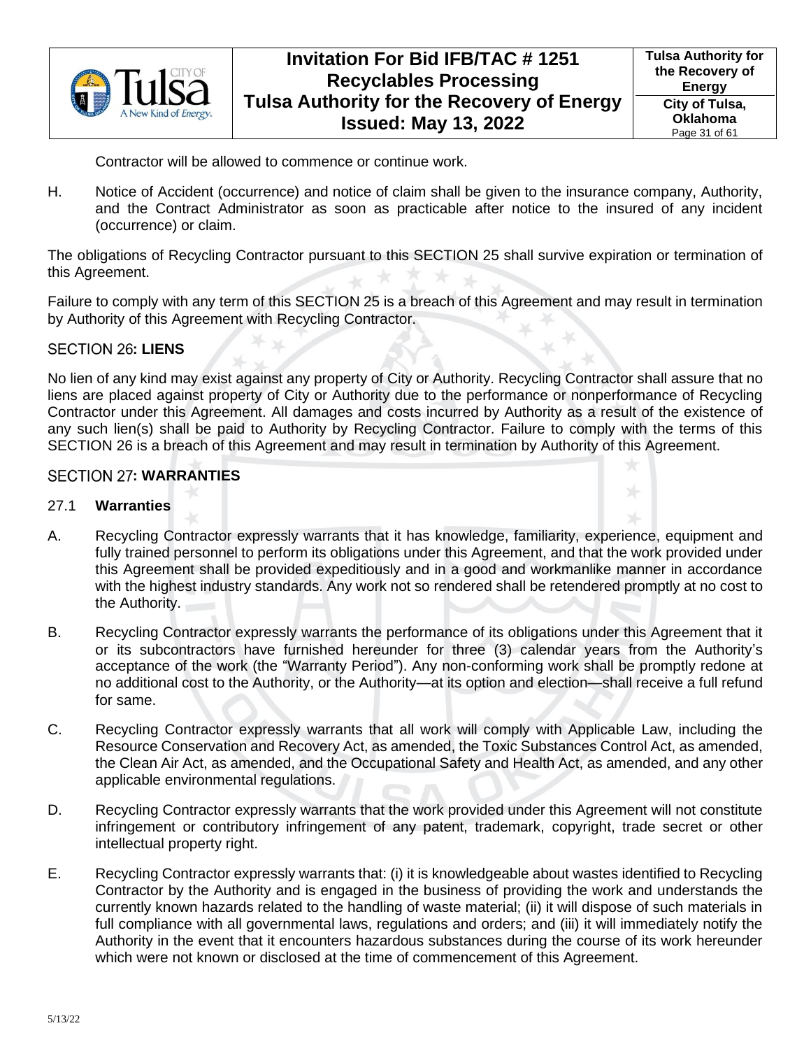Contractor will be allowed to commence or continue work.

H. Notice of Accident (occurrence) and notice of claim shall be given to the insurance company, Authority, and the Contract Administrator as soon as practicable after notice to the insured of any incident (occurrence) or claim.

The obligations of Recycling Contractor pursuant to this SECTION 25 shall survive expiration or termination of this Agreement.

Failure to comply with any term of this SECTION 25 is a breach of this Agreement and may result in termination by Authority of this Agreement with Recycling Contractor.

## SECTION 26: LIENS

No lien of any kind may exist against any property of City or Authority. Recycling Contractor shall assure that no liens are placed against property of City or Authority due to the performance or nonperformance of Recycling Contractor under this Agreement. All damages and costs incurred by Authority as a result of the existence of any such lien(s) shall be paid to Authority by Recycling Contractor. Failure to comply with the terms of this SECTION 26 is a breach of this Agreement and may result in termination by Authority of this Agreement.

## SECTION 27: WARRANTIES

### 27.1 Warranties

A. Recycling Contractor expressly warrants that it has knowledge, familiarity, experience, equipment and fully trained personnel to perform its obligations under this Agreement, and that the work provided under this Agreement shall be provided expeditiously and in a good and workmanlike manner in accordance with the highest industry standards. Any work not so rendered shall be retendered promptly at no cost to the Authority.

B. Recycling Contractor expressly warrants the performance of its obligations under this Agreement that it or its subcontractors have furnished hereunder for three (3) calendar years from the Authority's acceptance of the work (the "Warranty Period"). Any non-conforming work shall be promptly redone at no additional cost to the Authority, or the Authority—at its option and election—shall receive a full refund for same.

C. Recycling Contractor expressly warrants that all work will comply with Applicable Law, including the Resource Conservation and Recovery Act, as amended, the Toxic Substances Control Act, as amended, the Clean Air Act, as amended, and the Occupational Safety and Health Act, as amended, and any other applicable environmental regulations.

D. Recycling Contractor expressly warrants that the work provided under this Agreement will not constitute infringement or contributory infringement of any patent, trademark, copyright, trade secret or other intellectual property right.

E. Recycling Contractor expressly warrants that: (i) it is knowledgeable about wastes identified to Recycling Contractor by the Authority and is engaged in the business of providing the work and understands the currently known hazards related to the handling of waste material; (ii) it will dispose of such materials in full compliance with all governmental laws, regulations and orders; and (iii) it will immediately notify the Authority in the event that it encounters hazardous substances during the course of its work hereunder which were not known or disclosed at the time of commencement of this Agreement.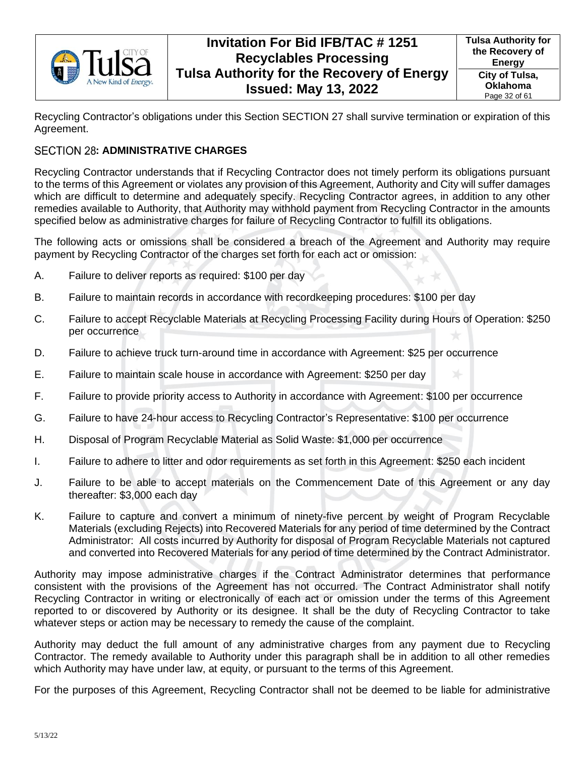Recycling Contractor's obligations under this Section SECTION 27 shall survive termination or expiration of this Agreement.

## SECTION 28: ADMINISTRATIVE CHARGES

Recycling Contractor understands that if Recycling Contractor does not timely perform its obligations pursuant to the terms of this Agreement or violates any provision of this Agreement, Authority and City will suffer damages which are difficult to determine and adequately specify. Recycling Contractor agrees, in addition to any other remedies available to Authority, that Authority may withhold payment from Recycling Contractor in the amounts specified below as administrative charges for failure of Recycling Contractor to fulfill its obligations.

The following acts or omissions shall be considered a breach of the Agreement and Authority may require payment by Recycling Contractor of the charges set forth for each act or omission:

A. Failure to deliver reports as required: $100 per day

B. Failure to maintain records in accordance with recordkeeping procedures: $100 per day

C. Failure to accept Recyclable Materials at Recycling Processing Facility during Hours of Operation: $250 per occurrence

D. Failure to achieve truck turn-around time in accordance with Agreement: $25 per occurrence

E. Failure to maintain scale house in accordance with Agreement: $250 per day

F. Failure to provide priority access to Authority in accordance with Agreement: $100 per occurrence

G. Failure to have 24-hour access to Recycling Contractor's Representative: $100 per occurrence

H. Disposal of Program Recyclable Material as Solid Waste: $1,000 per occurrence

I. Failure to adhere to litter and odor requirements as set forth in this Agreement: $250 each incident

J. Failure to be able to accept materials on the Commencement Date of this Agreement or any day thereafter: $3,000 each day

K. Failure to capture and convert a minimum of ninety-five percent by weight of Program Recyclable Materials (excluding Rejects) into Recovered Materials for any period of time determined by the Contract Administrator: All costs incurred by Authority for disposal of Program Recyclable Materials not captured and converted into Recovered Materials for any period of time determined by the Contract Administrator.

Authority may impose administrative charges if the Contract Administrator determines that performance consistent with the provisions of the Agreement has not occurred. The Contract Administrator shall notify Recycling Contractor in writing or electronically of each act or omission under the terms of this Agreement reported to or discovered by Authority or its designee. It shall be the duty of Recycling Contractor to take whatever steps or action may be necessary to remedy the cause of the complaint.

Authority may deduct the full amount of any administrative charges from any payment due to Recycling Contractor. The remedy available to Authority under this paragraph shall be in addition to all other remedies which Authority may have under law, at equity, or pursuant to the terms of this Agreement.

For the purposes of this Agreement, Recycling Contractor shall not be deemed to be liable for administrative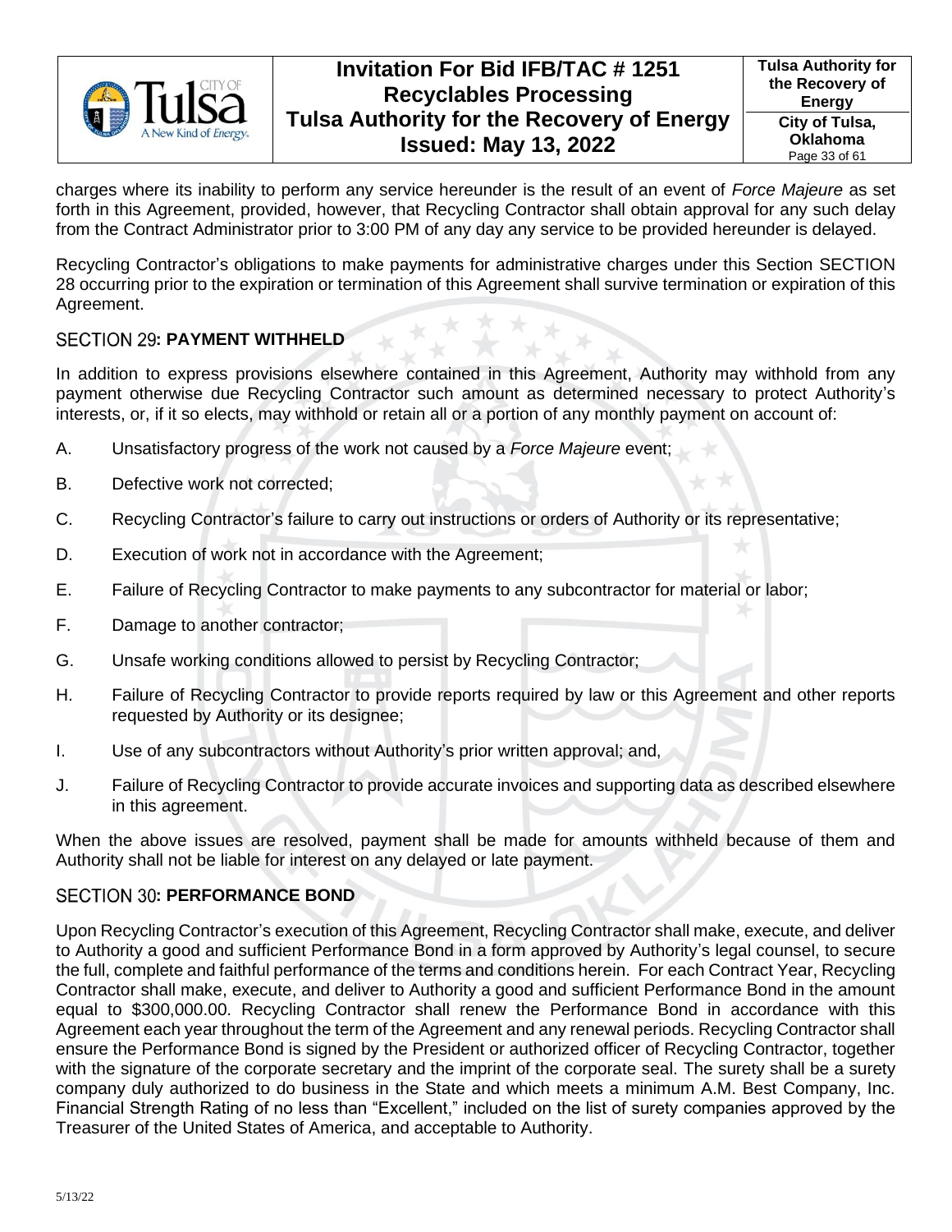charges where its inability to perform any service hereunder is the result of an event of *Force Majeure* as set forth in this Agreement, provided, however, that Recycling Contractor shall obtain approval for any such delay from the Contract Administrator prior to 3:00 PM of any day any service to be provided hereunder is delayed.

Recycling Contractor's obligations to make payments for administrative charges under this Section SECTION 28 occurring prior to the expiration or termination of this Agreement shall survive termination or expiration of this Agreement.

## SECTION 29: PAYMENT WITHHELD

In addition to express provisions elsewhere contained in this Agreement, Authority may withhold from any payment otherwise due Recycling Contractor such amount as determined necessary to protect Authority's interests, or, if it so elects, may withhold or retain all or a portion of any monthly payment on account of:

A. Unsatisfactory progress of the work not caused by a *Force Majeure* event;

B. Defective work not corrected;

C. Recycling Contractor's failure to carry out instructions or orders of Authority or its representative;

D. Execution of work not in accordance with the Agreement;

E. Failure of Recycling Contractor to make payments to any subcontractor for material or labor;

F. Damage to another contractor;

G. Unsafe working conditions allowed to persist by Recycling Contractor;

H. Failure of Recycling Contractor to provide reports required by law or this Agreement and other reports requested by Authority or its designee;

I. Use of any subcontractors without Authority's prior written approval; and,

J. Failure of Recycling Contractor to provide accurate invoices and supporting data as described elsewhere in this agreement.

When the above issues are resolved, payment shall be made for amounts withheld because of them and Authority shall not be liable for interest on any delayed or late payment.

## SECTION 30: PERFORMANCE BOND

Upon Recycling Contractor's execution of this Agreement, Recycling Contractor shall make, execute, and deliver to Authority a good and sufficient Performance Bond in a form approved by Authority's legal counsel, to secure the full, complete and faithful performance of the terms and conditions herein. For each Contract Year, Recycling Contractor shall make, execute, and deliver to Authority a good and sufficient Performance Bond in the amount equal to $300,000.00. Recycling Contractor shall renew the Performance Bond in accordance with this Agreement each year throughout the term of the Agreement and any renewal periods. Recycling Contractor shall ensure the Performance Bond is signed by the President or authorized officer of Recycling Contractor, together with the signature of the corporate secretary and the imprint of the corporate seal. The surety shall be a surety company duly authorized to do business in the State and which meets a minimum A.M. Best Company, Inc. Financial Strength Rating of no less than "Excellent," included on the list of surety companies approved by the Treasurer of the United States of America, and acceptable to Authority.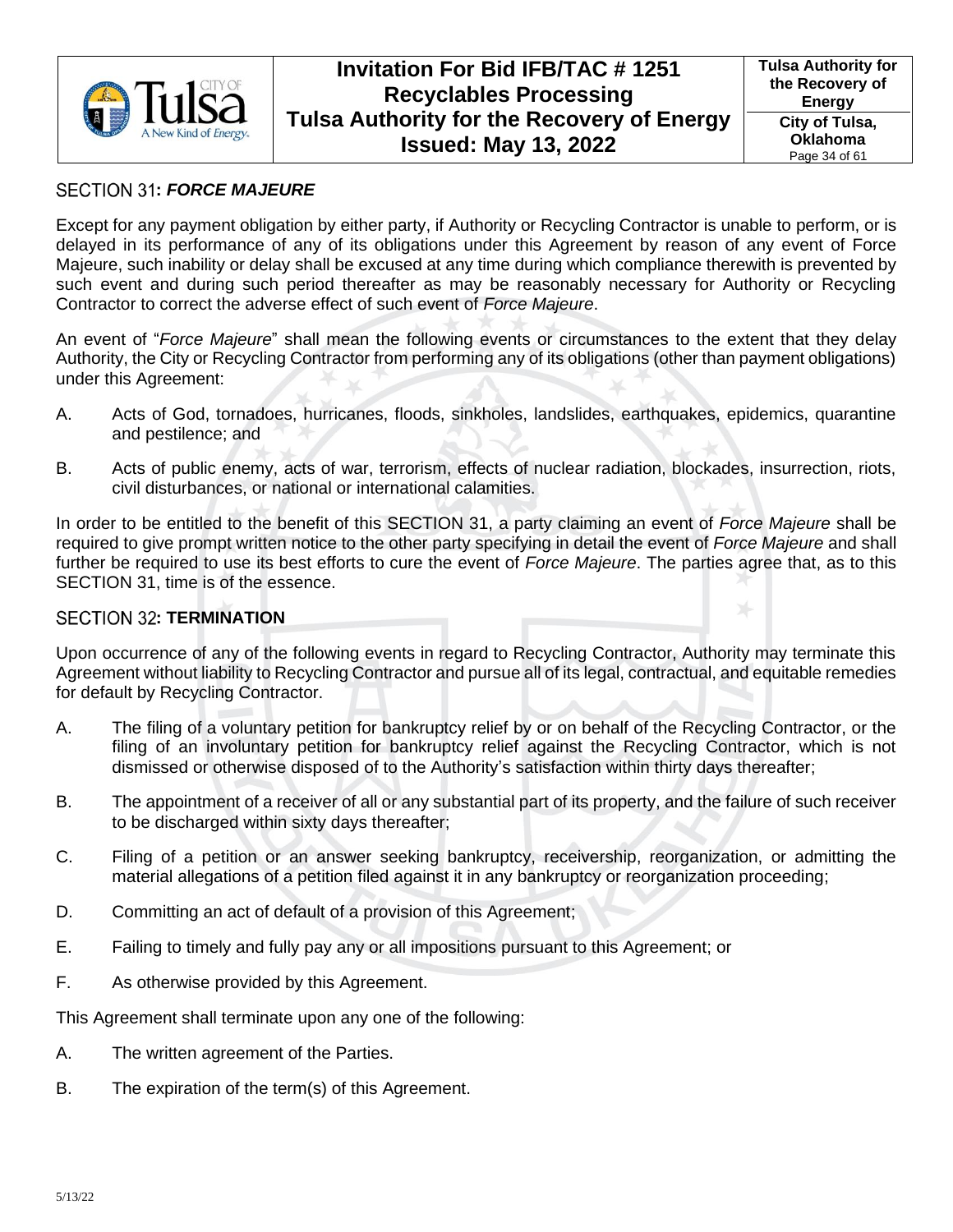## SECTION 31: *FORCE MAJEURE*

Except for any payment obligation by either party, if Authority or Recycling Contractor is unable to perform, or is delayed in its performance of any of its obligations under this Agreement by reason of any event of Force Majeure, such inability or delay shall be excused at any time during which compliance therewith is prevented by such event and during such period thereafter as may be reasonably necessary for Authority or Recycling Contractor to correct the adverse effect of such event of *Force Majeure*.

An event of "*Force Majeure*" shall mean the following events or circumstances to the extent that they delay Authority, the City or Recycling Contractor from performing any of its obligations (other than payment obligations) under this Agreement:

A. Acts of God, tornadoes, hurricanes, floods, sinkholes, landslides, earthquakes, epidemics, quarantine and pestilence; and

B. Acts of public enemy, acts of war, terrorism, effects of nuclear radiation, blockades, insurrection, riots, civil disturbances, or national or international calamities.

In order to be entitled to the benefit of this SECTION 31, a party claiming an event of *Force Majeure* shall be required to give prompt written notice to the other party specifying in detail the event of *Force Majeure* and shall further be required to use its best efforts to cure the event of *Force Majeure*. The parties agree that, as to this SECTION 31, time is of the essence.

## SECTION 32: TERMINATION

Upon occurrence of any of the following events in regard to Recycling Contractor, Authority may terminate this Agreement without liability to Recycling Contractor and pursue all of its legal, contractual, and equitable remedies for default by Recycling Contractor.

A. The filing of a voluntary petition for bankruptcy relief by or on behalf of the Recycling Contractor, or the filing of an involuntary petition for bankruptcy relief against the Recycling Contractor, which is not dismissed or otherwise disposed of to the Authority's satisfaction within thirty days thereafter;

B. The appointment of a receiver of all or any substantial part of its property, and the failure of such receiver to be discharged within sixty days thereafter;

C. Filing of a petition or an answer seeking bankruptcy, receivership, reorganization, or admitting the material allegations of a petition filed against it in any bankruptcy or reorganization proceeding;

D. Committing an act of default of a provision of this Agreement;

E. Failing to timely and fully pay any or all impositions pursuant to this Agreement; or

F. As otherwise provided by this Agreement.

This Agreement shall terminate upon any one of the following:

A. The written agreement of the Parties.

B. The expiration of the term(s) of this Agreement.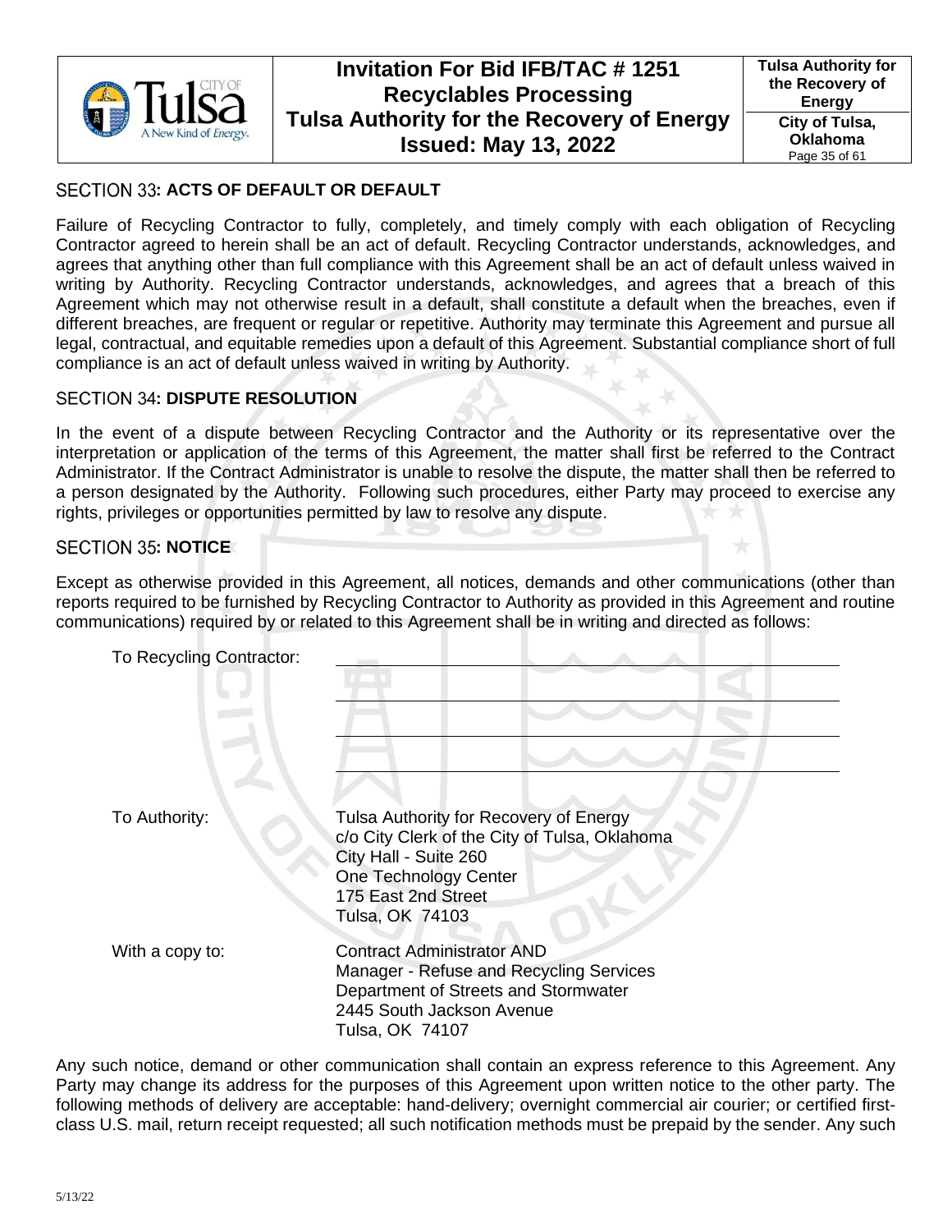## SECTION 33: ACTS OF DEFAULT OR DEFAULT

Failure of Recycling Contractor to fully, completely, and timely comply with each obligation of Recycling Contractor agreed to herein shall be an act of default. Recycling Contractor understands, acknowledges, and agrees that anything other than full compliance with this Agreement shall be an act of default unless waived in writing by Authority. Recycling Contractor understands, acknowledges, and agrees that a breach of this Agreement which may not otherwise result in a default, shall constitute a default when the breaches, even if different breaches, are frequent or regular or repetitive. Authority may terminate this Agreement and pursue all legal, contractual, and equitable remedies upon a default of this Agreement. Substantial compliance short of full compliance is an act of default unless waived in writing by Authority.

## SECTION 34: DISPUTE RESOLUTION

In the event of a dispute between Recycling Contractor and the Authority or its representative over the interpretation or application of the terms of this Agreement, the matter shall first be referred to the Contract Administrator. If the Contract Administrator is unable to resolve the dispute, the matter shall then be referred to a person designated by the Authority. Following such procedures, either Party may proceed to exercise any rights, privileges or opportunities permitted by law to resolve any dispute.

## SECTION 35: NOTICE

Except as otherwise provided in this Agreement, all notices, demands and other communications (other than reports required to be furnished by Recycling Contractor to Authority as provided in this Agreement and routine communications) required by or related to this Agreement shall be in writing and directed as follows:

To Recycling Contractor: \_\_\_\_\_\_\_\_\_\_\_\_\_\_\_\_\_\_\_\_\_\_\_\_\_\_\_\_\_\_\_\_\_\_\_\_\_\_\_\_

\_\_\_\_\_\_\_\_\_\_\_\_\_\_\_\_\_\_\_\_\_\_\_\_\_\_\_\_\_\_\_\_\_\_\_\_\_\_\_\_

\_\_\_\_\_\_\_\_\_\_\_\_\_\_\_\_\_\_\_\_\_\_\_\_\_\_\_\_\_\_\_\_\_\_\_\_\_\_\_\_

\_\_\_\_\_\_\_\_\_\_\_\_\_\_\_\_\_\_\_\_\_\_\_\_\_\_\_\_\_\_\_\_\_\_\_\_\_\_\_\_

To Authority:

Tulsa Authority for Recovery of Energy
c/o City Clerk of the City of Tulsa, Oklahoma
City Hall - Suite 260
One Technology Center
175 East 2nd Street
Tulsa, OK 74103

With a copy to:

Contract Administrator AND
Manager - Refuse and Recycling Services
Department of Streets and Stormwater
2445 South Jackson Avenue
Tulsa, OK 74107

Any such notice, demand or other communication shall contain an express reference to this Agreement. Any Party may change its address for the purposes of this Agreement upon written notice to the other party. The following methods of delivery are acceptable: hand-delivery; overnight commercial air courier; or certified first-class U.S. mail, return receipt requested; all such notification methods must be prepaid by the sender. Any such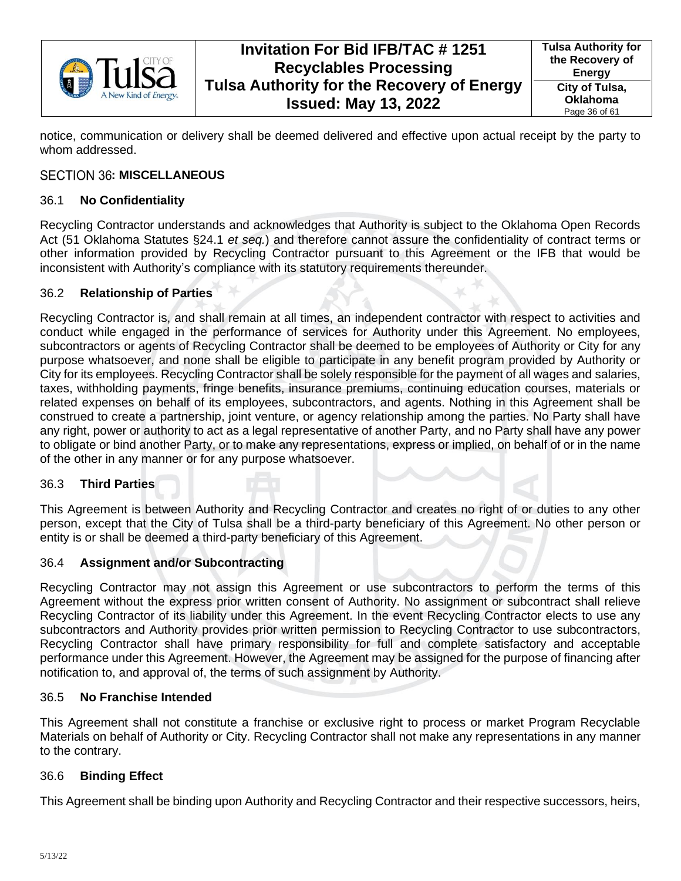notice, communication or delivery shall be deemed delivered and effective upon actual receipt by the party to whom addressed.

## SECTION 36: MISCELLANEOUS

### 36.1 No Confidentiality

Recycling Contractor understands and acknowledges that Authority is subject to the Oklahoma Open Records Act (51 Oklahoma Statutes §24.1 *et seq.*) and therefore cannot assure the confidentiality of contract terms or other information provided by Recycling Contractor pursuant to this Agreement or the IFB that would be inconsistent with Authority's compliance with its statutory requirements thereunder.

### 36.2 Relationship of Parties

Recycling Contractor is, and shall remain at all times, an independent contractor with respect to activities and conduct while engaged in the performance of services for Authority under this Agreement. No employees, subcontractors or agents of Recycling Contractor shall be deemed to be employees of Authority or City for any purpose whatsoever, and none shall be eligible to participate in any benefit program provided by Authority or City for its employees. Recycling Contractor shall be solely responsible for the payment of all wages and salaries, taxes, withholding payments, fringe benefits, insurance premiums, continuing education courses, materials or related expenses on behalf of its employees, subcontractors, and agents. Nothing in this Agreement shall be construed to create a partnership, joint venture, or agency relationship among the parties. No Party shall have any right, power or authority to act as a legal representative of another Party, and no Party shall have any power to obligate or bind another Party, or to make any representations, express or implied, on behalf of or in the name of the other in any manner or for any purpose whatsoever.

### 36.3 Third Parties

This Agreement is between Authority and Recycling Contractor and creates no right of or duties to any other person, except that the City of Tulsa shall be a third-party beneficiary of this Agreement. No other person or entity is or shall be deemed a third-party beneficiary of this Agreement.

### 36.4 Assignment and/or Subcontracting

Recycling Contractor may not assign this Agreement or use subcontractors to perform the terms of this Agreement without the express prior written consent of Authority. No assignment or subcontract shall relieve Recycling Contractor of its liability under this Agreement. In the event Recycling Contractor elects to use any subcontractors and Authority provides prior written permission to Recycling Contractor to use subcontractors, Recycling Contractor shall have primary responsibility for full and complete satisfactory and acceptable performance under this Agreement. However, the Agreement may be assigned for the purpose of financing after notification to, and approval of, the terms of such assignment by Authority.

### 36.5 No Franchise Intended

This Agreement shall not constitute a franchise or exclusive right to process or market Program Recyclable Materials on behalf of Authority or City. Recycling Contractor shall not make any representations in any manner to the contrary.

### 36.6 Binding Effect

This Agreement shall be binding upon Authority and Recycling Contractor and their respective successors, heirs,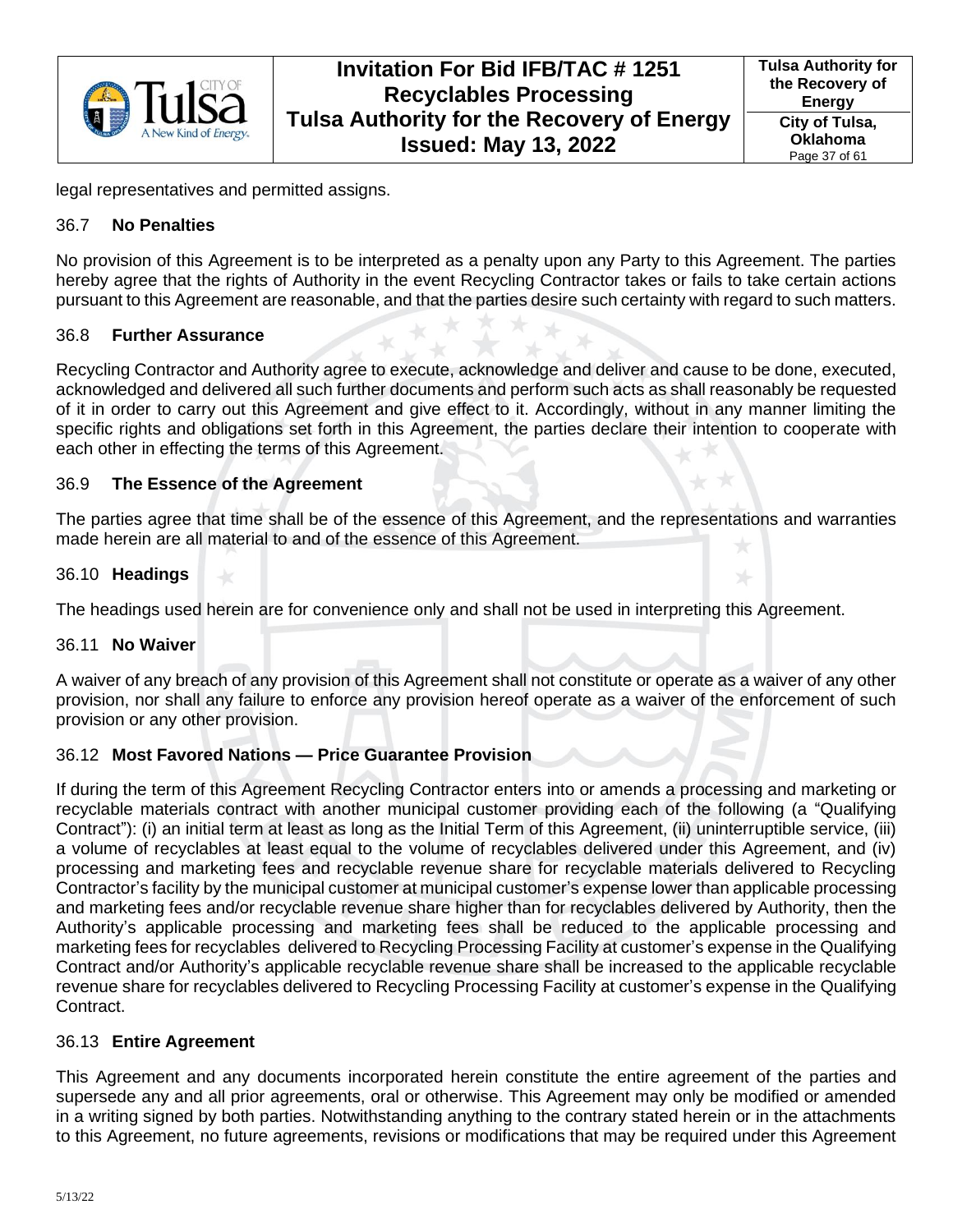legal representatives and permitted assigns.

### 36.7 **No Penalties**

No provision of this Agreement is to be interpreted as a penalty upon any Party to this Agreement. The parties hereby agree that the rights of Authority in the event Recycling Contractor takes or fails to take certain actions pursuant to this Agreement are reasonable, and that the parties desire such certainty with regard to such matters.

### 36.8 **Further Assurance**

Recycling Contractor and Authority agree to execute, acknowledge and deliver and cause to be done, executed, acknowledged and delivered all such further documents and perform such acts as shall reasonably be requested of it in order to carry out this Agreement and give effect to it. Accordingly, without in any manner limiting the specific rights and obligations set forth in this Agreement, the parties declare their intention to cooperate with each other in effecting the terms of this Agreement.

### 36.9 **The Essence of the Agreement**

The parties agree that time shall be of the essence of this Agreement, and the representations and warranties made herein are all material to and of the essence of this Agreement.

### 36.10 **Headings**

The headings used herein are for convenience only and shall not be used in interpreting this Agreement.

### 36.11 **No Waiver**

A waiver of any breach of any provision of this Agreement shall not constitute or operate as a waiver of any other provision, nor shall any failure to enforce any provision hereof operate as a waiver of the enforcement of such provision or any other provision.

### 36.12 **Most Favored Nations — Price Guarantee Provision**

If during the term of this Agreement Recycling Contractor enters into or amends a processing and marketing or recyclable materials contract with another municipal customer providing each of the following (a "Qualifying Contract"): (i) an initial term at least as long as the Initial Term of this Agreement, (ii) uninterruptible service, (iii) a volume of recyclables at least equal to the volume of recyclables delivered under this Agreement, and (iv) processing and marketing fees and recyclable revenue share for recyclable materials delivered to Recycling Contractor's facility by the municipal customer at municipal customer's expense lower than applicable processing and marketing fees and/or recyclable revenue share higher than for recyclables delivered by Authority, then the Authority's applicable processing and marketing fees shall be reduced to the applicable processing and marketing fees for recyclables delivered to Recycling Processing Facility at customer's expense in the Qualifying Contract and/or Authority's applicable recyclable revenue share shall be increased to the applicable recyclable revenue share for recyclables delivered to Recycling Processing Facility at customer's expense in the Qualifying Contract.

### 36.13 **Entire Agreement**

This Agreement and any documents incorporated herein constitute the entire agreement of the parties and supersede any and all prior agreements, oral or otherwise. This Agreement may only be modified or amended in a writing signed by both parties. Notwithstanding anything to the contrary stated herein or in the attachments to this Agreement, no future agreements, revisions or modifications that may be required under this Agreement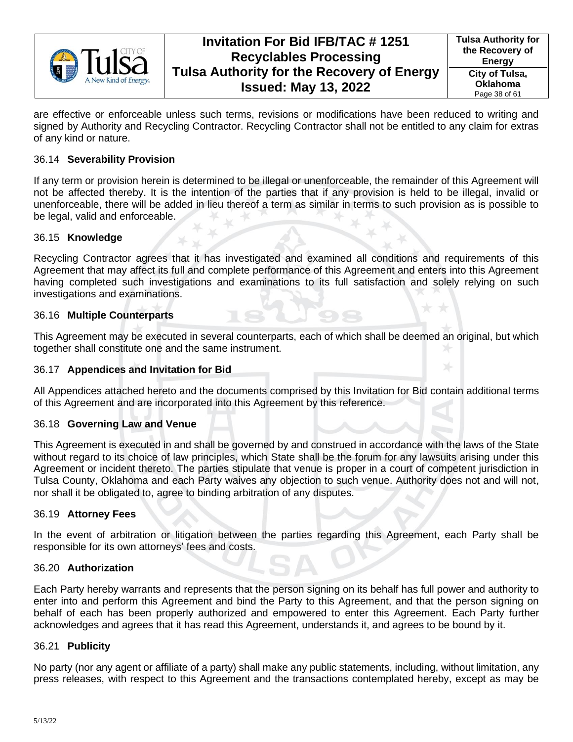are effective or enforceable unless such terms, revisions or modifications have been reduced to writing and signed by Authority and Recycling Contractor. Recycling Contractor shall not be entitled to any claim for extras of any kind or nature.

### 36.14 **Severability Provision**

If any term or provision herein is determined to be illegal or unenforceable, the remainder of this Agreement will not be affected thereby. It is the intention of the parties that if any provision is held to be illegal, invalid or unenforceable, there will be added in lieu thereof a term as similar in terms to such provision as is possible to be legal, valid and enforceable.

### 36.15 **Knowledge**

Recycling Contractor agrees that it has investigated and examined all conditions and requirements of this Agreement that may affect its full and complete performance of this Agreement and enters into this Agreement having completed such investigations and examinations to its full satisfaction and solely relying on such investigations and examinations.

### 36.16 **Multiple Counterparts**

This Agreement may be executed in several counterparts, each of which shall be deemed an original, but which together shall constitute one and the same instrument.

### 36.17 **Appendices and Invitation for Bid**

All Appendices attached hereto and the documents comprised by this Invitation for Bid contain additional terms of this Agreement and are incorporated into this Agreement by this reference.

### 36.18 **Governing Law and Venue**

This Agreement is executed in and shall be governed by and construed in accordance with the laws of the State without regard to its choice of law principles, which State shall be the forum for any lawsuits arising under this Agreement or incident thereto. The parties stipulate that venue is proper in a court of competent jurisdiction in Tulsa County, Oklahoma and each Party waives any objection to such venue. Authority does not and will not, nor shall it be obligated to, agree to binding arbitration of any disputes.

### 36.19 **Attorney Fees**

In the event of arbitration or litigation between the parties regarding this Agreement, each Party shall be responsible for its own attorneys' fees and costs.

### 36.20 **Authorization**

Each Party hereby warrants and represents that the person signing on its behalf has full power and authority to enter into and perform this Agreement and bind the Party to this Agreement, and that the person signing on behalf of each has been properly authorized and empowered to enter this Agreement. Each Party further acknowledges and agrees that it has read this Agreement, understands it, and agrees to be bound by it.

### 36.21 **Publicity**

No party (nor any agent or affiliate of a party) shall make any public statements, including, without limitation, any press releases, with respect to this Agreement and the transactions contemplated hereby, except as may be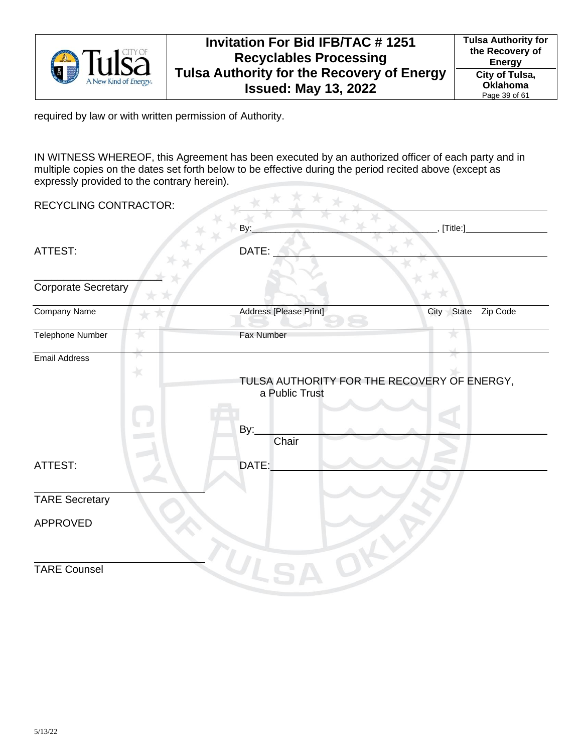required by law or with written permission of Authority.

IN WITNESS WHEREOF, this Agreement has been executed by an authorized officer of each party and in multiple copies on the dates set forth below to be effective during the period recited above (except as expressly provided to the contrary herein).

RECYCLING CONTRACTOR: ______________________________________________

By:__________________________________, [Title:]________________

ATTEST: DATE: ______________________________________________

______________________
Corporate Secretary

| Company Name | Address [Please Print] | City State Zip Code |
|---|---|---|
| Telephone Number | Fax Number | |
| Email Address | | |

TULSA AUTHORITY FOR THE RECOVERY OF ENERGY,
a Public Trust

By:______________________________________________
Chair

ATTEST: DATE:______________________________________________

______________________
TARE Secretary

APPROVED

______________________
TARE Counsel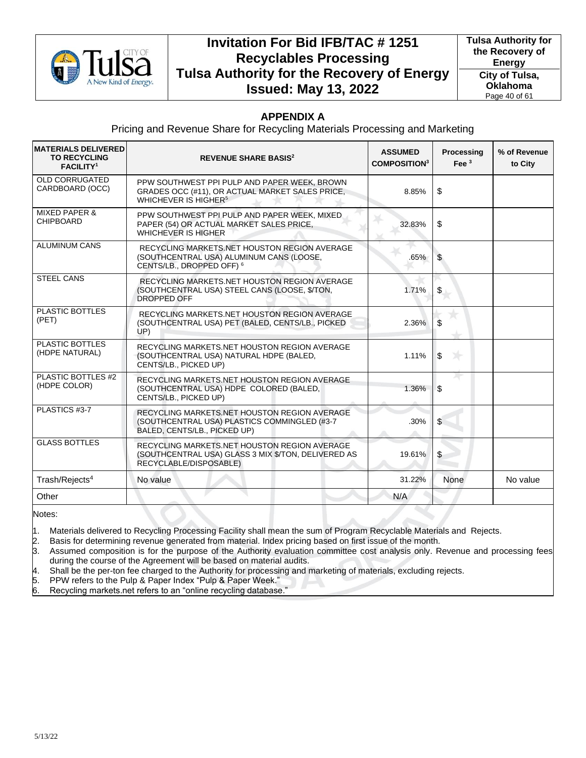## APPENDIX A

Pricing and Revenue Share for Recycling Materials Processing and Marketing

| MATERIALS DELIVERED TO RECYCLING FACILITY[1] | REVENUE SHARE BASIS[2] | ASSUMED COMPOSITION[3] | Processing Fee [3] | % of Revenue to City |
|---|---|---|---|---|
| OLD CORRUGATED CARDBOARD (OCC) | PPW SOUTHWEST PPI PULP AND PAPER WEEK, BROWN GRADES OCC (#11), OR ACTUAL MARKET SALES PRICE, WHICHEVER IS HIGHER[5] | 8.85% | $ | |
| MIXED PAPER & CHIPBOARD | PPW SOUTHWEST PPI PULP AND PAPER WEEK, MIXED PAPER (54) OR ACTUAL MARKET SALES PRICE, WHICHEVER IS HIGHER | 32.83% | $ | |
| ALUMINUM CANS | RECYCLING MARKETS.NET HOUSTON REGION AVERAGE (SOUTHCENTRAL USA) ALUMINUM CANS (LOOSE, CENTS/LB., DROPPED OFF) [6] | .65% | $ | |
| STEEL CANS | RECYCLING MARKETS.NET HOUSTON REGION AVERAGE (SOUTHCENTRAL USA) STEEL CANS (LOOSE, $/TON, DROPPED OFF | 1.71% | $ | |
| PLASTIC BOTTLES (PET) | RECYCLING MARKETS.NET HOUSTON REGION AVERAGE (SOUTHCENTRAL USA) PET (BALED, CENTS/LB., PICKED UP) | 2.36% | $ | |
| PLASTIC BOTTLES (HDPE NATURAL) | RECYCLING MARKETS.NET HOUSTON REGION AVERAGE (SOUTHCENTRAL USA) NATURAL HDPE (BALED, CENTS/LB., PICKED UP) | 1.11% | $ | |
| PLASTIC BOTTLES #2 (HDPE COLOR) | RECYCLING MARKETS.NET HOUSTON REGION AVERAGE (SOUTHCENTRAL USA) HDPE COLORED (BALED, CENTS/LB., PICKED UP) | 1.36% | $ | |
| PLASTICS #3-7 | RECYCLING MARKETS.NET HOUSTON REGION AVERAGE (SOUTHCENTRAL USA) PLASTICS COMMINGLED (#3-7 BALED, CENTS/LB., PICKED UP) | .30% | $ | |
| GLASS BOTTLES | RECYCLING MARKETS.NET HOUSTON REGION AVERAGE (SOUTHCENTRAL USA) GLASS 3 MIX $/TON, DELIVERED AS RECYCLABLE/DISPOSABLE) | 19.61% | $ | |
| Trash/Rejects[4] | No value | 31.22% | None | No value |
| Other | | N/A | | |

Notes:

1. Materials delivered to Recycling Processing Facility shall mean the sum of Program Recyclable Materials and Rejects.
2. Basis for determining revenue generated from material. Index pricing based on first issue of the month.
3. Assumed composition is for the purpose of the Authority evaluation committee cost analysis only. Revenue and processing fees during the course of the Agreement will be based on material audits.
4. Shall be the per-ton fee charged to the Authority for processing and marketing of materials, excluding rejects.
5. PPW refers to the Pulp & Paper Index "Pulp & Paper Week."
6. Recycling markets.net refers to an "online recycling database."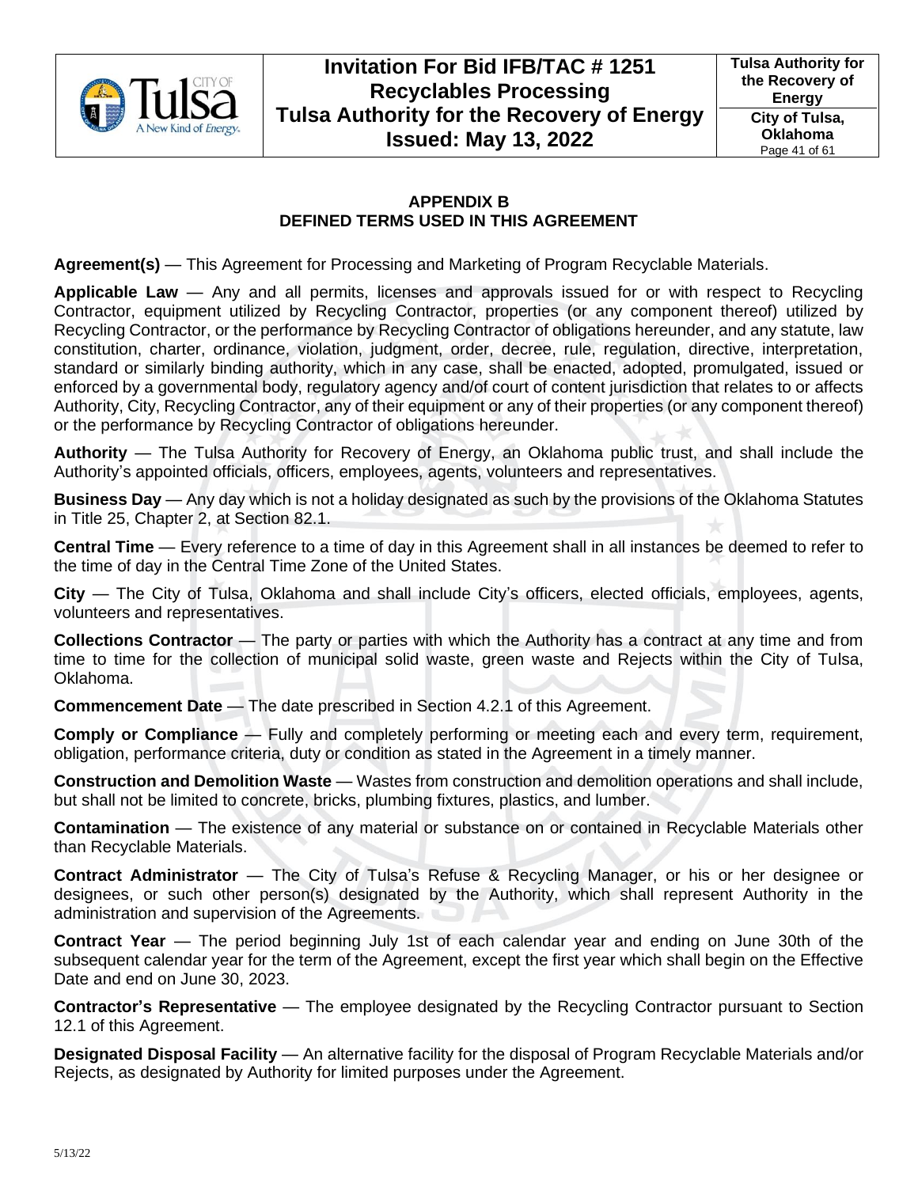## APPENDIX B
## DEFINED TERMS USED IN THIS AGREEMENT

**Agreement(s)** — This Agreement for Processing and Marketing of Program Recyclable Materials.

**Applicable Law** — Any and all permits, licenses and approvals issued for or with respect to Recycling Contractor, equipment utilized by Recycling Contractor, properties (or any component thereof) utilized by Recycling Contractor, or the performance by Recycling Contractor of obligations hereunder, and any statute, law constitution, charter, ordinance, violation, judgment, order, decree, rule, regulation, directive, interpretation, standard or similarly binding authority, which in any case, shall be enacted, adopted, promulgated, issued or enforced by a governmental body, regulatory agency and/of court of content jurisdiction that relates to or affects Authority, City, Recycling Contractor, any of their equipment or any of their properties (or any component thereof) or the performance by Recycling Contractor of obligations hereunder.

**Authority** — The Tulsa Authority for Recovery of Energy, an Oklahoma public trust, and shall include the Authority's appointed officials, officers, employees, agents, volunteers and representatives.

**Business Day** — Any day which is not a holiday designated as such by the provisions of the Oklahoma Statutes in Title 25, Chapter 2, at Section 82.1.

**Central Time** — Every reference to a time of day in this Agreement shall in all instances be deemed to refer to the time of day in the Central Time Zone of the United States.

**City** — The City of Tulsa, Oklahoma and shall include City's officers, elected officials, employees, agents, volunteers and representatives.

**Collections Contractor** — The party or parties with which the Authority has a contract at any time and from time to time for the collection of municipal solid waste, green waste and Rejects within the City of Tulsa, Oklahoma.

**Commencement Date** — The date prescribed in Section 4.2.1 of this Agreement.

**Comply or Compliance** — Fully and completely performing or meeting each and every term, requirement, obligation, performance criteria, duty or condition as stated in the Agreement in a timely manner.

**Construction and Demolition Waste** — Wastes from construction and demolition operations and shall include, but shall not be limited to concrete, bricks, plumbing fixtures, plastics, and lumber.

**Contamination** — The existence of any material or substance on or contained in Recyclable Materials other than Recyclable Materials.

**Contract Administrator** — The City of Tulsa's Refuse & Recycling Manager, or his or her designee or designees, or such other person(s) designated by the Authority, which shall represent Authority in the administration and supervision of the Agreements.

**Contract Year** — The period beginning July 1st of each calendar year and ending on June 30th of the subsequent calendar year for the term of the Agreement, except the first year which shall begin on the Effective Date and end on June 30, 2023.

**Contractor's Representative** — The employee designated by the Recycling Contractor pursuant to Section 12.1 of this Agreement.

**Designated Disposal Facility** — An alternative facility for the disposal of Program Recyclable Materials and/or Rejects, as designated by Authority for limited purposes under the Agreement.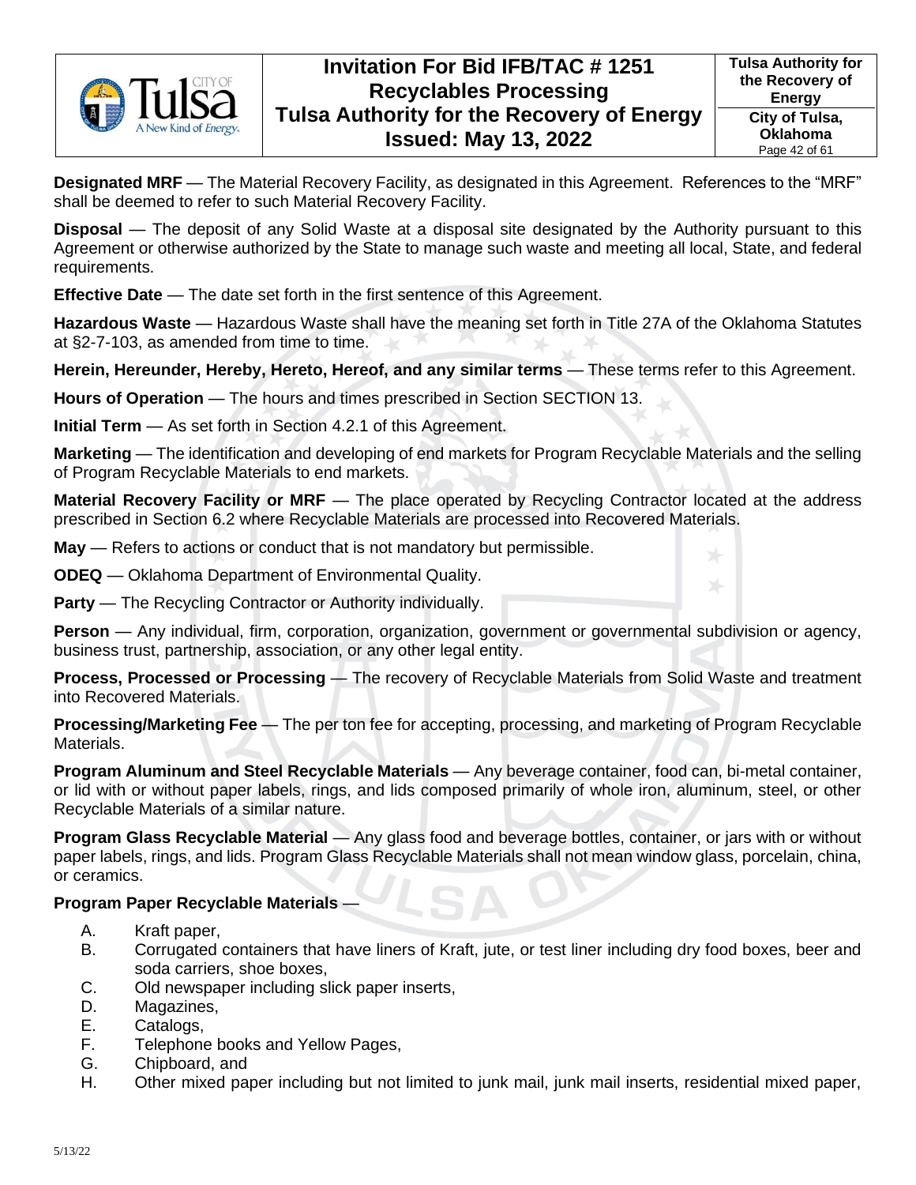**Designated MRF** — The Material Recovery Facility, as designated in this Agreement. References to the "MRF" shall be deemed to refer to such Material Recovery Facility.

**Disposal** — The deposit of any Solid Waste at a disposal site designated by the Authority pursuant to this Agreement or otherwise authorized by the State to manage such waste and meeting all local, State, and federal requirements.

**Effective Date** — The date set forth in the first sentence of this Agreement.

**Hazardous Waste** — Hazardous Waste shall have the meaning set forth in Title 27A of the Oklahoma Statutes at §2-7-103, as amended from time to time.

**Herein, Hereunder, Hereby, Hereto, Hereof, and any similar terms** — These terms refer to this Agreement.

**Hours of Operation** — The hours and times prescribed in Section SECTION 13.

**Initial Term** — As set forth in Section 4.2.1 of this Agreement.

**Marketing** — The identification and developing of end markets for Program Recyclable Materials and the selling of Program Recyclable Materials to end markets.

**Material Recovery Facility or MRF** — The place operated by Recycling Contractor located at the address prescribed in Section 6.2 where Recyclable Materials are processed into Recovered Materials.

**May** — Refers to actions or conduct that is not mandatory but permissible.

**ODEQ** — Oklahoma Department of Environmental Quality.

**Party** — The Recycling Contractor or Authority individually.

**Person** — Any individual, firm, corporation, organization, government or governmental subdivision or agency, business trust, partnership, association, or any other legal entity.

**Process, Processed or Processing** — The recovery of Recyclable Materials from Solid Waste and treatment into Recovered Materials.

**Processing/Marketing Fee** — The per ton fee for accepting, processing, and marketing of Program Recyclable Materials.

**Program Aluminum and Steel Recyclable Materials** — Any beverage container, food can, bi-metal container, or lid with or without paper labels, rings, and lids composed primarily of whole iron, aluminum, steel, or other Recyclable Materials of a similar nature.

**Program Glass Recyclable Material** — Any glass food and beverage bottles, container, or jars with or without paper labels, rings, and lids. Program Glass Recyclable Materials shall not mean window glass, porcelain, china, or ceramics.

**Program Paper Recyclable Materials** —

A. Kraft paper,
B. Corrugated containers that have liners of Kraft, jute, or test liner including dry food boxes, beer and soda carriers, shoe boxes,
C. Old newspaper including slick paper inserts,
D. Magazines,
E. Catalogs,
F. Telephone books and Yellow Pages,
G. Chipboard, and
H. Other mixed paper including but not limited to junk mail, junk mail inserts, residential mixed paper,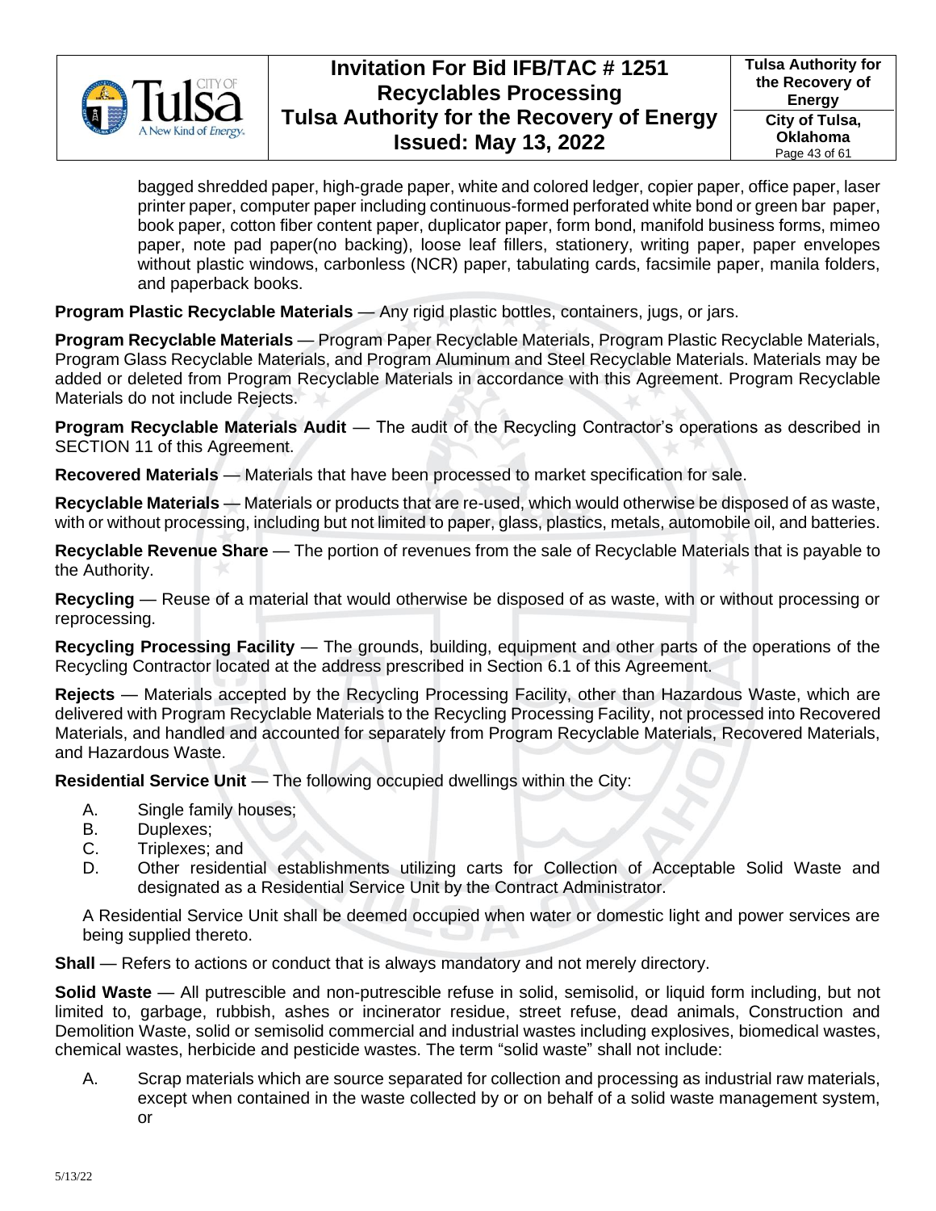bagged shredded paper, high-grade paper, white and colored ledger, copier paper, office paper, laser printer paper, computer paper including continuous-formed perforated white bond or green bar paper, book paper, cotton fiber content paper, duplicator paper, form bond, manifold business forms, mimeo paper, note pad paper(no backing), loose leaf fillers, stationery, writing paper, paper envelopes without plastic windows, carbonless (NCR) paper, tabulating cards, facsimile paper, manila folders, and paperback books.

**Program Plastic Recyclable Materials** — Any rigid plastic bottles, containers, jugs, or jars.

**Program Recyclable Materials** — Program Paper Recyclable Materials, Program Plastic Recyclable Materials, Program Glass Recyclable Materials, and Program Aluminum and Steel Recyclable Materials. Materials may be added or deleted from Program Recyclable Materials in accordance with this Agreement. Program Recyclable Materials do not include Rejects.

**Program Recyclable Materials Audit** — The audit of the Recycling Contractor's operations as described in SECTION 11 of this Agreement.

**Recovered Materials** — Materials that have been processed to market specification for sale.

**Recyclable Materials** — Materials or products that are re-used, which would otherwise be disposed of as waste, with or without processing, including but not limited to paper, glass, plastics, metals, automobile oil, and batteries.

**Recyclable Revenue Share** — The portion of revenues from the sale of Recyclable Materials that is payable to the Authority.

**Recycling** — Reuse of a material that would otherwise be disposed of as waste, with or without processing or reprocessing.

**Recycling Processing Facility** — The grounds, building, equipment and other parts of the operations of the Recycling Contractor located at the address prescribed in Section 6.1 of this Agreement.

**Rejects** — Materials accepted by the Recycling Processing Facility, other than Hazardous Waste, which are delivered with Program Recyclable Materials to the Recycling Processing Facility, not processed into Recovered Materials, and handled and accounted for separately from Program Recyclable Materials, Recovered Materials, and Hazardous Waste.

**Residential Service Unit** — The following occupied dwellings within the City:

A. Single family houses;
B. Duplexes;
C. Triplexes; and
D. Other residential establishments utilizing carts for Collection of Acceptable Solid Waste and designated as a Residential Service Unit by the Contract Administrator.

A Residential Service Unit shall be deemed occupied when water or domestic light and power services are being supplied thereto.

**Shall** — Refers to actions or conduct that is always mandatory and not merely directory.

**Solid Waste** — All putrescible and non-putrescible refuse in solid, semisolid, or liquid form including, but not limited to, garbage, rubbish, ashes or incinerator residue, street refuse, dead animals, Construction and Demolition Waste, solid or semisolid commercial and industrial wastes including explosives, biomedical wastes, chemical wastes, herbicide and pesticide wastes. The term "solid waste" shall not include:

A. Scrap materials which are source separated for collection and processing as industrial raw materials, except when contained in the waste collected by or on behalf of a solid waste management system, or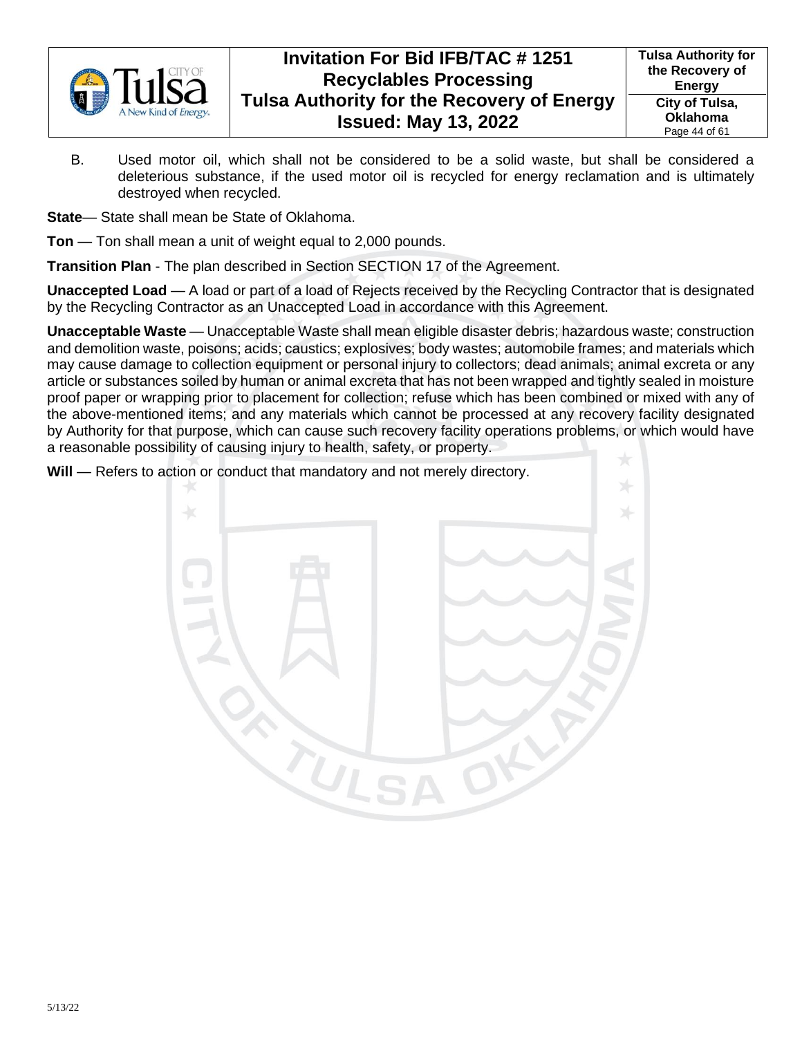B. Used motor oil, which shall not be considered to be a solid waste, but shall be considered a deleterious substance, if the used motor oil is recycled for energy reclamation and is ultimately destroyed when recycled.

**State**— State shall mean be State of Oklahoma.

**Ton** — Ton shall mean a unit of weight equal to 2,000 pounds.

**Transition Plan** - The plan described in Section SECTION 17 of the Agreement.

**Unaccepted Load** — A load or part of a load of Rejects received by the Recycling Contractor that is designated by the Recycling Contractor as an Unaccepted Load in accordance with this Agreement.

**Unacceptable Waste** — Unacceptable Waste shall mean eligible disaster debris; hazardous waste; construction and demolition waste, poisons; acids; caustics; explosives; body wastes; automobile frames; and materials which may cause damage to collection equipment or personal injury to collectors; dead animals; animal excreta or any article or substances soiled by human or animal excreta that has not been wrapped and tightly sealed in moisture proof paper or wrapping prior to placement for collection; refuse which has been combined or mixed with any of the above-mentioned items; and any materials which cannot be processed at any recovery facility designated by Authority for that purpose, which can cause such recovery facility operations problems, or which would have a reasonable possibility of causing injury to health, safety, or property.

**Will** — Refers to action or conduct that mandatory and not merely directory.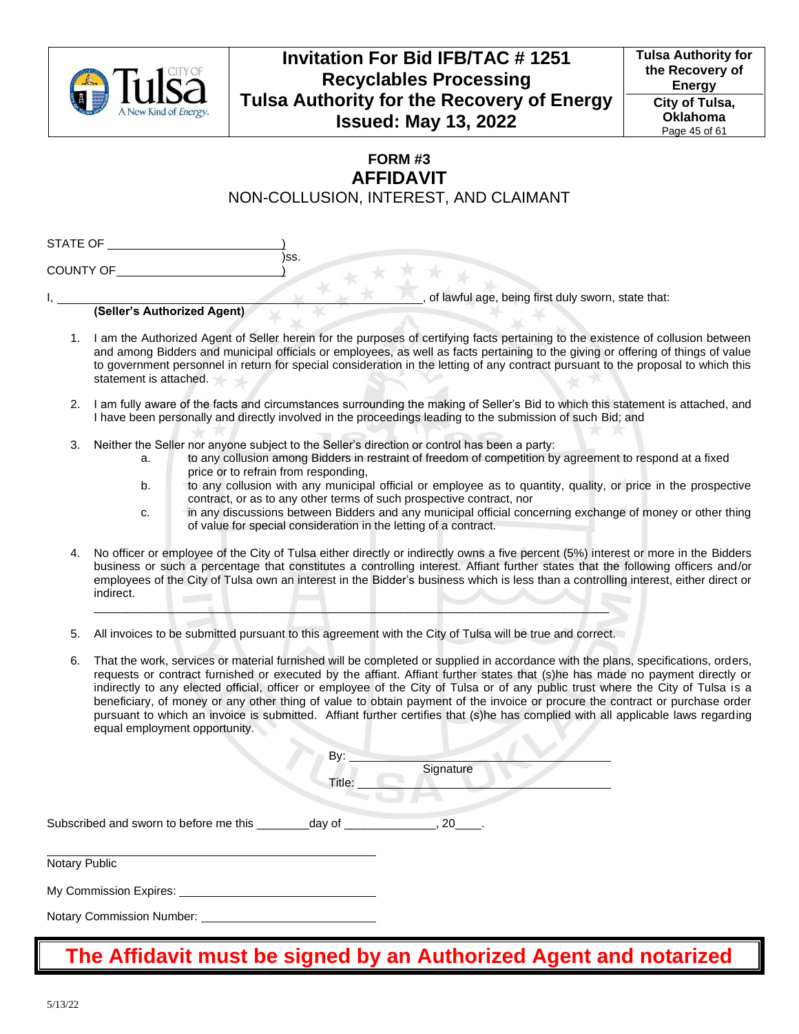# FORM #3

# AFFIDAVIT

## NON-COLLUSION, INTEREST, AND CLAIMANT

STATE OF \_\_\_\_\_\_\_\_\_\_\_\_\_\_\_\_\_\_\_\_\_\_\_\_\_\_)
)ss.
COUNTY OF \_\_\_\_\_\_\_\_\_\_\_\_\_\_\_\_\_\_\_\_\_\_\_\_\_)

I, \_\_\_\_\_\_\_\_\_\_\_\_\_\_\_\_\_\_\_\_\_\_\_\_\_\_\_\_\_\_\_\_\_\_\_\_\_\_\_\_\_\_\_\_\_\_\_\_\_\_\_\_\_\_\_\_\_\_, of lawful age, being first duly sworn, state that:
**(Seller's Authorized Agent)**

1. I am the Authorized Agent of Seller herein for the purposes of certifying facts pertaining to the existence of collusion between and among Bidders and municipal officials or employees, as well as facts pertaining to the giving or offering of things of value to government personnel in return for special consideration in the letting of any contract pursuant to the proposal to which this statement is attached.

2. I am fully aware of the facts and circumstances surrounding the making of Seller's Bid to which this statement is attached, and I have been personally and directly involved in the proceedings leading to the submission of such Bid; and

3. Neither the Seller nor anyone subject to the Seller's direction or control has been a party:
   a. to any collusion among Bidders in restraint of freedom of competition by agreement to respond at a fixed price or to refrain from responding,
   b. to any collusion with any municipal official or employee as to quantity, quality, or price in the prospective contract, or as to any other terms of such prospective contract, nor
   c. in any discussions between Bidders and any municipal official concerning exchange of money or other thing of value for special consideration in the letting of a contract.

4. No officer or employee of the City of Tulsa either directly or indirectly owns a five percent (5%) interest or more in the Bidders business or such a percentage that constitutes a controlling interest. Affiant further states that the following officers and/or employees of the City of Tulsa own an interest in the Bidder's business which is less than a controlling interest, either direct or indirect.
\_\_\_\_\_\_\_\_\_\_\_\_\_\_\_\_\_\_\_\_\_\_\_\_\_\_\_\_\_\_\_\_\_\_\_\_\_\_\_\_\_\_\_\_\_\_\_\_\_\_\_\_\_\_\_\_\_\_\_\_\_\_\_\_\_\_\_\_\_\_\_\_\_\_\_\_

5. All invoices to be submitted pursuant to this agreement with the City of Tulsa will be true and correct.

6. That the work, services or material furnished will be completed or supplied in accordance with the plans, specifications, orders, requests or contract furnished or executed by the affiant. Affiant further states that (s)he has made no payment directly or indirectly to any elected official, officer or employee of the City of Tulsa or of any public trust where the City of Tulsa is a beneficiary, of money or any other thing of value to obtain payment of the invoice or procure the contract or purchase order pursuant to which an invoice is submitted. Affiant further certifies that (s)he has complied with all applicable laws regarding equal employment opportunity.

By: \_\_\_\_\_\_\_\_\_\_\_\_\_\_\_\_\_\_\_\_\_\_\_\_\_\_\_\_\_\_\_\_\_\_\_\_\_\_\_\_
Signature

Title: \_\_\_\_\_\_\_\_\_\_\_\_\_\_\_\_\_\_\_\_\_\_\_\_\_\_\_\_\_\_\_\_\_\_\_\_\_\_\_

Subscribed and sworn to before me this \_\_\_\_\_\_\_\_day of \_\_\_\_\_\_\_\_\_\_\_\_\_\_, 20\_\_\_\_.

\_\_\_\_\_\_\_\_\_\_\_\_\_\_\_\_\_\_\_\_\_\_\_\_\_\_\_\_\_\_\_\_\_\_\_\_\_\_\_\_\_\_\_\_\_\_\_\_\_\_
Notary Public

My Commission Expires: \_\_\_\_\_\_\_\_\_\_\_\_\_\_\_\_\_\_\_\_\_\_\_\_\_\_\_\_\_\_\_

Notary Commission Number: \_\_\_\_\_\_\_\_\_\_\_\_\_\_\_\_\_\_\_\_\_\_\_\_\_\_\_

**The Affidavit must be signed by an Authorized Agent and notarized**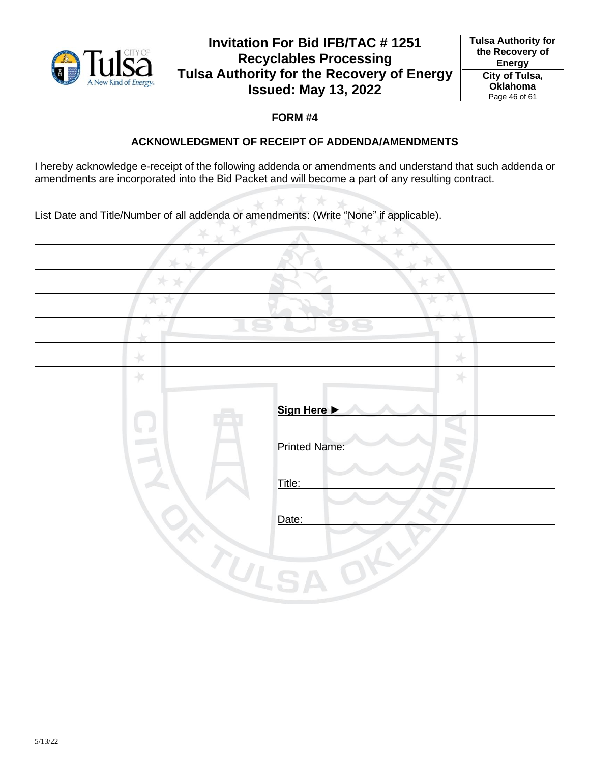## FORM #4

### ACKNOWLEDGMENT OF RECEIPT OF ADDENDA/AMENDMENTS

I hereby acknowledge e-receipt of the following addenda or amendments and understand that such addenda or amendments are incorporated into the Bid Packet and will become a part of any resulting contract.

List Date and Title/Number of all addenda or amendments: (Write "None" if applicable).

\_\_\_\_\_\_\_\_\_\_\_\_\_\_\_\_\_\_\_\_\_\_\_\_\_\_\_\_\_\_\_\_\_\_\_\_\_\_\_\_\_\_\_\_\_\_\_\_\_\_\_\_\_\_\_\_

\_\_\_\_\_\_\_\_\_\_\_\_\_\_\_\_\_\_\_\_\_\_\_\_\_\_\_\_\_\_\_\_\_\_\_\_\_\_\_\_\_\_\_\_\_\_\_\_\_\_\_\_\_\_\_\_

\_\_\_\_\_\_\_\_\_\_\_\_\_\_\_\_\_\_\_\_\_\_\_\_\_\_\_\_\_\_\_\_\_\_\_\_\_\_\_\_\_\_\_\_\_\_\_\_\_\_\_\_\_\_\_\_

\_\_\_\_\_\_\_\_\_\_\_\_\_\_\_\_\_\_\_\_\_\_\_\_\_\_\_\_\_\_\_\_\_\_\_\_\_\_\_\_\_\_\_\_\_\_\_\_\_\_\_\_\_\_\_\_

\_\_\_\_\_\_\_\_\_\_\_\_\_\_\_\_\_\_\_\_\_\_\_\_\_\_\_\_\_\_\_\_\_\_\_\_\_\_\_\_\_\_\_\_\_\_\_\_\_\_\_\_\_\_\_\_

\_\_\_\_\_\_\_\_\_\_\_\_\_\_\_\_\_\_\_\_\_\_\_\_\_\_\_\_\_\_\_\_\_\_\_\_\_\_\_\_\_\_\_\_\_\_\_\_\_\_\_\_\_\_\_\_

**Sign Here ►** \_\_\_\_\_\_\_\_\_\_\_\_\_\_\_\_\_\_\_\_\_\_\_\_\_\_\_\_

Printed Name: \_\_\_\_\_\_\_\_\_\_\_\_\_\_\_\_\_\_\_\_\_\_\_\_\_\_\_\_

Title: \_\_\_\_\_\_\_\_\_\_\_\_\_\_\_\_\_\_\_\_\_\_\_\_\_\_\_\_

Date: \_\_\_\_\_\_\_\_\_\_\_\_\_\_\_\_\_\_\_\_\_\_\_\_\_\_\_\_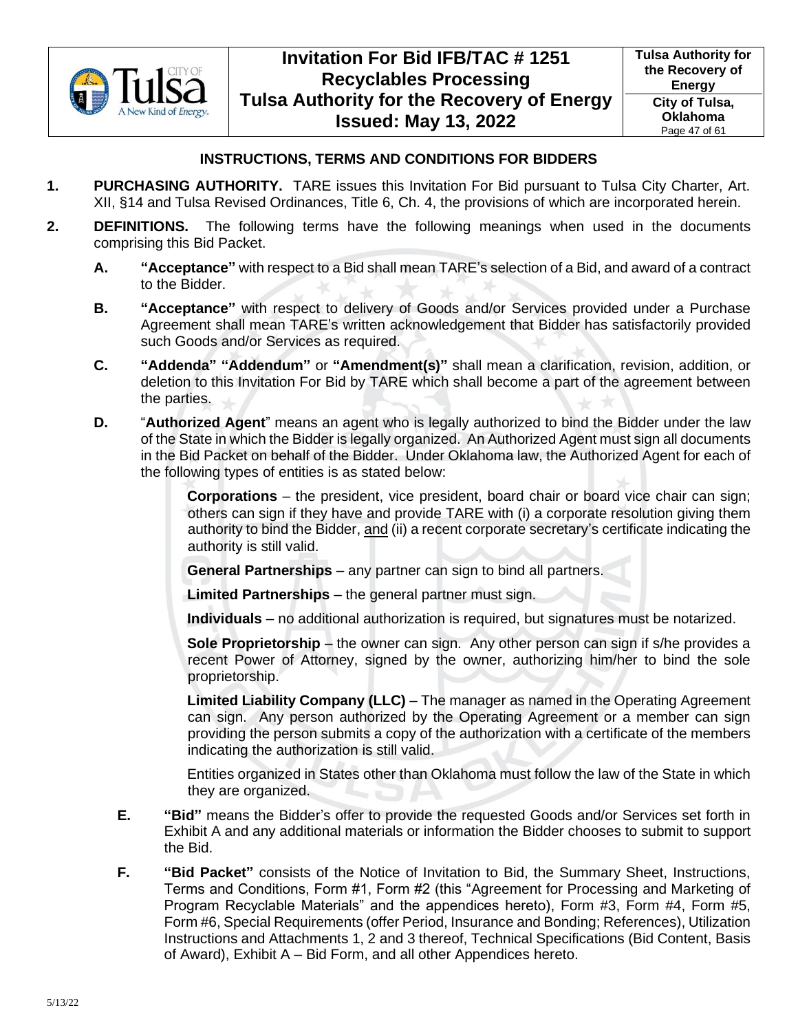## INSTRUCTIONS, TERMS AND CONDITIONS FOR BIDDERS

**1. PURCHASING AUTHORITY.** TARE issues this Invitation For Bid pursuant to Tulsa City Charter, Art. XII, §14 and Tulsa Revised Ordinances, Title 6, Ch. 4, the provisions of which are incorporated herein.

**2. DEFINITIONS.** The following terms have the following meanings when used in the documents comprising this Bid Packet.

**A. "Acceptance"** with respect to a Bid shall mean TARE's selection of a Bid, and award of a contract to the Bidder.

**B. "Acceptance"** with respect to delivery of Goods and/or Services provided under a Purchase Agreement shall mean TARE's written acknowledgement that Bidder has satisfactorily provided such Goods and/or Services as required.

**C. "Addenda" "Addendum"** or **"Amendment(s)"** shall mean a clarification, revision, addition, or deletion to this Invitation For Bid by TARE which shall become a part of the agreement between the parties.

**D. "Authorized Agent"** means an agent who is legally authorized to bind the Bidder under the law of the State in which the Bidder is legally organized. An Authorized Agent must sign all documents in the Bid Packet on behalf of the Bidder. Under Oklahoma law, the Authorized Agent for each of the following types of entities is as stated below:

**Corporations** – the president, vice president, board chair or board vice chair can sign; others can sign if they have and provide TARE with (i) a corporate resolution giving them authority to bind the Bidder, and (ii) a recent corporate secretary's certificate indicating the authority is still valid.

**General Partnerships** – any partner can sign to bind all partners.

**Limited Partnerships** – the general partner must sign.

**Individuals** – no additional authorization is required, but signatures must be notarized.

**Sole Proprietorship** – the owner can sign. Any other person can sign if s/he provides a recent Power of Attorney, signed by the owner, authorizing him/her to bind the sole proprietorship.

**Limited Liability Company (LLC)** – The manager as named in the Operating Agreement can sign. Any person authorized by the Operating Agreement or a member can sign providing the person submits a copy of the authorization with a certificate of the members indicating the authorization is still valid.

Entities organized in States other than Oklahoma must follow the law of the State in which they are organized.

**E. "Bid"** means the Bidder's offer to provide the requested Goods and/or Services set forth in Exhibit A and any additional materials or information the Bidder chooses to submit to support the Bid.

**F. "Bid Packet"** consists of the Notice of Invitation to Bid, the Summary Sheet, Instructions, Terms and Conditions, Form #1, Form #2 (this "Agreement for Processing and Marketing of Program Recyclable Materials" and the appendices hereto), Form #3, Form #4, Form #5, Form #6, Special Requirements (offer Period, Insurance and Bonding; References), Utilization Instructions and Attachments 1, 2 and 3 thereof, Technical Specifications (Bid Content, Basis of Award), Exhibit A – Bid Form, and all other Appendices hereto.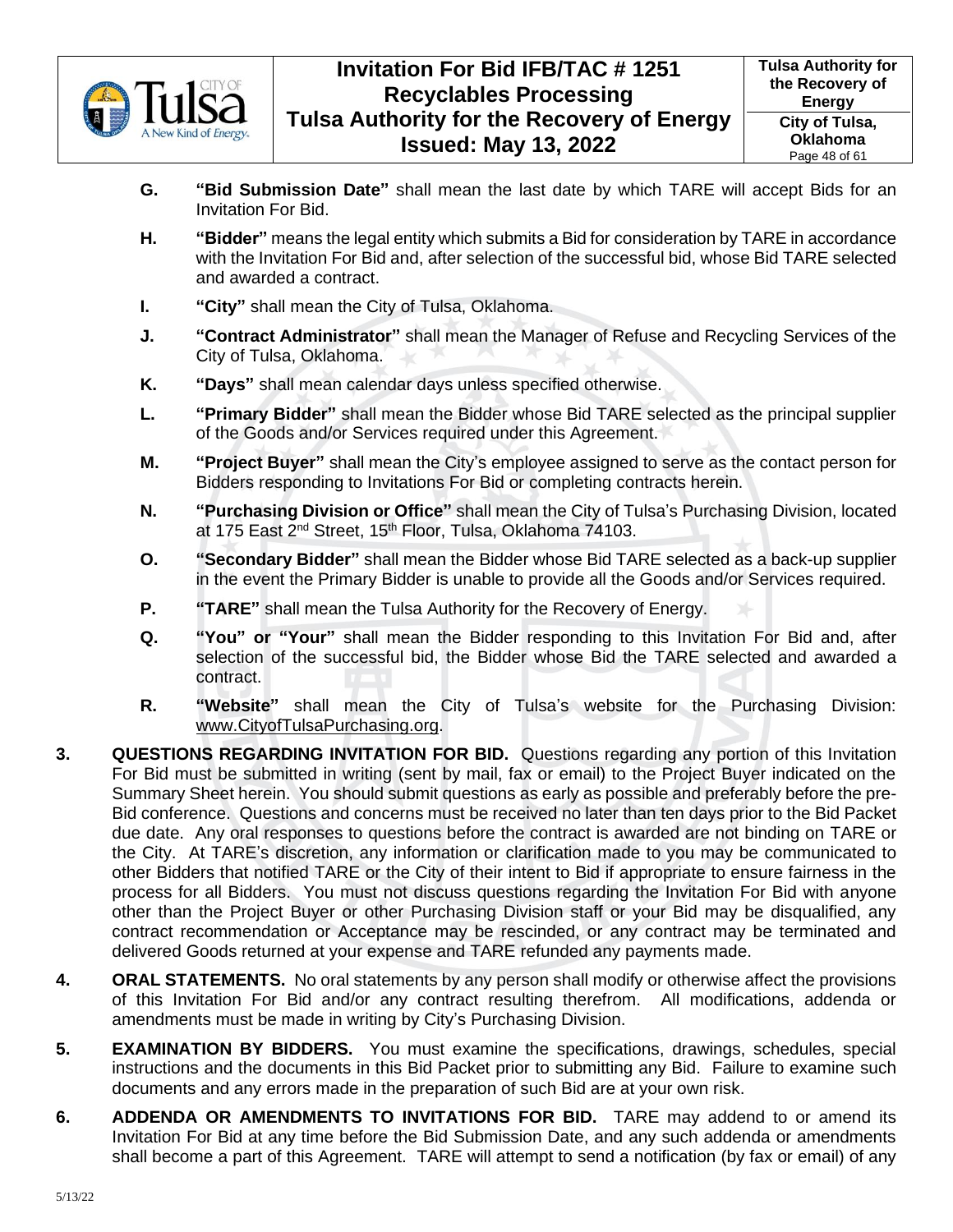**G.** **"Bid Submission Date"** shall mean the last date by which TARE will accept Bids for an Invitation For Bid.

**H.** **"Bidder"** means the legal entity which submits a Bid for consideration by TARE in accordance with the Invitation For Bid and, after selection of the successful bid, whose Bid TARE selected and awarded a contract.

**I.** **"City"** shall mean the City of Tulsa, Oklahoma.

**J.** **"Contract Administrator"** shall mean the Manager of Refuse and Recycling Services of the City of Tulsa, Oklahoma.

**K.** **"Days"** shall mean calendar days unless specified otherwise.

**L.** **"Primary Bidder"** shall mean the Bidder whose Bid TARE selected as the principal supplier of the Goods and/or Services required under this Agreement.

**M.** **"Project Buyer"** shall mean the City's employee assigned to serve as the contact person for Bidders responding to Invitations For Bid or completing contracts herein.

**N.** **"Purchasing Division or Office"** shall mean the City of Tulsa's Purchasing Division, located at 175 East 2nd Street, 15th Floor, Tulsa, Oklahoma 74103.

**O.** **"Secondary Bidder"** shall mean the Bidder whose Bid TARE selected as a back-up supplier in the event the Primary Bidder is unable to provide all the Goods and/or Services required.

**P.** **"TARE"** shall mean the Tulsa Authority for the Recovery of Energy.

**Q.** **"You" or "Your"** shall mean the Bidder responding to this Invitation For Bid and, after selection of the successful bid, the Bidder whose Bid the TARE selected and awarded a contract.

**R.** **"Website"** shall mean the City of Tulsa's website for the Purchasing Division: www.CityofTulsaPurchasing.org.

**3. QUESTIONS REGARDING INVITATION FOR BID.** Questions regarding any portion of this Invitation For Bid must be submitted in writing (sent by mail, fax or email) to the Project Buyer indicated on the Summary Sheet herein. You should submit questions as early as possible and preferably before the pre-Bid conference. Questions and concerns must be received no later than ten days prior to the Bid Packet due date. Any oral responses to questions before the contract is awarded are not binding on TARE or the City. At TARE's discretion, any information or clarification made to you may be communicated to other Bidders that notified TARE or the City of their intent to Bid if appropriate to ensure fairness in the process for all Bidders. You must not discuss questions regarding the Invitation For Bid with anyone other than the Project Buyer or other Purchasing Division staff or your Bid may be disqualified, any contract recommendation or Acceptance may be rescinded, or any contract may be terminated and delivered Goods returned at your expense and TARE refunded any payments made.

**4. ORAL STATEMENTS.** No oral statements by any person shall modify or otherwise affect the provisions of this Invitation For Bid and/or any contract resulting therefrom. All modifications, addenda or amendments must be made in writing by City's Purchasing Division.

**5. EXAMINATION BY BIDDERS.** You must examine the specifications, drawings, schedules, special instructions and the documents in this Bid Packet prior to submitting any Bid. Failure to examine such documents and any errors made in the preparation of such Bid are at your own risk.

**6. ADDENDA OR AMENDMENTS TO INVITATIONS FOR BID.** TARE may addend to or amend its Invitation For Bid at any time before the Bid Submission Date, and any such addenda or amendments shall become a part of this Agreement. TARE will attempt to send a notification (by fax or email) of any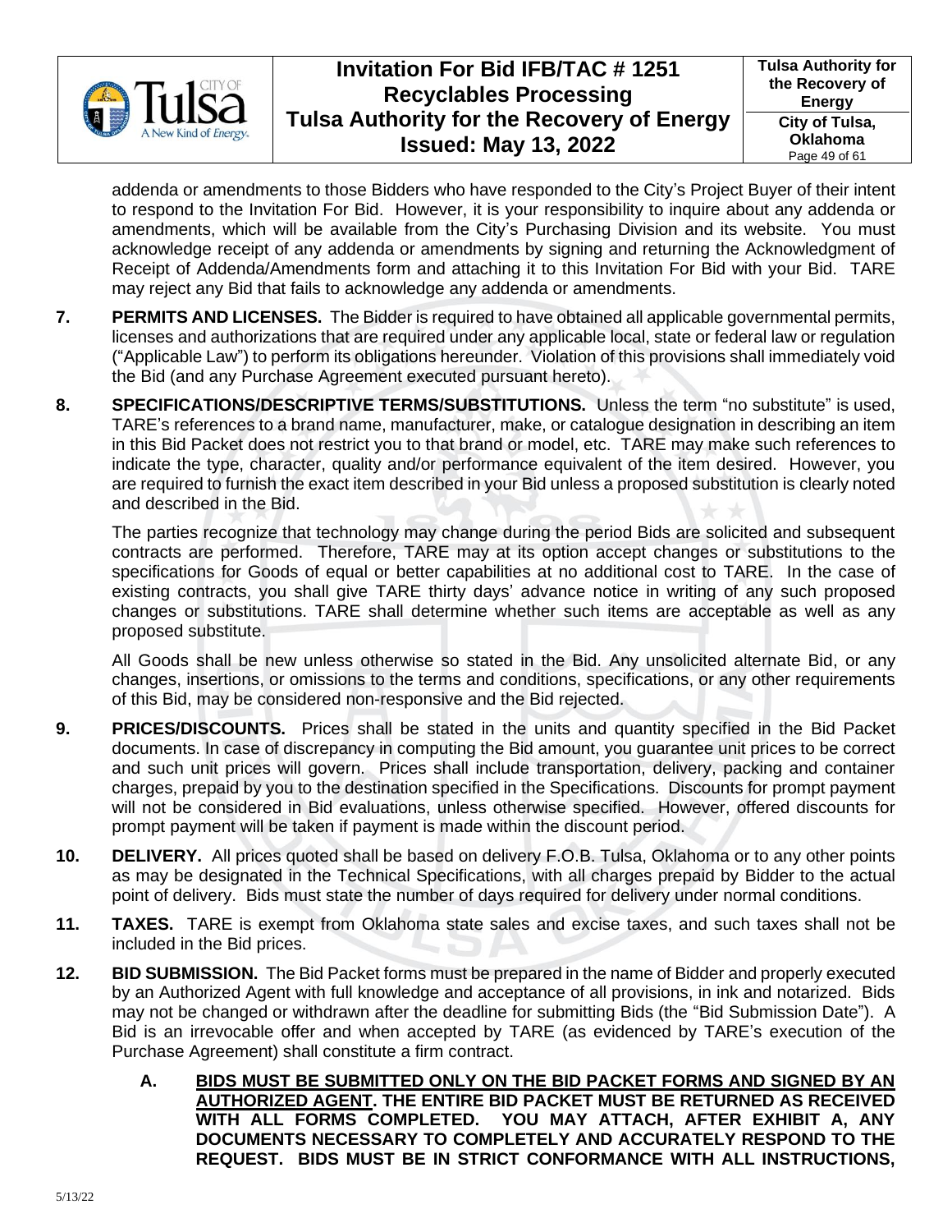addenda or amendments to those Bidders who have responded to the City's Project Buyer of their intent to respond to the Invitation For Bid. However, it is your responsibility to inquire about any addenda or amendments, which will be available from the City's Purchasing Division and its website. You must acknowledge receipt of any addenda or amendments by signing and returning the Acknowledgment of Receipt of Addenda/Amendments form and attaching it to this Invitation For Bid with your Bid. TARE may reject any Bid that fails to acknowledge any addenda or amendments.

7. **PERMITS AND LICENSES.** The Bidder is required to have obtained all applicable governmental permits, licenses and authorizations that are required under any applicable local, state or federal law or regulation ("Applicable Law") to perform its obligations hereunder. Violation of this provisions shall immediately void the Bid (and any Purchase Agreement executed pursuant hereto).

8. **SPECIFICATIONS/DESCRIPTIVE TERMS/SUBSTITUTIONS.** Unless the term "no substitute" is used, TARE's references to a brand name, manufacturer, make, or catalogue designation in describing an item in this Bid Packet does not restrict you to that brand or model, etc. TARE may make such references to indicate the type, character, quality and/or performance equivalent of the item desired. However, you are required to furnish the exact item described in your Bid unless a proposed substitution is clearly noted and described in the Bid.

   The parties recognize that technology may change during the period Bids are solicited and subsequent contracts are performed. Therefore, TARE may at its option accept changes or substitutions to the specifications for Goods of equal or better capabilities at no additional cost to TARE. In the case of existing contracts, you shall give TARE thirty days' advance notice in writing of any such proposed changes or substitutions. TARE shall determine whether such items are acceptable as well as any proposed substitute.

   All Goods shall be new unless otherwise so stated in the Bid. Any unsolicited alternate Bid, or any changes, insertions, or omissions to the terms and conditions, specifications, or any other requirements of this Bid, may be considered non-responsive and the Bid rejected.

9. **PRICES/DISCOUNTS.** Prices shall be stated in the units and quantity specified in the Bid Packet documents. In case of discrepancy in computing the Bid amount, you guarantee unit prices to be correct and such unit prices will govern. Prices shall include transportation, delivery, packing and container charges, prepaid by you to the destination specified in the Specifications. Discounts for prompt payment will not be considered in Bid evaluations, unless otherwise specified. However, offered discounts for prompt payment will be taken if payment is made within the discount period.

10. **DELIVERY.** All prices quoted shall be based on delivery F.O.B. Tulsa, Oklahoma or to any other points as may be designated in the Technical Specifications, with all charges prepaid by Bidder to the actual point of delivery. Bids must state the number of days required for delivery under normal conditions.

11. **TAXES.** TARE is exempt from Oklahoma state sales and excise taxes, and such taxes shall not be included in the Bid prices.

12. **BID SUBMISSION.** The Bid Packet forms must be prepared in the name of Bidder and properly executed by an Authorized Agent with full knowledge and acceptance of all provisions, in ink and notarized. Bids may not be changed or withdrawn after the deadline for submitting Bids (the "Bid Submission Date"). A Bid is an irrevocable offer and when accepted by TARE (as evidenced by TARE's execution of the Purchase Agreement) shall constitute a firm contract.

   A. **<u>BIDS MUST BE SUBMITTED ONLY ON THE BID PACKET FORMS AND SIGNED BY AN AUTHORIZED AGENT</u>. THE ENTIRE BID PACKET MUST BE RETURNED AS RECEIVED WITH ALL FORMS COMPLETED. YOU MAY ATTACH, AFTER EXHIBIT A, ANY DOCUMENTS NECESSARY TO COMPLETELY AND ACCURATELY RESPOND TO THE REQUEST. BIDS MUST BE IN STRICT CONFORMANCE WITH ALL INSTRUCTIONS,**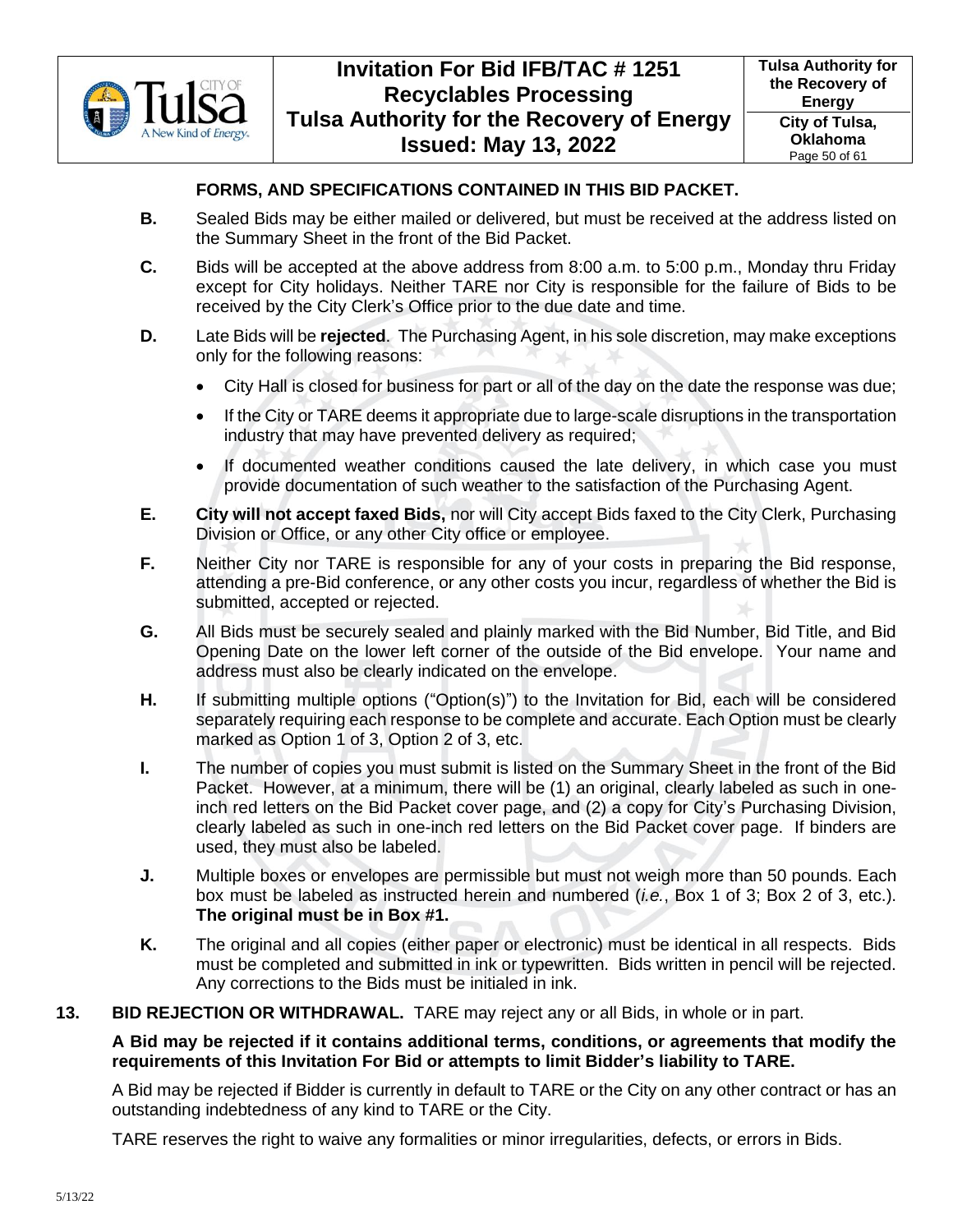**FORMS, AND SPECIFICATIONS CONTAINED IN THIS BID PACKET.**

**B.** Sealed Bids may be either mailed or delivered, but must be received at the address listed on the Summary Sheet in the front of the Bid Packet.

**C.** Bids will be accepted at the above address from 8:00 a.m. to 5:00 p.m., Monday thru Friday except for City holidays. Neither TARE nor City is responsible for the failure of Bids to be received by the City Clerk's Office prior to the due date and time.

**D.** Late Bids will be **rejected**. The Purchasing Agent, in his sole discretion, may make exceptions only for the following reasons:

- City Hall is closed for business for part or all of the day on the date the response was due;
- If the City or TARE deems it appropriate due to large-scale disruptions in the transportation industry that may have prevented delivery as required;
- If documented weather conditions caused the late delivery, in which case you must provide documentation of such weather to the satisfaction of the Purchasing Agent.

**E.** **City will not accept faxed Bids,** nor will City accept Bids faxed to the City Clerk, Purchasing Division or Office, or any other City office or employee.

**F.** Neither City nor TARE is responsible for any of your costs in preparing the Bid response, attending a pre-Bid conference, or any other costs you incur, regardless of whether the Bid is submitted, accepted or rejected.

**G.** All Bids must be securely sealed and plainly marked with the Bid Number, Bid Title, and Bid Opening Date on the lower left corner of the outside of the Bid envelope. Your name and address must also be clearly indicated on the envelope.

**H.** If submitting multiple options ("Option(s)") to the Invitation for Bid, each will be considered separately requiring each response to be complete and accurate. Each Option must be clearly marked as Option 1 of 3, Option 2 of 3, etc.

**I.** The number of copies you must submit is listed on the Summary Sheet in the front of the Bid Packet. However, at a minimum, there will be (1) an original, clearly labeled as such in one-inch red letters on the Bid Packet cover page, and (2) a copy for City's Purchasing Division, clearly labeled as such in one-inch red letters on the Bid Packet cover page. If binders are used, they must also be labeled.

**J.** Multiple boxes or envelopes are permissible but must not weigh more than 50 pounds. Each box must be labeled as instructed herein and numbered (*i.e.*, Box 1 of 3; Box 2 of 3, etc.). **The original must be in Box #1.**

**K.** The original and all copies (either paper or electronic) must be identical in all respects. Bids must be completed and submitted in ink or typewritten. Bids written in pencil will be rejected. Any corrections to the Bids must be initialed in ink.

**13. BID REJECTION OR WITHDRAWAL.** TARE may reject any or all Bids, in whole or in part.

**A Bid may be rejected if it contains additional terms, conditions, or agreements that modify the requirements of this Invitation For Bid or attempts to limit Bidder's liability to TARE.**

A Bid may be rejected if Bidder is currently in default to TARE or the City on any other contract or has an outstanding indebtedness of any kind to TARE or the City.

TARE reserves the right to waive any formalities or minor irregularities, defects, or errors in Bids.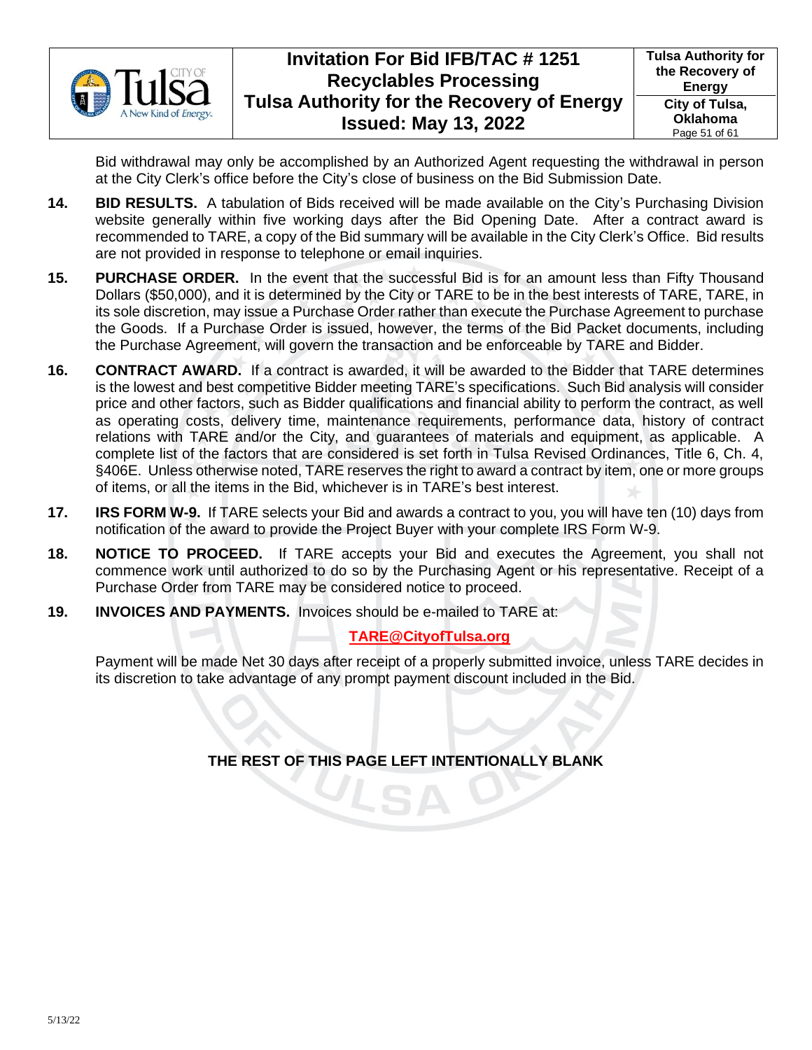Bid withdrawal may only be accomplished by an Authorized Agent requesting the withdrawal in person at the City Clerk's office before the City's close of business on the Bid Submission Date.

**14. BID RESULTS.** A tabulation of Bids received will be made available on the City's Purchasing Division website generally within five working days after the Bid Opening Date. After a contract award is recommended to TARE, a copy of the Bid summary will be available in the City Clerk's Office. Bid results are not provided in response to telephone or email inquiries.

**15. PURCHASE ORDER.** In the event that the successful Bid is for an amount less than Fifty Thousand Dollars ($50,000), and it is determined by the City or TARE to be in the best interests of TARE, TARE, in its sole discretion, may issue a Purchase Order rather than execute the Purchase Agreement to purchase the Goods. If a Purchase Order is issued, however, the terms of the Bid Packet documents, including the Purchase Agreement, will govern the transaction and be enforceable by TARE and Bidder.

**16. CONTRACT AWARD.** If a contract is awarded, it will be awarded to the Bidder that TARE determines is the lowest and best competitive Bidder meeting TARE's specifications. Such Bid analysis will consider price and other factors, such as Bidder qualifications and financial ability to perform the contract, as well as operating costs, delivery time, maintenance requirements, performance data, history of contract relations with TARE and/or the City, and guarantees of materials and equipment, as applicable. A complete list of the factors that are considered is set forth in Tulsa Revised Ordinances, Title 6, Ch. 4, §406E. Unless otherwise noted, TARE reserves the right to award a contract by item, one or more groups of items, or all the items in the Bid, whichever is in TARE's best interest.

**17. IRS FORM W-9.** If TARE selects your Bid and awards a contract to you, you will have ten (10) days from notification of the award to provide the Project Buyer with your complete IRS Form W-9.

**18. NOTICE TO PROCEED.** If TARE accepts your Bid and executes the Agreement, you shall not commence work until authorized to do so by the Purchasing Agent or his representative. Receipt of a Purchase Order from TARE may be considered notice to proceed.

**19. INVOICES AND PAYMENTS.** Invoices should be e-mailed to TARE at:

**TARE@CityofTulsa.org**

Payment will be made Net 30 days after receipt of a properly submitted invoice, unless TARE decides in its discretion to take advantage of any prompt payment discount included in the Bid.

**THE REST OF THIS PAGE LEFT INTENTIONALLY BLANK**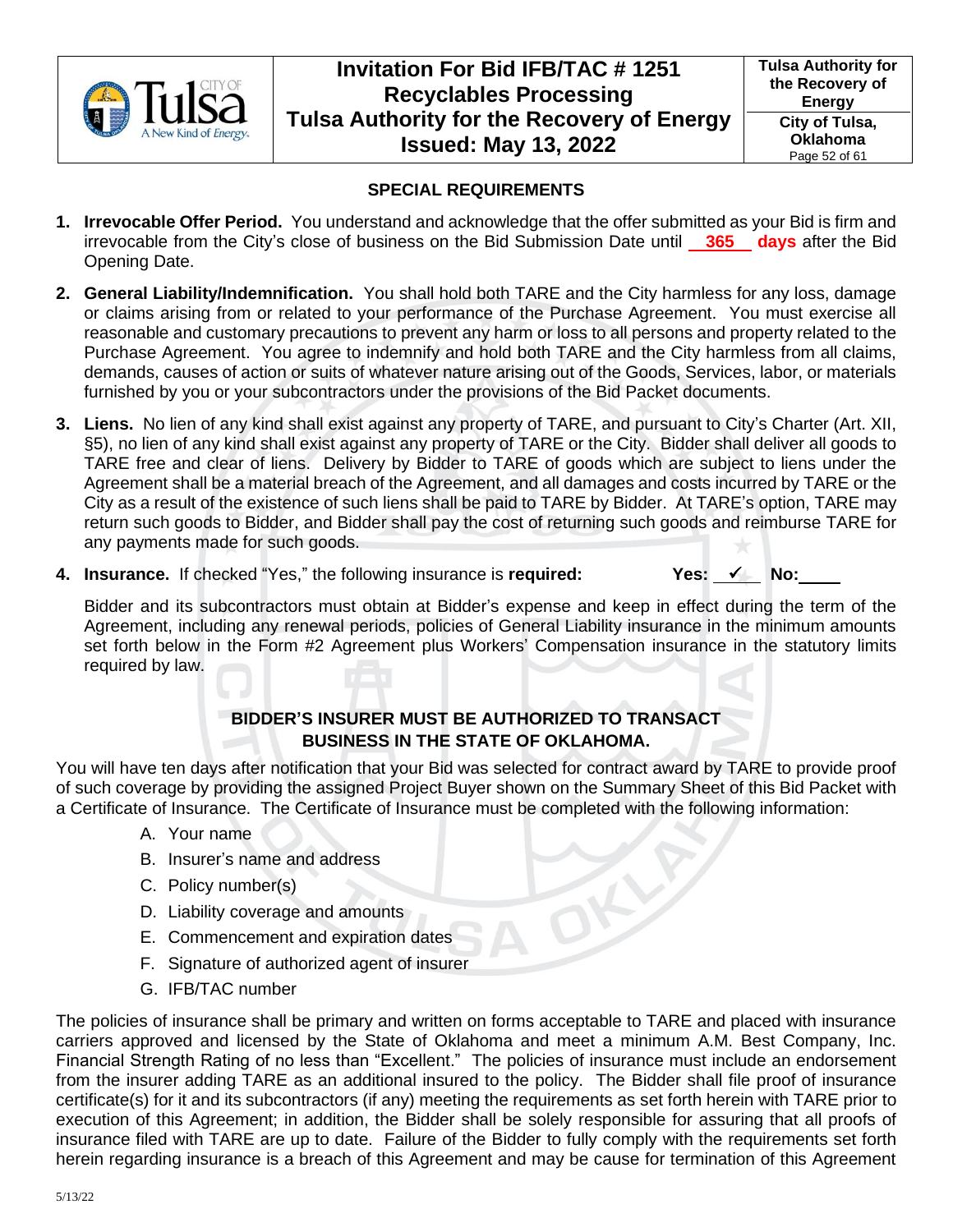## SPECIAL REQUIREMENTS

1. **Irrevocable Offer Period.** You understand and acknowledge that the offer submitted as your Bid is firm and irrevocable from the City's close of business on the Bid Submission Date until **365 days** after the Bid Opening Date.

2. **General Liability/Indemnification.** You shall hold both TARE and the City harmless for any loss, damage or claims arising from or related to your performance of the Purchase Agreement. You must exercise all reasonable and customary precautions to prevent any harm or loss to all persons and property related to the Purchase Agreement. You agree to indemnify and hold both TARE and the City harmless from all claims, demands, causes of action or suits of whatever nature arising out of the Goods, Services, labor, or materials furnished by you or your subcontractors under the provisions of the Bid Packet documents.

3. **Liens.** No lien of any kind shall exist against any property of TARE, and pursuant to City's Charter (Art. XII, §5), no lien of any kind shall exist against any property of TARE or the City. Bidder shall deliver all goods to TARE free and clear of liens. Delivery by Bidder to TARE of goods which are subject to liens under the Agreement shall be a material breach of the Agreement, and all damages and costs incurred by TARE or the City as a result of the existence of such liens shall be paid to TARE by Bidder. At TARE's option, TARE may return such goods to Bidder, and Bidder shall pay the cost of returning such goods and reimburse TARE for any payments made for such goods.

4. **Insurance.** If checked "Yes," the following insurance is **required:** **Yes:** ✓ **No:** ____

   Bidder and its subcontractors must obtain at Bidder's expense and keep in effect during the term of the Agreement, including any renewal periods, policies of General Liability insurance in the minimum amounts set forth below in the Form #2 Agreement plus Workers' Compensation insurance in the statutory limits required by law.

**BIDDER'S INSURER MUST BE AUTHORIZED TO TRANSACT BUSINESS IN THE STATE OF OKLAHOMA.**

You will have ten days after notification that your Bid was selected for contract award by TARE to provide proof of such coverage by providing the assigned Project Buyer shown on the Summary Sheet of this Bid Packet with a Certificate of Insurance. The Certificate of Insurance must be completed with the following information:

A. Your name
B. Insurer's name and address
C. Policy number(s)
D. Liability coverage and amounts
E. Commencement and expiration dates
F. Signature of authorized agent of insurer
G. IFB/TAC number

The policies of insurance shall be primary and written on forms acceptable to TARE and placed with insurance carriers approved and licensed by the State of Oklahoma and meet a minimum A.M. Best Company, Inc. Financial Strength Rating of no less than "Excellent." The policies of insurance must include an endorsement from the insurer adding TARE as an additional insured to the policy. The Bidder shall file proof of insurance certificate(s) for it and its subcontractors (if any) meeting the requirements as set forth herein with TARE prior to execution of this Agreement; in addition, the Bidder shall be solely responsible for assuring that all proofs of insurance filed with TARE are up to date. Failure of the Bidder to fully comply with the requirements set forth herein regarding insurance is a breach of this Agreement and may be cause for termination of this Agreement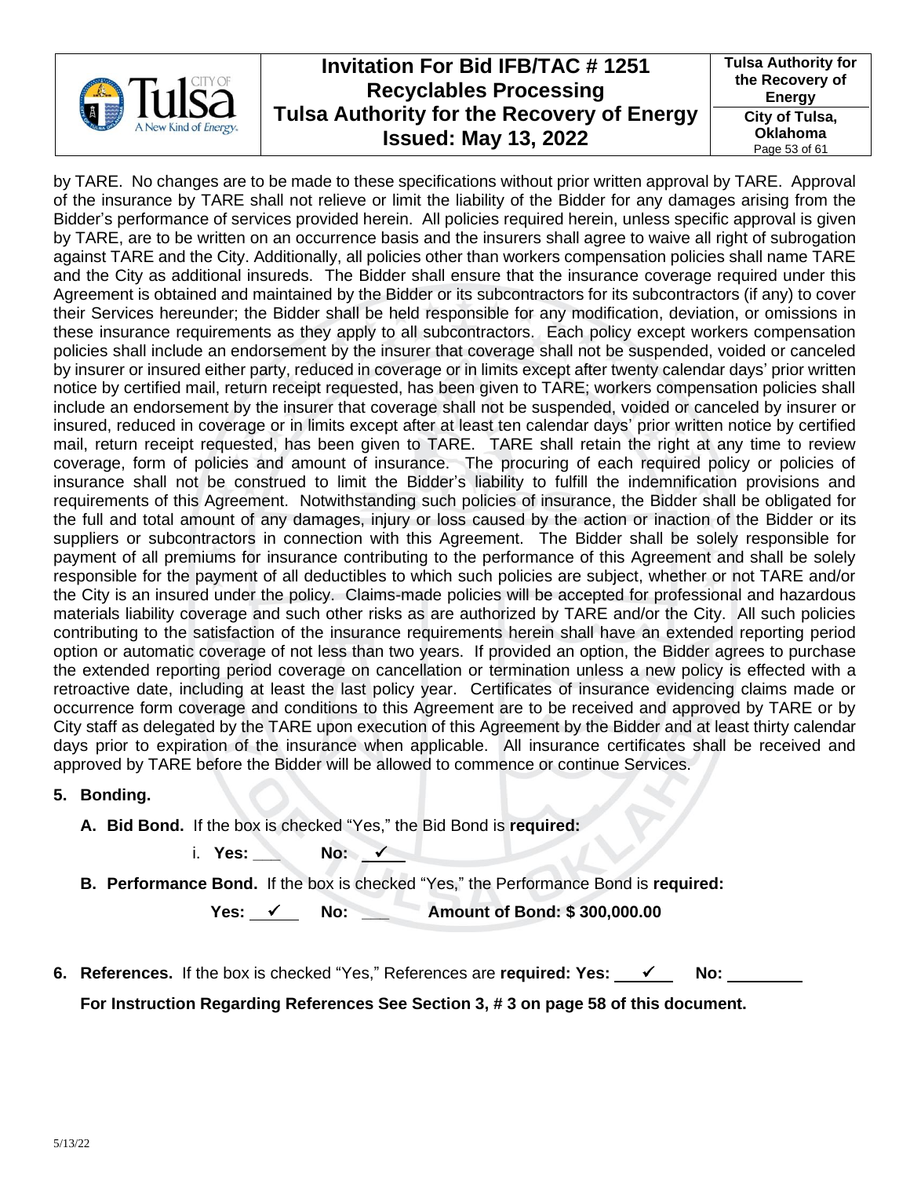by TARE. No changes are to be made to these specifications without prior written approval by TARE. Approval of the insurance by TARE shall not relieve or limit the liability of the Bidder for any damages arising from the Bidder's performance of services provided herein. All policies required herein, unless specific approval is given by TARE, are to be written on an occurrence basis and the insurers shall agree to waive all right of subrogation against TARE and the City. Additionally, all policies other than workers compensation policies shall name TARE and the City as additional insureds. The Bidder shall ensure that the insurance coverage required under this Agreement is obtained and maintained by the Bidder or its subcontractors for its subcontractors (if any) to cover their Services hereunder; the Bidder shall be held responsible for any modification, deviation, or omissions in these insurance requirements as they apply to all subcontractors. Each policy except workers compensation policies shall include an endorsement by the insurer that coverage shall not be suspended, voided or canceled by insurer or insured either party, reduced in coverage or in limits except after twenty calendar days' prior written notice by certified mail, return receipt requested, has been given to TARE; workers compensation policies shall include an endorsement by the insurer that coverage shall not be suspended, voided or canceled by insurer or insured, reduced in coverage or in limits except after at least ten calendar days' prior written notice by certified mail, return receipt requested, has been given to TARE. TARE shall retain the right at any time to review coverage, form of policies and amount of insurance. The procuring of each required policy or policies of insurance shall not be construed to limit the Bidder's liability to fulfill the indemnification provisions and requirements of this Agreement. Notwithstanding such policies of insurance, the Bidder shall be obligated for the full and total amount of any damages, injury or loss caused by the action or inaction of the Bidder or its suppliers or subcontractors in connection with this Agreement. The Bidder shall be solely responsible for payment of all premiums for insurance contributing to the performance of this Agreement and shall be solely responsible for the payment of all deductibles to which such policies are subject, whether or not TARE and/or the City is an insured under the policy. Claims-made policies will be accepted for professional and hazardous materials liability coverage and such other risks as are authorized by TARE and/or the City. All such policies contributing to the satisfaction of the insurance requirements herein shall have an extended reporting period option or automatic coverage of not less than two years. If provided an option, the Bidder agrees to purchase the extended reporting period coverage on cancellation or termination unless a new policy is effected with a retroactive date, including at least the last policy year. Certificates of insurance evidencing claims made or occurrence form coverage and conditions to this Agreement are to be received and approved by TARE or by City staff as delegated by the TARE upon execution of this Agreement by the Bidder and at least thirty calendar days prior to expiration of the insurance when applicable. All insurance certificates shall be received and approved by TARE before the Bidder will be allowed to commence or continue Services.

**5. Bonding.**

**A. Bid Bond.** If the box is checked "Yes," the Bid Bond is **required:**

i. **Yes:** ___ **No:** ✓

**B. Performance Bond.** If the box is checked "Yes," the Performance Bond is **required:**

**Yes:** ✓ **No:** ___ **Amount of Bond: $ 300,000.00**

**6. References.** If the box is checked "Yes," References are **required: Yes:** ✓ **No:** ______

**For Instruction Regarding References See Section 3, # 3 on page 58 of this document.**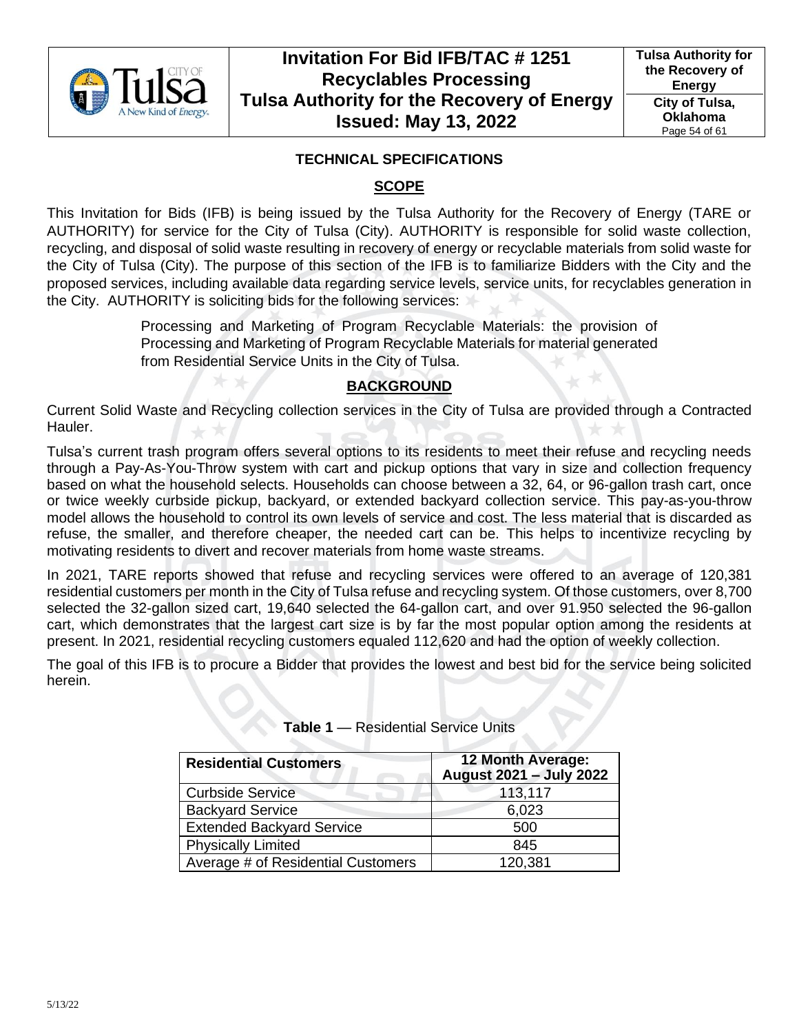## TECHNICAL SPECIFICATIONS

### SCOPE

This Invitation for Bids (IFB) is being issued by the Tulsa Authority for the Recovery of Energy (TARE or AUTHORITY) for service for the City of Tulsa (City). AUTHORITY is responsible for solid waste collection, recycling, and disposal of solid waste resulting in recovery of energy or recyclable materials from solid waste for the City of Tulsa (City). The purpose of this section of the IFB is to familiarize Bidders with the City and the proposed services, including available data regarding service levels, service units, for recyclables generation in the City. AUTHORITY is soliciting bids for the following services:

> Processing and Marketing of Program Recyclable Materials: the provision of Processing and Marketing of Program Recyclable Materials for material generated from Residential Service Units in the City of Tulsa.

### BACKGROUND

Current Solid Waste and Recycling collection services in the City of Tulsa are provided through a Contracted Hauler.

Tulsa's current trash program offers several options to its residents to meet their refuse and recycling needs through a Pay-As-You-Throw system with cart and pickup options that vary in size and collection frequency based on what the household selects. Households can choose between a 32, 64, or 96-gallon trash cart, once or twice weekly curbside pickup, backyard, or extended backyard collection service. This pay-as-you-throw model allows the household to control its own levels of service and cost. The less material that is discarded as refuse, the smaller, and therefore cheaper, the needed cart can be. This helps to incentivize recycling by motivating residents to divert and recover materials from home waste streams.

In 2021, TARE reports showed that refuse and recycling services were offered to an average of 120,381 residential customers per month in the City of Tulsa refuse and recycling system. Of those customers, over 8,700 selected the 32-gallon sized cart, 19,640 selected the 64-gallon cart, and over 91.950 selected the 96-gallon cart, which demonstrates that the largest cart size is by far the most popular option among the residents at present. In 2021, residential recycling customers equaled 112,620 and had the option of weekly collection.

The goal of this IFB is to procure a Bidder that provides the lowest and best bid for the service being solicited herein.

**Table 1** — Residential Service Units

| Residential Customers | 12 Month Average: August 2021 – July 2022 |
|---|---|
| Curbside Service | 113,117 |
| Backyard Service | 6,023 |
| Extended Backyard Service | 500 |
| Physically Limited | 845 |
| Average # of Residential Customers | 120,381 |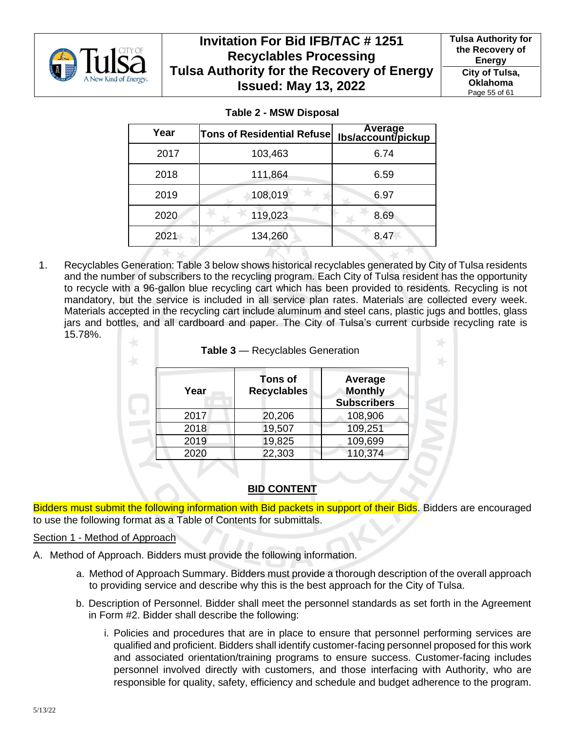**Table 2 - MSW Disposal**

| Year | Tons of Residential Refuse | Average lbs/account/pickup |
|---|---|---|
| 2017 | 103,463 | 6.74 |
| 2018 | 111,864 | 6.59 |
| 2019 | 108,019 | 6.97 |
| 2020 | 119,023 | 8.69 |
| 2021 | 134,260 | 8.47 |

1. Recyclables Generation: Table 3 below shows historical recyclables generated by City of Tulsa residents and the number of subscribers to the recycling program. Each City of Tulsa resident has the opportunity to recycle with a 96-gallon blue recycling cart which has been provided to residents. Recycling is not mandatory, but the service is included in all service plan rates. Materials are collected every week. Materials accepted in the recycling cart include aluminum and steel cans, plastic jugs and bottles, glass jars and bottles, and all cardboard and paper. The City of Tulsa's current curbside recycling rate is 15.78%.

**Table 3** — Recyclables Generation

| Year | Tons of Recyclables | Average Monthly Subscribers |
|---|---|---|
| 2017 | 20,206 | 108,906 |
| 2018 | 19,507 | 109,251 |
| 2019 | 19,825 | 109,699 |
| 2020 | 22,303 | 110,374 |

## BID CONTENT

Bidders must submit the following information with Bid packets in support of their Bids. Bidders are encouraged to use the following format as a Table of Contents for submittals.

Section 1 - Method of Approach

A. Method of Approach. Bidders must provide the following information.

   a. Method of Approach Summary. Bidders must provide a thorough description of the overall approach to providing service and describe why this is the best approach for the City of Tulsa.

   b. Description of Personnel. Bidder shall meet the personnel standards as set forth in the Agreement in Form #2. Bidder shall describe the following:

      i. Policies and procedures that are in place to ensure that personnel performing services are qualified and proficient. Bidders shall identify customer-facing personnel proposed for this work and associated orientation/training programs to ensure success. Customer-facing includes personnel involved directly with customers, and those interfacing with Authority, who are responsible for quality, safety, efficiency and schedule and budget adherence to the program.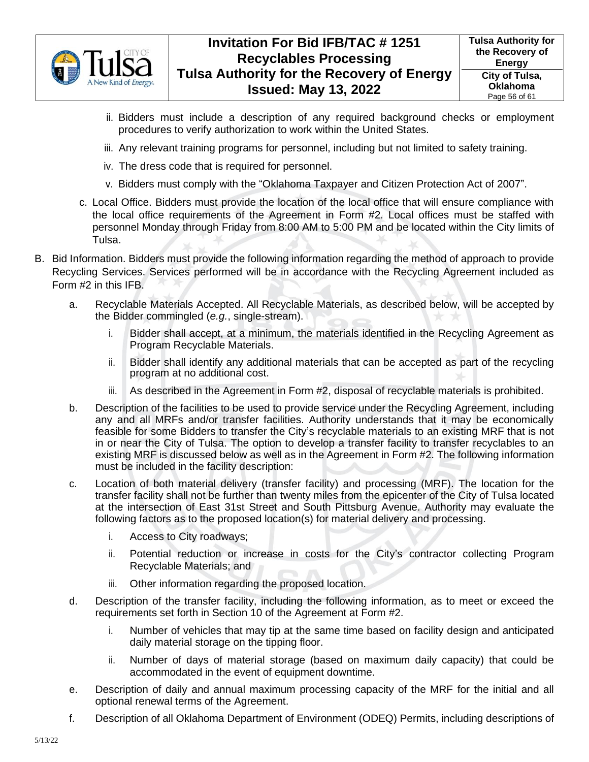ii. Bidders must include a description of any required background checks or employment procedures to verify authorization to work within the United States.

iii. Any relevant training programs for personnel, including but not limited to safety training.

iv. The dress code that is required for personnel.

v. Bidders must comply with the "Oklahoma Taxpayer and Citizen Protection Act of 2007".

c. Local Office. Bidders must provide the location of the local office that will ensure compliance with the local office requirements of the Agreement in Form #2. Local offices must be staffed with personnel Monday through Friday from 8:00 AM to 5:00 PM and be located within the City limits of Tulsa.

B. Bid Information. Bidders must provide the following information regarding the method of approach to provide Recycling Services. Services performed will be in accordance with the Recycling Agreement included as Form #2 in this IFB.

a. Recyclable Materials Accepted. All Recyclable Materials, as described below, will be accepted by the Bidder commingled (*e.g.*, single-stream).

   i. Bidder shall accept, at a minimum, the materials identified in the Recycling Agreement as Program Recyclable Materials.

   ii. Bidder shall identify any additional materials that can be accepted as part of the recycling program at no additional cost.

   iii. As described in the Agreement in Form #2, disposal of recyclable materials is prohibited.

b. Description of the facilities to be used to provide service under the Recycling Agreement, including any and all MRFs and/or transfer facilities. Authority understands that it may be economically feasible for some Bidders to transfer the City's recyclable materials to an existing MRF that is not in or near the City of Tulsa. The option to develop a transfer facility to transfer recyclables to an existing MRF is discussed below as well as in the Agreement in Form #2. The following information must be included in the facility description:

c. Location of both material delivery (transfer facility) and processing (MRF). The location for the transfer facility shall not be further than twenty miles from the epicenter of the City of Tulsa located at the intersection of East 31st Street and South Pittsburg Avenue. Authority may evaluate the following factors as to the proposed location(s) for material delivery and processing.

   i. Access to City roadways;

   ii. Potential reduction or increase in costs for the City's contractor collecting Program Recyclable Materials; and

   iii. Other information regarding the proposed location.

d. Description of the transfer facility, including the following information, as to meet or exceed the requirements set forth in Section 10 of the Agreement at Form #2.

   i. Number of vehicles that may tip at the same time based on facility design and anticipated daily material storage on the tipping floor.

   ii. Number of days of material storage (based on maximum daily capacity) that could be accommodated in the event of equipment downtime.

e. Description of daily and annual maximum processing capacity of the MRF for the initial and all optional renewal terms of the Agreement.

f. Description of all Oklahoma Department of Environment (ODEQ) Permits, including descriptions of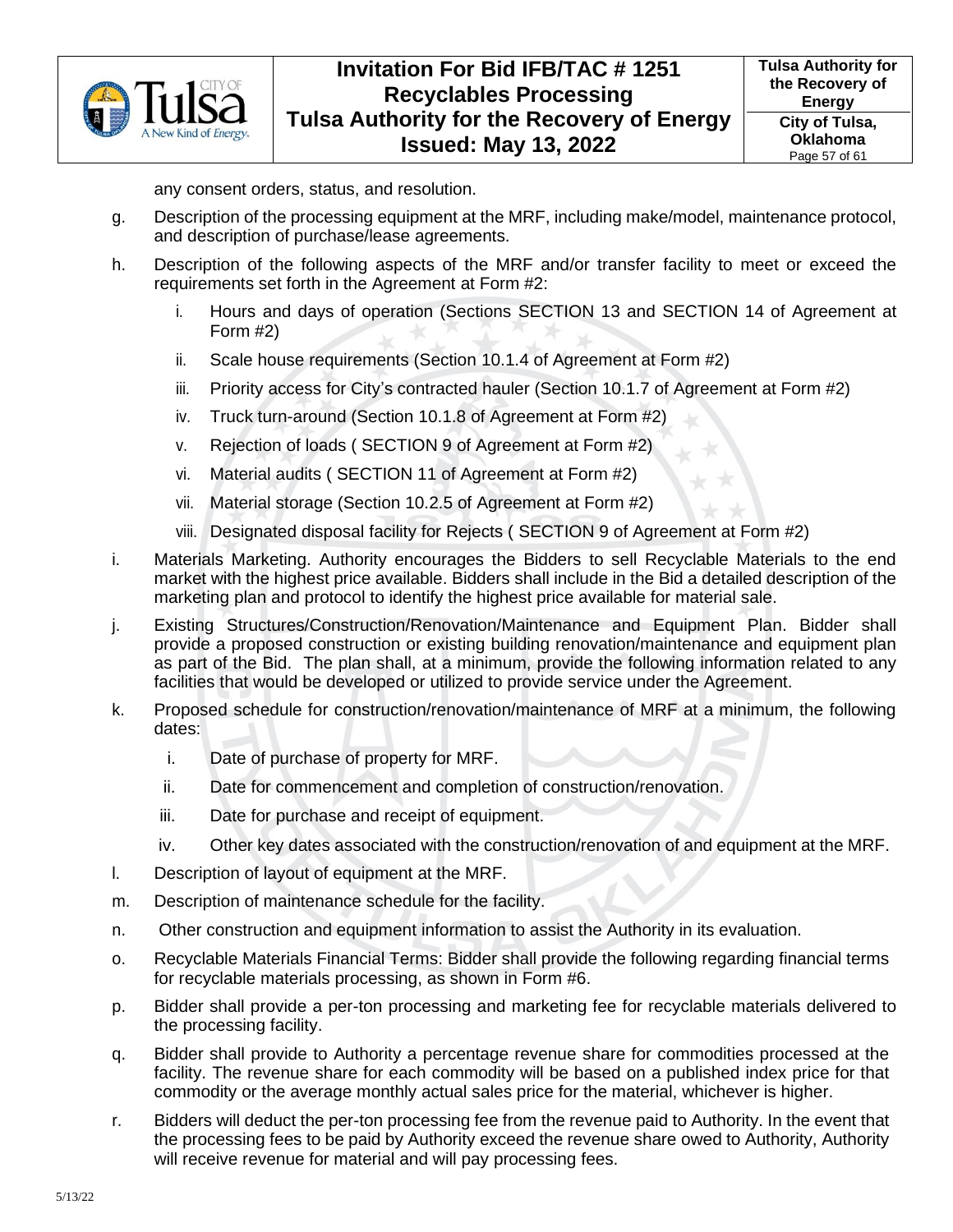any consent orders, status, and resolution.

g. Description of the processing equipment at the MRF, including make/model, maintenance protocol, and description of purchase/lease agreements.

h. Description of the following aspects of the MRF and/or transfer facility to meet or exceed the requirements set forth in the Agreement at Form #2:

   i. Hours and days of operation (Sections SECTION 13 and SECTION 14 of Agreement at Form #2)

   ii. Scale house requirements (Section 10.1.4 of Agreement at Form #2)

   iii. Priority access for City's contracted hauler (Section 10.1.7 of Agreement at Form #2)

   iv. Truck turn-around (Section 10.1.8 of Agreement at Form #2)

   v. Rejection of loads ( SECTION 9 of Agreement at Form #2)

   vi. Material audits ( SECTION 11 of Agreement at Form #2)

   vii. Material storage (Section 10.2.5 of Agreement at Form #2)

   viii. Designated disposal facility for Rejects ( SECTION 9 of Agreement at Form #2)

i. Materials Marketing. Authority encourages the Bidders to sell Recyclable Materials to the end market with the highest price available. Bidders shall include in the Bid a detailed description of the marketing plan and protocol to identify the highest price available for material sale.

j. Existing Structures/Construction/Renovation/Maintenance and Equipment Plan. Bidder shall provide a proposed construction or existing building renovation/maintenance and equipment plan as part of the Bid. The plan shall, at a minimum, provide the following information related to any facilities that would be developed or utilized to provide service under the Agreement.

k. Proposed schedule for construction/renovation/maintenance of MRF at a minimum, the following dates:

   i. Date of purchase of property for MRF.

   ii. Date for commencement and completion of construction/renovation.

   iii. Date for purchase and receipt of equipment.

   iv. Other key dates associated with the construction/renovation of and equipment at the MRF.

l. Description of layout of equipment at the MRF.

m. Description of maintenance schedule for the facility.

n. Other construction and equipment information to assist the Authority in its evaluation.

o. Recyclable Materials Financial Terms: Bidder shall provide the following regarding financial terms for recyclable materials processing, as shown in Form #6.

p. Bidder shall provide a per-ton processing and marketing fee for recyclable materials delivered to the processing facility.

q. Bidder shall provide to Authority a percentage revenue share for commodities processed at the facility. The revenue share for each commodity will be based on a published index price for that commodity or the average monthly actual sales price for the material, whichever is higher.

r. Bidders will deduct the per-ton processing fee from the revenue paid to Authority. In the event that the processing fees to be paid by Authority exceed the revenue share owed to Authority, Authority will receive revenue for material and will pay processing fees.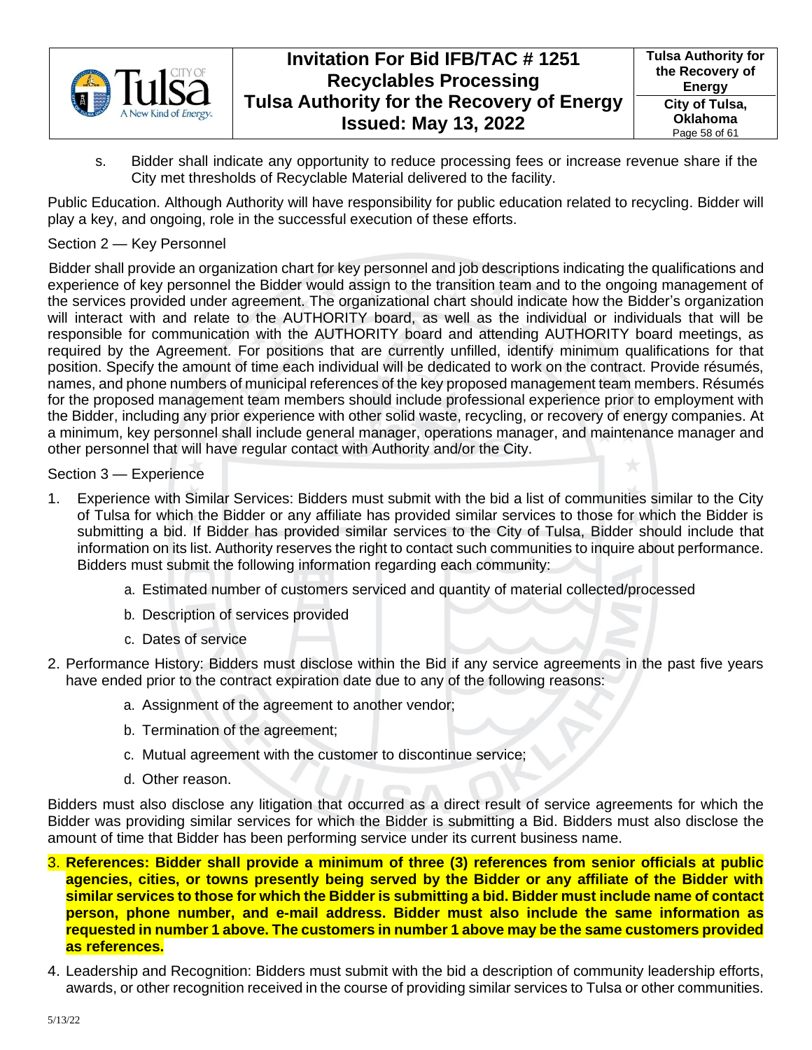s. Bidder shall indicate any opportunity to reduce processing fees or increase revenue share if the City met thresholds of Recyclable Material delivered to the facility.

Public Education. Although Authority will have responsibility for public education related to recycling. Bidder will play a key, and ongoing, role in the successful execution of these efforts.

Section 2 — Key Personnel

Bidder shall provide an organization chart for key personnel and job descriptions indicating the qualifications and experience of key personnel the Bidder would assign to the transition team and to the ongoing management of the services provided under agreement. The organizational chart should indicate how the Bidder's organization will interact with and relate to the AUTHORITY board, as well as the individual or individuals that will be responsible for communication with the AUTHORITY board and attending AUTHORITY board meetings, as required by the Agreement. For positions that are currently unfilled, identify minimum qualifications for that position. Specify the amount of time each individual will be dedicated to work on the contract. Provide résumés, names, and phone numbers of municipal references of the key proposed management team members. Résumés for the proposed management team members should include professional experience prior to employment with the Bidder, including any prior experience with other solid waste, recycling, or recovery of energy companies. At a minimum, key personnel shall include general manager, operations manager, and maintenance manager and other personnel that will have regular contact with Authority and/or the City.

Section 3 — Experience

1. Experience with Similar Services: Bidders must submit with the bid a list of communities similar to the City of Tulsa for which the Bidder or any affiliate has provided similar services to those for which the Bidder is submitting a bid. If Bidder has provided similar services to the City of Tulsa, Bidder should include that information on its list. Authority reserves the right to contact such communities to inquire about performance. Bidders must submit the following information regarding each community:
   a. Estimated number of customers serviced and quantity of material collected/processed
   b. Description of services provided
   c. Dates of service
2. Performance History: Bidders must disclose within the Bid if any service agreements in the past five years have ended prior to the contract expiration date due to any of the following reasons:
   a. Assignment of the agreement to another vendor;
   b. Termination of the agreement;
   c. Mutual agreement with the customer to discontinue service;
   d. Other reason.

Bidders must also disclose any litigation that occurred as a direct result of service agreements for which the Bidder was providing similar services for which the Bidder is submitting a Bid. Bidders must also disclose the amount of time that Bidder has been performing service under its current business name.

3. **References: Bidder shall provide a minimum of three (3) references from senior officials at public agencies, cities, or towns presently being served by the Bidder or any affiliate of the Bidder with similar services to those for which the Bidder is submitting a bid. Bidder must include name of contact person, phone number, and e-mail address. Bidder must also include the same information as requested in number 1 above. The customers in number 1 above may be the same customers provided as references.**
4. Leadership and Recognition: Bidders must submit with the bid a description of community leadership efforts, awards, or other recognition received in the course of providing similar services to Tulsa or other communities.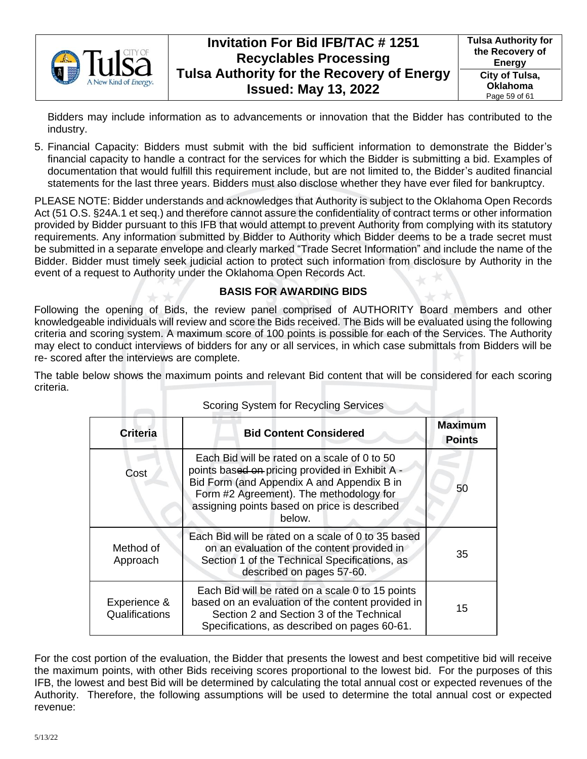Bidders may include information as to advancements or innovation that the Bidder has contributed to the industry.

5. Financial Capacity: Bidders must submit with the bid sufficient information to demonstrate the Bidder's financial capacity to handle a contract for the services for which the Bidder is submitting a bid. Examples of documentation that would fulfill this requirement include, but are not limited to, the Bidder's audited financial statements for the last three years. Bidders must also disclose whether they have ever filed for bankruptcy.

PLEASE NOTE: Bidder understands and acknowledges that Authority is subject to the Oklahoma Open Records Act (51 O.S. §24A.1 et seq.) and therefore cannot assure the confidentiality of contract terms or other information provided by Bidder pursuant to this IFB that would attempt to prevent Authority from complying with its statutory requirements. Any information submitted by Bidder to Authority which Bidder deems to be a trade secret must be submitted in a separate envelope and clearly marked "Trade Secret Information" and include the name of the Bidder. Bidder must timely seek judicial action to protect such information from disclosure by Authority in the event of a request to Authority under the Oklahoma Open Records Act.

## BASIS FOR AWARDING BIDS

Following the opening of Bids, the review panel comprised of AUTHORITY Board members and other knowledgeable individuals will review and score the Bids received. The Bids will be evaluated using the following criteria and scoring system. A maximum score of 100 points is possible for each of the Services. The Authority may elect to conduct interviews of bidders for any or all services, in which case submittals from Bidders will be re- scored after the interviews are complete.

The table below shows the maximum points and relevant Bid content that will be considered for each scoring criteria.

Scoring System for Recycling Services

| Criteria | Bid Content Considered | Maximum Points |
|---|---|---|
| Cost | Each Bid will be rated on a scale of 0 to 50 points based ~~on~~ pricing provided in Exhibit A - Bid Form (and Appendix A and Appendix B in Form #2 Agreement). The methodology for assigning points based on price is described below. | 50 |
| Method of Approach | Each Bid will be rated on a scale of 0 to 35 based on an evaluation of the content provided in Section 1 of the Technical Specifications, as described on pages 57-60. | 35 |
| Experience & Qualifications | Each Bid will be rated on a scale 0 to 15 points based on an evaluation of the content provided in Section 2 and Section 3 of the Technical Specifications, as described on pages 60-61. | 15 |

For the cost portion of the evaluation, the Bidder that presents the lowest and best competitive bid will receive the maximum points, with other Bids receiving scores proportional to the lowest bid. For the purposes of this IFB, the lowest and best Bid will be determined by calculating the total annual cost or expected revenues of the Authority. Therefore, the following assumptions will be used to determine the total annual cost or expected revenue: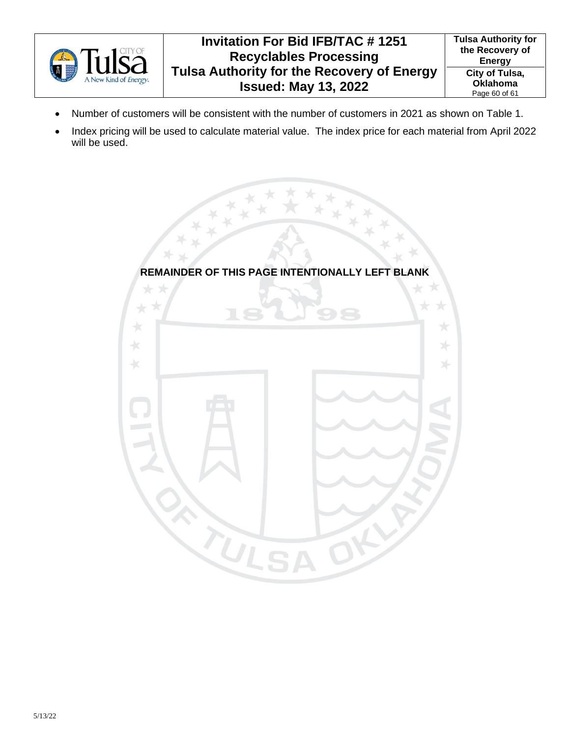- Number of customers will be consistent with the number of customers in 2021 as shown on Table 1.
- Index pricing will be used to calculate material value. The index price for each material from April 2022 will be used.

**REMAINDER OF THIS PAGE INTENTIONALLY LEFT BLANK**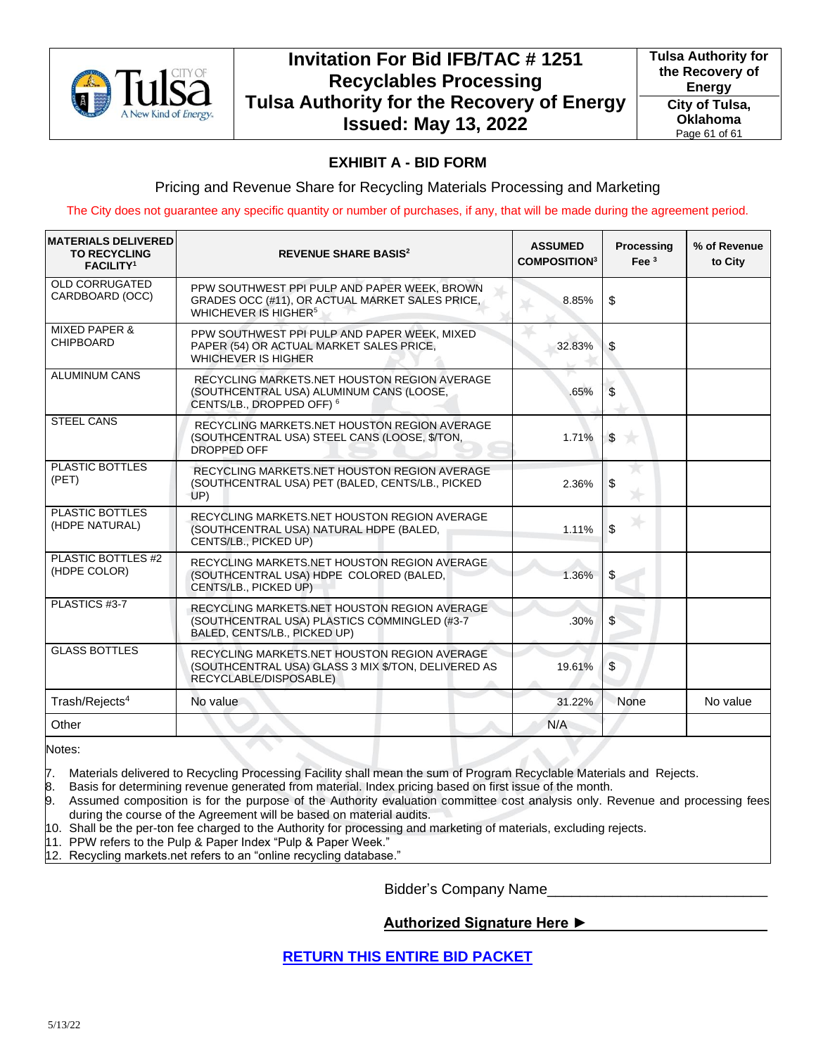## EXHIBIT A - BID FORM

Pricing and Revenue Share for Recycling Materials Processing and Marketing

The City does not guarantee any specific quantity or number of purchases, if any, that will be made during the agreement period.

| MATERIALS DELIVERED TO RECYCLING FACILITY[1] | REVENUE SHARE BASIS[2] | ASSUMED COMPOSITION[3] | Processing Fee [3] | % of Revenue to City |
|---|---|---|---|---|
| OLD CORRUGATED CARDBOARD (OCC) | PPW SOUTHWEST PPI PULP AND PAPER WEEK, BROWN GRADES OCC (#11), OR ACTUAL MARKET SALES PRICE, WHICHEVER IS HIGHER[5] | 8.85% | $ | |
| MIXED PAPER & CHIPBOARD | PPW SOUTHWEST PPI PULP AND PAPER WEEK, MIXED PAPER (54) OR ACTUAL MARKET SALES PRICE, WHICHEVER IS HIGHER | 32.83% | $ | |
| ALUMINUM CANS | RECYCLING MARKETS.NET HOUSTON REGION AVERAGE (SOUTHCENTRAL USA) ALUMINUM CANS (LOOSE, CENTS/LB., DROPPED OFF) [6] | .65% | $ | |
| STEEL CANS | RECYCLING MARKETS.NET HOUSTON REGION AVERAGE (SOUTHCENTRAL USA) STEEL CANS (LOOSE, $/TON, DROPPED OFF | 1.71% | $ | |
| PLASTIC BOTTLES (PET) | RECYCLING MARKETS.NET HOUSTON REGION AVERAGE (SOUTHCENTRAL USA) PET (BALED, CENTS/LB., PICKED UP) | 2.36% | $ | |
| PLASTIC BOTTLES (HDPE NATURAL) | RECYCLING MARKETS.NET HOUSTON REGION AVERAGE (SOUTHCENTRAL USA) NATURAL HDPE (BALED, CENTS/LB., PICKED UP) | 1.11% | $ | |
| PLASTIC BOTTLES #2 (HDPE COLOR) | RECYCLING MARKETS.NET HOUSTON REGION AVERAGE (SOUTHCENTRAL USA) HDPE COLORED (BALED, CENTS/LB., PICKED UP) | 1.36% | $ | |
| PLASTICS #3-7 | RECYCLING MARKETS.NET HOUSTON REGION AVERAGE (SOUTHCENTRAL USA) PLASTICS COMMINGLED (#3-7 BALED, CENTS/LB., PICKED UP) | .30% | $ | |
| GLASS BOTTLES | RECYCLING MARKETS.NET HOUSTON REGION AVERAGE (SOUTHCENTRAL USA) GLASS 3 MIX $/TON, DELIVERED AS RECYCLABLE/DISPOSABLE) | 19.61% | $ | |
| Trash/Rejects[4] | No value | 31.22% | None | No value |
| Other | | N/A | | |

Notes:

7. Materials delivered to Recycling Processing Facility shall mean the sum of Program Recyclable Materials and Rejects.
8. Basis for determining revenue generated from material. Index pricing based on first issue of the month.
9. Assumed composition is for the purpose of the Authority evaluation committee cost analysis only. Revenue and processing fees during the course of the Agreement will be based on material audits.
10. Shall be the per-ton fee charged to the Authority for processing and marketing of materials, excluding rejects.
11. PPW refers to the Pulp & Paper Index "Pulp & Paper Week."
12. Recycling markets.net refers to an "online recycling database."

Bidder's Company Name___________________________

**Authorized Signature Here ►** ___________________________

**RETURN THIS ENTIRE BID PACKET**

5/13/22